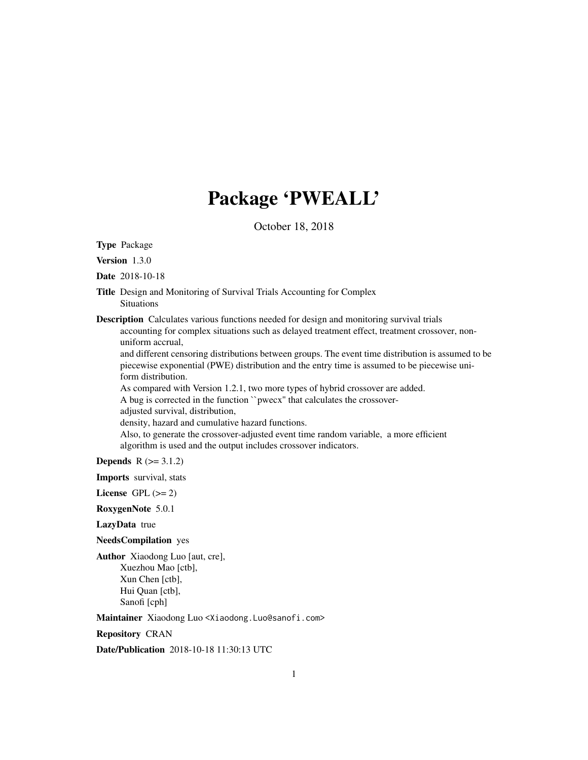# Package 'PWEALL'

October 18, 2018

**Type** Package

**Version** 1.3.0

**Date** 2018-10-18

**Title** Design and Monitoring of Survival Trials Accounting for Complex Situations

**Description** Calculates various functions needed for design and monitoring survival trials accounting for complex situations such as delayed treatment effect, treatment crossover, non-uniform accrual,
and different censoring distributions between groups. The event time distribution is assumed to be piecewise exponential (PWE) distribution and the entry time is assumed to be piecewise uniform distribution.
As compared with Version 1.2.1, two more types of hybrid crossover are added.
A bug is corrected in the function ``pwecx'' that calculates the crossover-adjusted survival, distribution,
density, hazard and cumulative hazard functions.
Also, to generate the crossover-adjusted event time random variable, a more efficient algorithm is used and the output includes crossover indicators.

**Depends** R (>= 3.1.2)

**Imports** survival, stats

**License** GPL (>= 2)

**RoxygenNote** 5.0.1

**LazyData** true

**NeedsCompilation** yes

**Author** Xiaodong Luo [aut, cre],
Xuezhou Mao [ctb],
Xun Chen [ctb],
Hui Quan [ctb],
Sanofi [cph]

**Maintainer** Xiaodong Luo <Xiaodong.Luo@sanofi.com>

**Repository** CRAN

**Date/Publication** 2018-10-18 11:30:13 UTC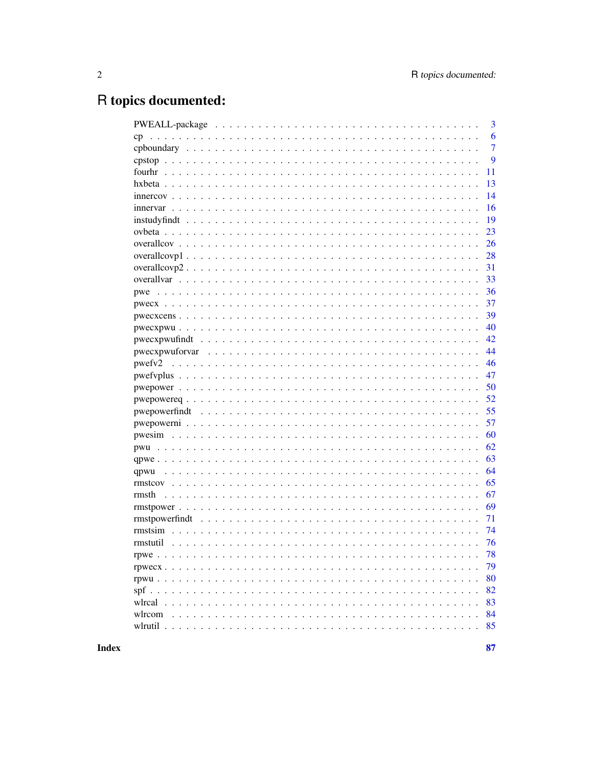# R topics documented:

| | |
|---|---|
| PWEALL-package | 3 |
| cp | 6 |
| cpboundary | 7 |
| cpstop | 9 |
| fourhr | 11 |
| hxbeta | 13 |
| innercov | 14 |
| innervar | 16 |
| instudyfindt | 19 |
| ovbeta | 23 |
| overallcov | 26 |
| overallcovp1 | 28 |
| overallcovp2 | 31 |
| overallvar | 33 |
| pwe | 36 |
| pwecx | 37 |
| pwecxcens | 39 |
| pwecxpwu | 40 |
| pwecxpwufindt | 42 |
| pwecxpwuforvar | 44 |
| pwefv2 | 46 |
| pwefvplus | 47 |
| pwepower | 50 |
| pwepowereq | 52 |
| pwepowerfindt | 55 |
| pwepowerni | 57 |
| pwesim | 60 |
| pwu | 62 |
| qpwe | 63 |
| qpwu | 64 |
| rmstcov | 65 |
| rmsth | 67 |
| rmstpower | 69 |
| rmstpowerfindt | 71 |
| rmstsim | 74 |
| rmstutil | 76 |
| rpwe | 78 |
| rpwecx | 79 |
| rpwu | 80 |
| spf | 82 |
| wlrcal | 83 |
| wlrcom | 84 |
| wlrutil | 85 |

**Index** **87**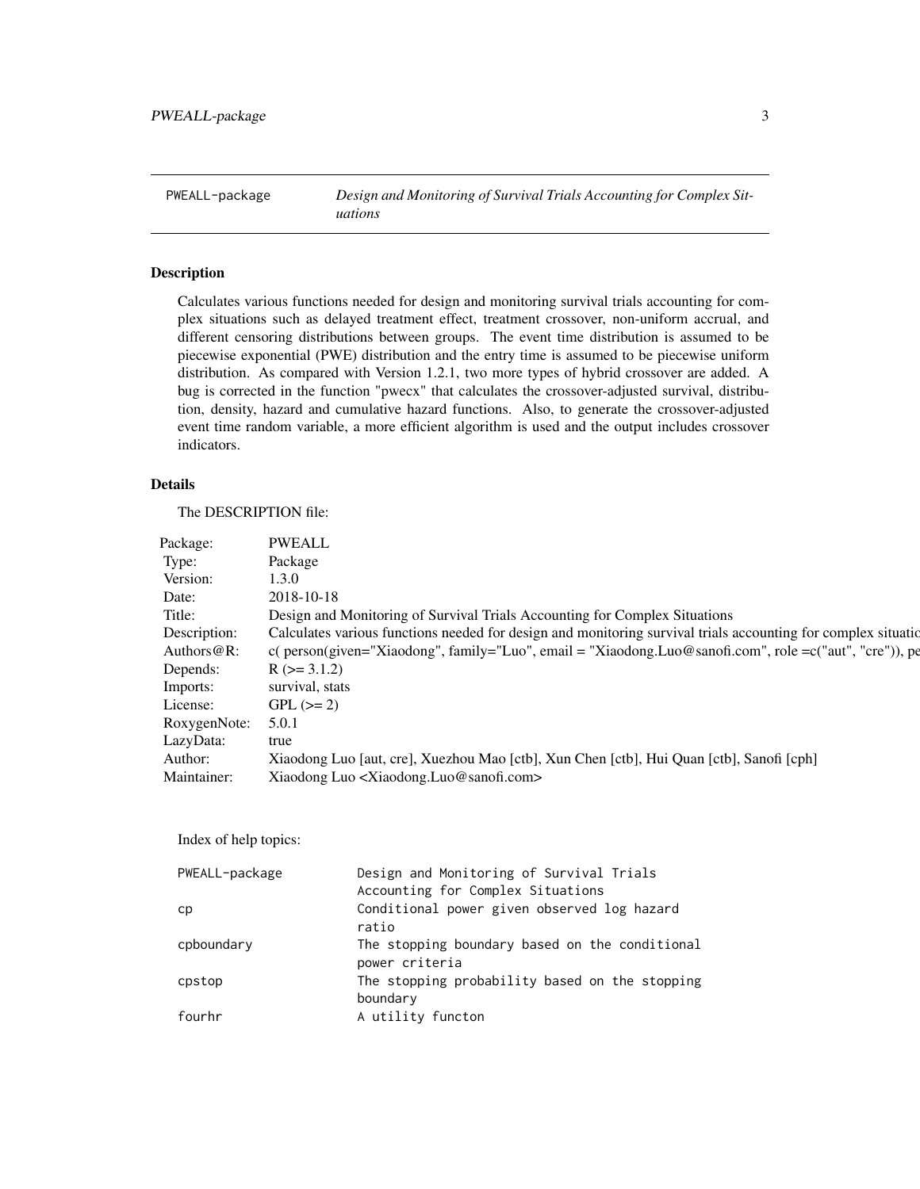PWEALL-package — *Design and Monitoring of Survival Trials Accounting for Complex Situations*

## Description

Calculates various functions needed for design and monitoring survival trials accounting for complex situations such as delayed treatment effect, treatment crossover, non-uniform accrual, and different censoring distributions between groups. The event time distribution is assumed to be piecewise exponential (PWE) distribution and the entry time is assumed to be piecewise uniform distribution. As compared with Version 1.2.1, two more types of hybrid crossover are added. A bug is corrected in the function "pwecx" that calculates the crossover-adjusted survival, distribution, density, hazard and cumulative hazard functions. Also, to generate the crossover-adjusted event time random variable, a more efficient algorithm is used and the output includes crossover indicators.

## Details

The DESCRIPTION file:

| | |
|---|---|
| Package: | PWEALL |
| Type: | Package |
| Version: | 1.3.0 |
| Date: | 2018-10-18 |
| Title: | Design and Monitoring of Survival Trials Accounting for Complex Situations |
| Description: | Calculates various functions needed for design and monitoring survival trials accounting for complex situatic |
| Authors@R: | c( person(given="Xiaodong", family="Luo", email = "Xiaodong.Luo@sanofi.com", role =c("aut", "cre")), pe |
| Depends: | R (>= 3.1.2) |
| Imports: | survival, stats |
| License: | GPL (>= 2) |
| RoxygenNote: | 5.0.1 |
| LazyData: | true |
| Author: | Xiaodong Luo [aut, cre], Xuezhou Mao [ctb], Xun Chen [ctb], Hui Quan [ctb], Sanofi [cph] |
| Maintainer: | Xiaodong Luo <Xiaodong.Luo@sanofi.com> |

Index of help topics:

```
PWEALL-package          Design and Monitoring of Survival Trials
                        Accounting for Complex Situations
cp                      Conditional power given observed log hazard
                        ratio
cpboundary              The stopping boundary based on the conditional
                        power criteria
cpstop                  The stopping probability based on the stopping
                        boundary
fourhr                  A utility functon
```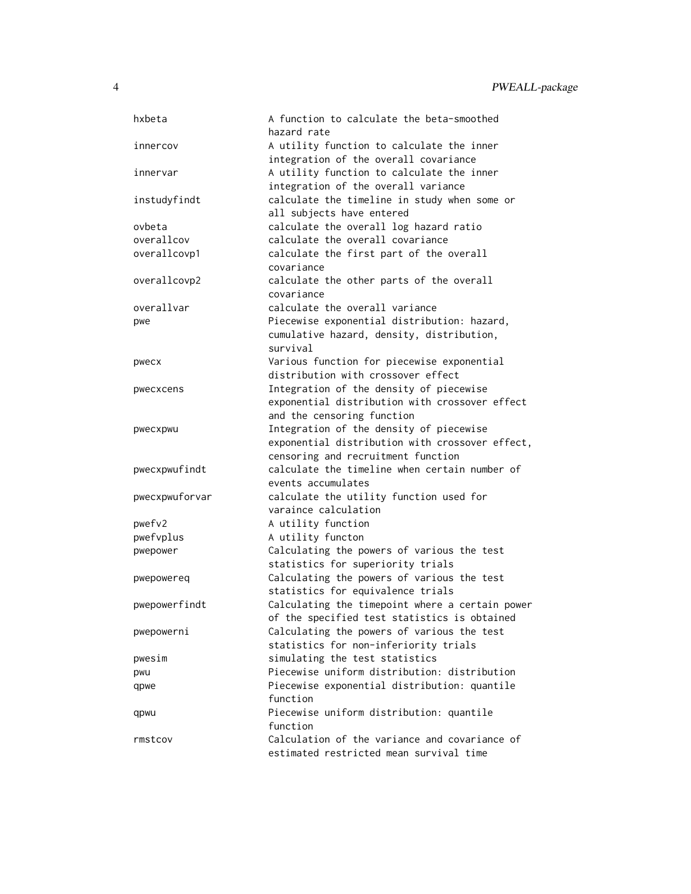| | |
|---|---|
| hxbeta | A function to calculate the beta-smoothed hazard rate |
| innercov | A utility function to calculate the inner integration of the overall covariance |
| innervar | A utility function to calculate the inner integration of the overall variance |
| instudyfindt | calculate the timeline in study when some or all subjects have entered |
| ovbeta | calculate the overall log hazard ratio |
| overallcov | calculate the overall covariance |
| overallcovp1 | calculate the first part of the overall covariance |
| overallcovp2 | calculate the other parts of the overall covariance |
| overallvar | calculate the overall variance |
| pwe | Piecewise exponential distribution: hazard, cumulative hazard, density, distribution, survival |
| pwecx | Various function for piecewise exponential distribution with crossover effect |
| pwecxcens | Integration of the density of piecewise exponential distribution with crossover effect and the censoring function |
| pwecxpwu | Integration of the density of piecewise exponential distribution with crossover effect, censoring and recruitment function |
| pwecxpwufindt | calculate the timeline when certain number of events accumulates |
| pwecxpwuforvar | calculate the utility function used for varaince calculation |
| pwefv2 | A utility function |
| pwefvplus | A utility functon |
| pwepower | Calculating the powers of various the test statistics for superiority trials |
| pwepowereq | Calculating the powers of various the test statistics for equivalence trials |
| pwepowerfindt | Calculating the timepoint where a certain power of the specified test statistics is obtained |
| pwepowerni | Calculating the powers of various the test statistics for non-inferiority trials |
| pwesim | simulating the test statistics |
| pwu | Piecewise uniform distribution: distribution |
| qpwe | Piecewise exponential distribution: quantile function |
| qpwu | Piecewise uniform distribution: quantile function |
| rmstcov | Calculation of the variance and covariance of estimated restricted mean survival time |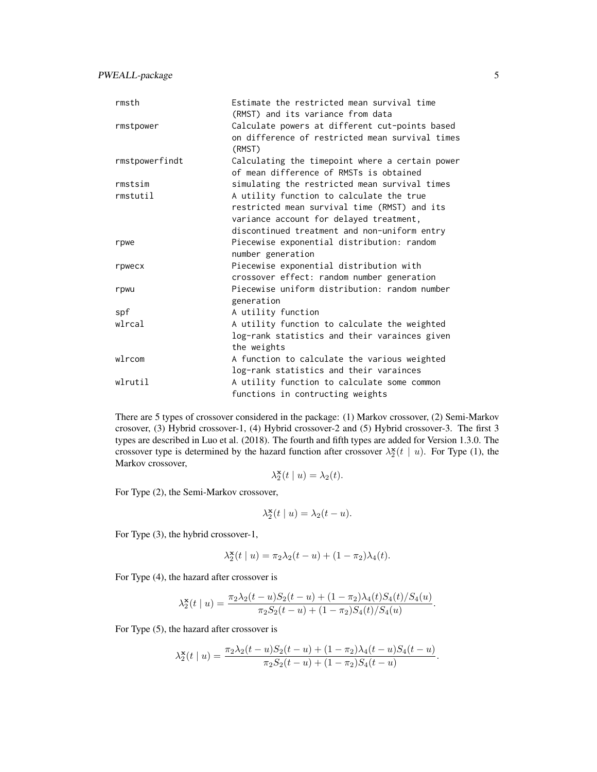| | |
|---|---|
| rmsth | Estimate the restricted mean survival time (RMST) and its variance from data |
| rmstpower | Calculate powers at different cut-points based on difference of restricted mean survival times (RMST) |
| rmstpowerfindt | Calculating the timepoint where a certain power of mean difference of RMSTs is obtained |
| rmstsim | simulating the restricted mean survival times |
| rmstutil | A utility function to calculate the true restricted mean survival time (RMST) and its variance account for delayed treatment, discontinued treatment and non-uniform entry |
| rpwe | Piecewise exponential distribution: random number generation |
| rpwecx | Piecewise exponential distribution with crossover effect: random number generation |
| rpwu | Piecewise uniform distribution: random number generation |
| spf | A utility function |
| wlrcal | A utility function to calculate the weighted log-rank statistics and their varainces given the weights |
| wlrcom | A function to calculate the various weighted log-rank statistics and their varainces |
| wlrutil | A utility function to calculate some common functions in contructing weights |

There are 5 types of crossover considered in the package: (1) Markov crossover, (2) Semi-Markov crosover, (3) Hybrid crossover-1, (4) Hybrid crossover-2 and (5) Hybrid crossover-3. The first 3 types are described in Luo et al. (2018). The fourth and fifth types are added for Version 1.3.0. The crossover type is determined by the hazard function after crossover $\lambda_2^{\mathbf{x}}(t \mid u)$. For Type (1), the Markov crossover,

$$\lambda_2^{\mathbf{x}}(t \mid u) = \lambda_2(t).$$

For Type (2), the Semi-Markov crossover,

$$\lambda_2^{\mathbf{x}}(t \mid u) = \lambda_2(t - u).$$

For Type (3), the hybrid crossover-1,

$$\lambda_2^{\mathbf{x}}(t \mid u) = \pi_2 \lambda_2(t - u) + (1 - \pi_2)\lambda_4(t).$$

For Type (4), the hazard after crossover is

$$\lambda_2^{\mathbf{x}}(t \mid u) = \frac{\pi_2 \lambda_2(t-u) S_2(t-u) + (1-\pi_2)\lambda_4(t) S_4(t)/S_4(u)}{\pi_2 S_2(t-u) + (1-\pi_2) S_4(t)/S_4(u)}.$$

For Type (5), the hazard after crossover is

$$\lambda_2^{\mathbf{x}}(t \mid u) = \frac{\pi_2 \lambda_2(t-u) S_2(t-u) + (1-\pi_2)\lambda_4(t-u) S_4(t-u)}{\pi_2 S_2(t-u) + (1-\pi_2) S_4(t-u)}.$$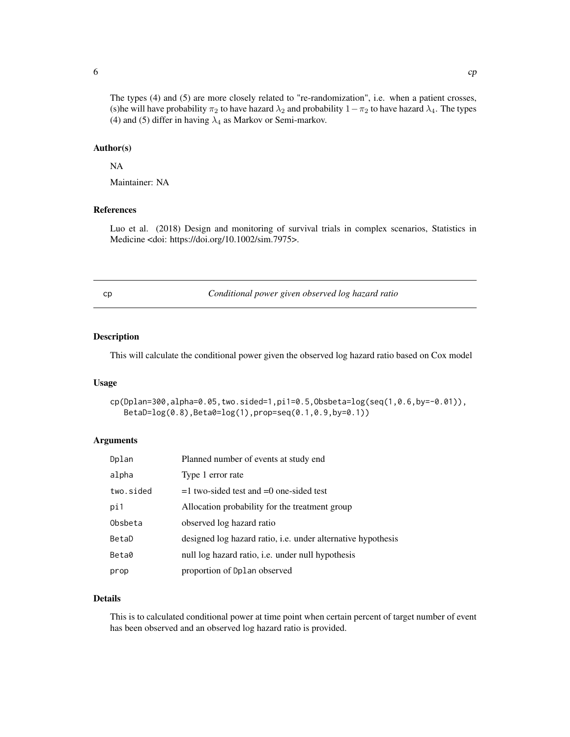The types (4) and (5) are more closely related to "re-randomization", i.e. when a patient crosses, (s)he will have probability $\pi_2$ to have hazard $\lambda_2$ and probability $1 - \pi_2$ to have hazard $\lambda_4$. The types (4) and (5) differ in having $\lambda_4$ as Markov or Semi-markov.

### Author(s)

NA

Maintainer: NA

### References

Luo et al. (2018) Design and monitoring of survival trials in complex scenarios, Statistics in Medicine <doi: https://doi.org/10.1002/sim.7975>.

---

## cp — *Conditional power given observed log hazard ratio*

---

### Description

This will calculate the conditional power given the observed log hazard ratio based on Cox model

### Usage

```
cp(Dplan=300,alpha=0.05,two.sided=1,pi1=0.5,Obsbeta=log(seq(1,0.6,by=-0.01)),
   BetaD=log(0.8),Beta0=log(1),prop=seq(0.1,0.9,by=0.1))
```

### Arguments

| | |
|---|---|
| Dplan | Planned number of events at study end |
| alpha | Type 1 error rate |
| two.sided | =1 two-sided test and =0 one-sided test |
| pi1 | Allocation probability for the treatment group |
| Obsbeta | observed log hazard ratio |
| BetaD | designed log hazard ratio, i.e. under alternative hypothesis |
| Beta0 | null log hazard ratio, i.e. under null hypothesis |
| prop | proportion of Dplan observed |

### Details

This is to calculated conditional power at time point when certain percent of target number of event has been observed and an observed log hazard ratio is provided.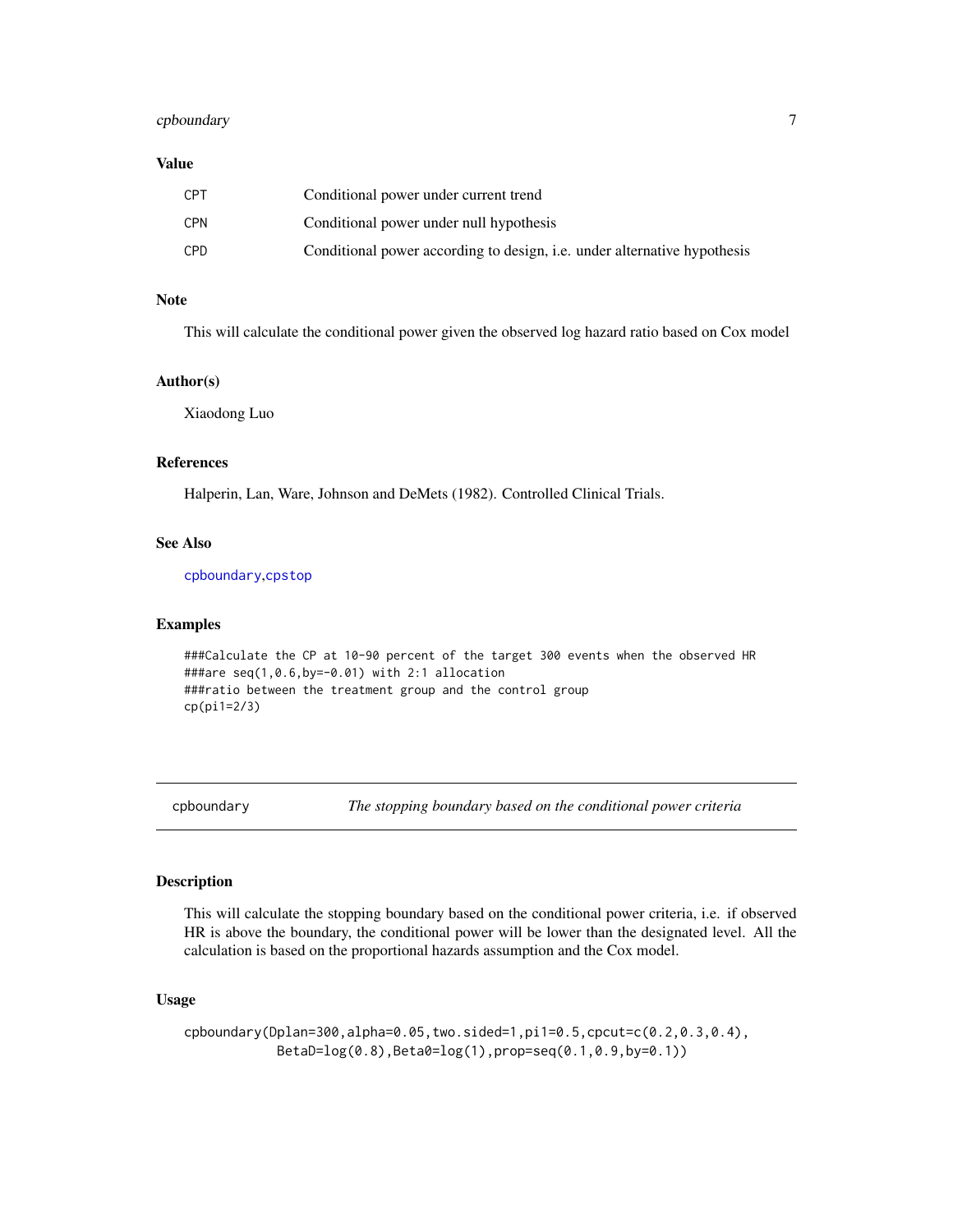### Value

| | |
|---|---|
| CPT | Conditional power under current trend |
| CPN | Conditional power under null hypothesis |
| CPD | Conditional power according to design, i.e. under alternative hypothesis |

### Note

This will calculate the conditional power given the observed log hazard ratio based on Cox model

### Author(s)

Xiaodong Luo

### References

Halperin, Lan, Ware, Johnson and DeMets (1982). Controlled Clinical Trials.

### See Also

cpboundary,cpstop

### Examples

```
###Calculate the CP at 10-90 percent of the target 300 events when the observed HR
###are seq(1,0.6,by=-0.01) with 2:1 allocation
###ratio between the treatment group and the control group
cp(pi1=2/3)
```

---

## cpboundary — *The stopping boundary based on the conditional power criteria*

---

### Description

This will calculate the stopping boundary based on the conditional power criteria, i.e. if observed HR is above the boundary, the conditional power will be lower than the designated level. All the calculation is based on the proportional hazards assumption and the Cox model.

### Usage

```
cpboundary(Dplan=300,alpha=0.05,two.sided=1,pi1=0.5,cpcut=c(0.2,0.3,0.4),
           BetaD=log(0.8),Beta0=log(1),prop=seq(0.1,0.9,by=0.1))
```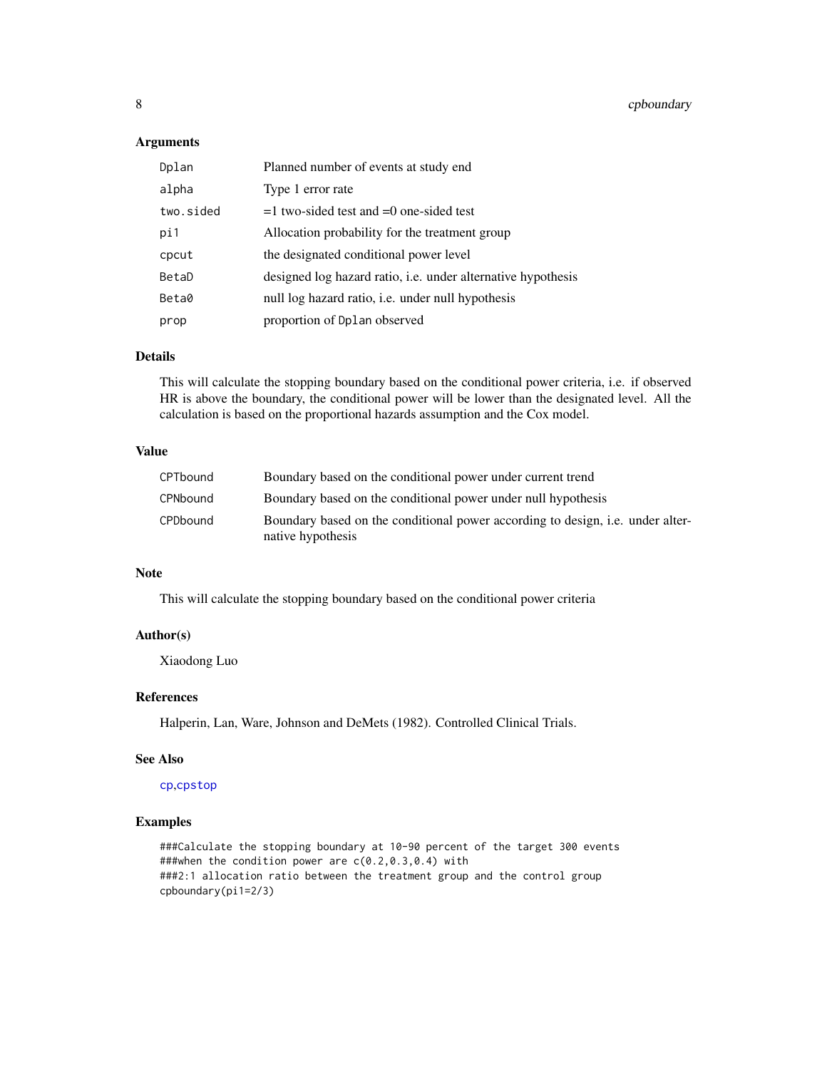## Arguments

| | |
|---|---|
| Dplan | Planned number of events at study end |
| alpha | Type 1 error rate |
| two.sided | =1 two-sided test and =0 one-sided test |
| pi1 | Allocation probability for the treatment group |
| cpcut | the designated conditional power level |
| BetaD | designed log hazard ratio, i.e. under alternative hypothesis |
| Beta0 | null log hazard ratio, i.e. under null hypothesis |
| prop | proportion of Dplan observed |

## Details

This will calculate the stopping boundary based on the conditional power criteria, i.e. if observed HR is above the boundary, the conditional power will be lower than the designated level. All the calculation is based on the proportional hazards assumption and the Cox model.

## Value

| | |
|---|---|
| CPTbound | Boundary based on the conditional power under current trend |
| CPNbound | Boundary based on the conditional power under null hypothesis |
| CPDbound | Boundary based on the conditional power according to design, i.e. under alternative hypothesis |

## Note

This will calculate the stopping boundary based on the conditional power criteria

## Author(s)

Xiaodong Luo

## References

Halperin, Lan, Ware, Johnson and DeMets (1982). Controlled Clinical Trials.

## See Also

cp,cpstop

## Examples

```
###Calculate the stopping boundary at 10-90 percent of the target 300 events
###when the condition power are c(0.2,0.3,0.4) with
###2:1 allocation ratio between the treatment group and the control group
cpboundary(pi1=2/3)
```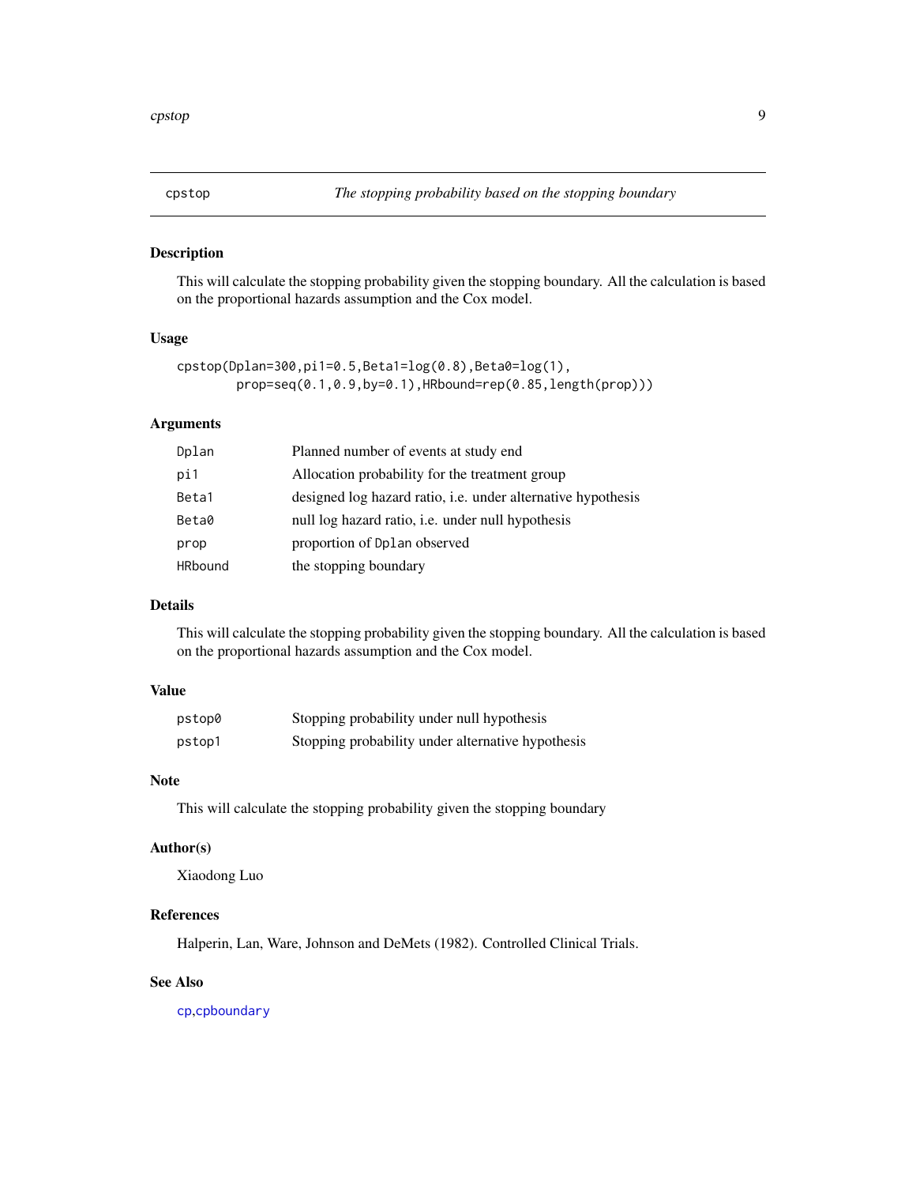# cpstop — *The stopping probability based on the stopping boundary*

## Description

This will calculate the stopping probability given the stopping boundary. All the calculation is based on the proportional hazards assumption and the Cox model.

## Usage

```
cpstop(Dplan=300,pi1=0.5,Beta1=log(0.8),Beta0=log(1),
       prop=seq(0.1,0.9,by=0.1),HRbound=rep(0.85,length(prop)))
```

## Arguments

| | |
|---|---|
| `Dplan` | Planned number of events at study end |
| `pi1` | Allocation probability for the treatment group |
| `Beta1` | designed log hazard ratio, i.e. under alternative hypothesis |
| `Beta0` | null log hazard ratio, i.e. under null hypothesis |
| `prop` | proportion of `Dplan` observed |
| `HRbound` | the stopping boundary |

## Details

This will calculate the stopping probability given the stopping boundary. All the calculation is based on the proportional hazards assumption and the Cox model.

## Value

| | |
|---|---|
| `pstop0` | Stopping probability under null hypothesis |
| `pstop1` | Stopping probability under alternative hypothesis |

## Note

This will calculate the stopping probability given the stopping boundary

## Author(s)

Xiaodong Luo

## References

Halperin, Lan, Ware, Johnson and DeMets (1982). Controlled Clinical Trials.

## See Also

`cp`,`cpboundary`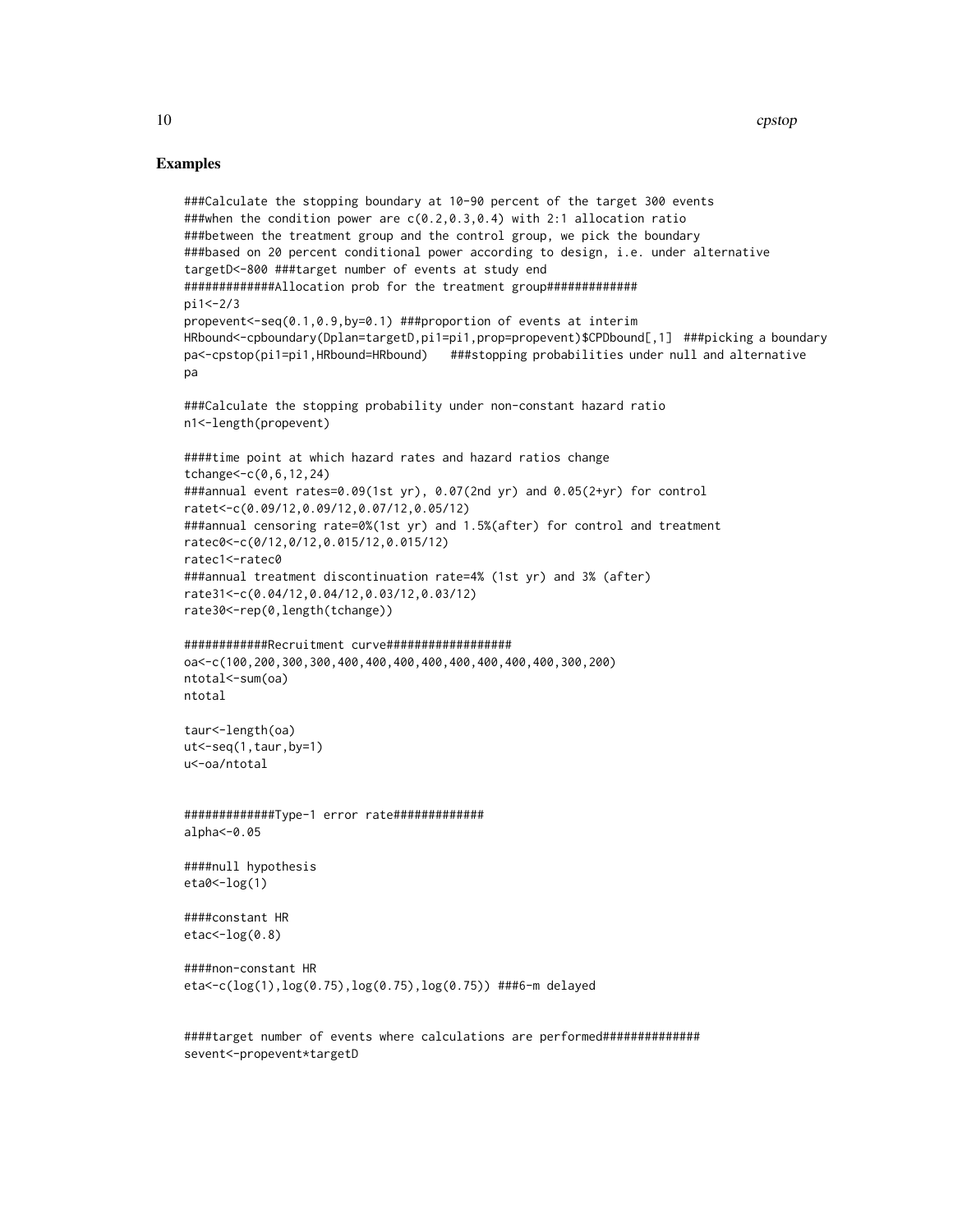## Examples

```
###Calculate the stopping boundary at 10-90 percent of the target 300 events
###when the condition power are c(0.2,0.3,0.4) with 2:1 allocation ratio
###between the treatment group and the control group, we pick the boundary
###based on 20 percent conditional power according to design, i.e. under alternative
targetD<-800 ###target number of events at study end
#############Allocation prob for the treatment group#############
pi1<-2/3
propevent<-seq(0.1,0.9,by=0.1) ###proportion of events at interim
HRbound<-cpboundary(Dplan=targetD,pi1=pi1,prop=propevent)$CPDbound[,1]  ###picking a boundary
pa<-cpstop(pi1=pi1,HRbound=HRbound)   ###stopping probabilities under null and alternative
pa

###Calculate the stopping probability under non-constant hazard ratio
n1<-length(propevent)

####time point at which hazard rates and hazard ratios change
tchange<-c(0,6,12,24)
###annual event rates=0.09(1st yr), 0.07(2nd yr) and 0.05(2+yr) for control
ratet<-c(0.09/12,0.09/12,0.07/12,0.05/12)
###annual censoring rate=0%(1st yr) and 1.5%(after) for control and treatment
ratec0<-c(0/12,0/12,0.015/12,0.015/12)
ratec1<-ratec0
###annual treatment discontinuation rate=4% (1st yr) and 3% (after)
rate31<-c(0.04/12,0.04/12,0.03/12,0.03/12)
rate30<-rep(0,length(tchange))

############Recruitment curve##################
oa<-c(100,200,300,300,400,400,400,400,400,400,400,400,300,200)
ntotal<-sum(oa)
ntotal

taur<-length(oa)
ut<-seq(1,taur,by=1)
u<-oa/ntotal


#############Type-1 error rate#############
alpha<-0.05

####null hypothesis
eta0<-log(1)

####constant HR
etac<-log(0.8)

####non-constant HR
eta<-c(log(1),log(0.75),log(0.75),log(0.75)) ###6-m delayed


####target number of events where calculations are performed##############
sevent<-propevent*targetD
```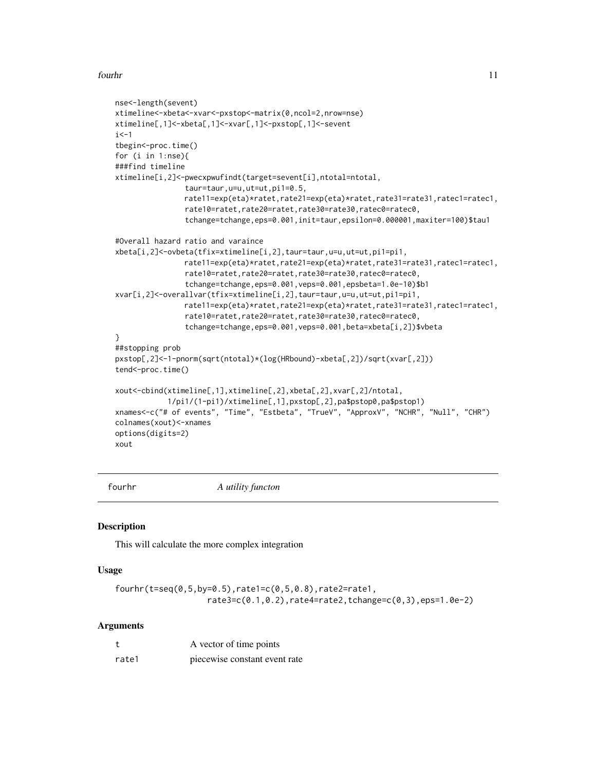```
nse<-length(sevent)
xtimeline<-xbeta<-xvar<-pxstop<-matrix(0,ncol=2,nrow=nse)
xtimeline[,1]<-xbeta[,1]<-xvar[,1]<-pxstop[,1]<-sevent
i<-1
tbegin<-proc.time()
for (i in 1:nse){
###find timeline
xtimeline[i,2]<-pwecxpwufindt(target=sevent[i],ntotal=ntotal,
                taur=taur,u=u,ut=ut,pi1=0.5,
                rate11=exp(eta)*ratet,rate21=exp(eta)*ratet,rate31=rate31,ratec1=ratec1,
                rate10=ratet,rate20=ratet,rate30=rate30,ratec0=ratec0,
                tchange=tchange,eps=0.001,init=taur,epsilon=0.000001,maxiter=100)$tau1

#Overall hazard ratio and varaince
xbeta[i,2]<-ovbeta(tfix=xtimeline[i,2],taur=taur,u=u,ut=ut,pi1=pi1,
                rate11=exp(eta)*ratet,rate21=exp(eta)*ratet,rate31=rate31,ratec1=ratec1,
                rate10=ratet,rate20=ratet,rate30=rate30,ratec0=ratec0,
                tchange=tchange,eps=0.001,veps=0.001,epsbeta=1.0e-10)$b1
xvar[i,2]<-overallvar(tfix=xtimeline[i,2],taur=taur,u=u,ut=ut,pi1=pi1,
                rate11=exp(eta)*ratet,rate21=exp(eta)*ratet,rate31=rate31,ratec1=ratec1,
                rate10=ratet,rate20=ratet,rate30=rate30,ratec0=ratec0,
                tchange=tchange,eps=0.001,veps=0.001,beta=xbeta[i,2])$vbeta
}
##stopping prob
pxstop[,2]<-1-pnorm(sqrt(ntotal)*(log(HRbound)-xbeta[,2])/sqrt(xvar[,2]))
tend<-proc.time()

xout<-cbind(xtimeline[,1],xtimeline[,2],xbeta[,2],xvar[,2]/ntotal,
          1/pi1/(1-pi1)/xtimeline[,1],pxstop[,2],pa$pstop0,pa$pstop1)
xnames<-c("# of events", "Time", "Estbeta", "TrueV", "ApproxV", "NCHR", "Null", "CHR")
colnames(xout)<-xnames
options(digits=2)
xout
```

---

`fourhr` *A utility functon*

## Description

This will calculate the more complex integration

## Usage

```
fourhr(t=seq(0,5,by=0.5),rate1=c(0,5,0.8),rate2=rate1,
                rate3=c(0.1,0.2),rate4=rate2,tchange=c(0,3),eps=1.0e-2)
```

## Arguments

| | |
|---|---|
| `t` | A vector of time points |
| `rate1` | piecewise constant event rate |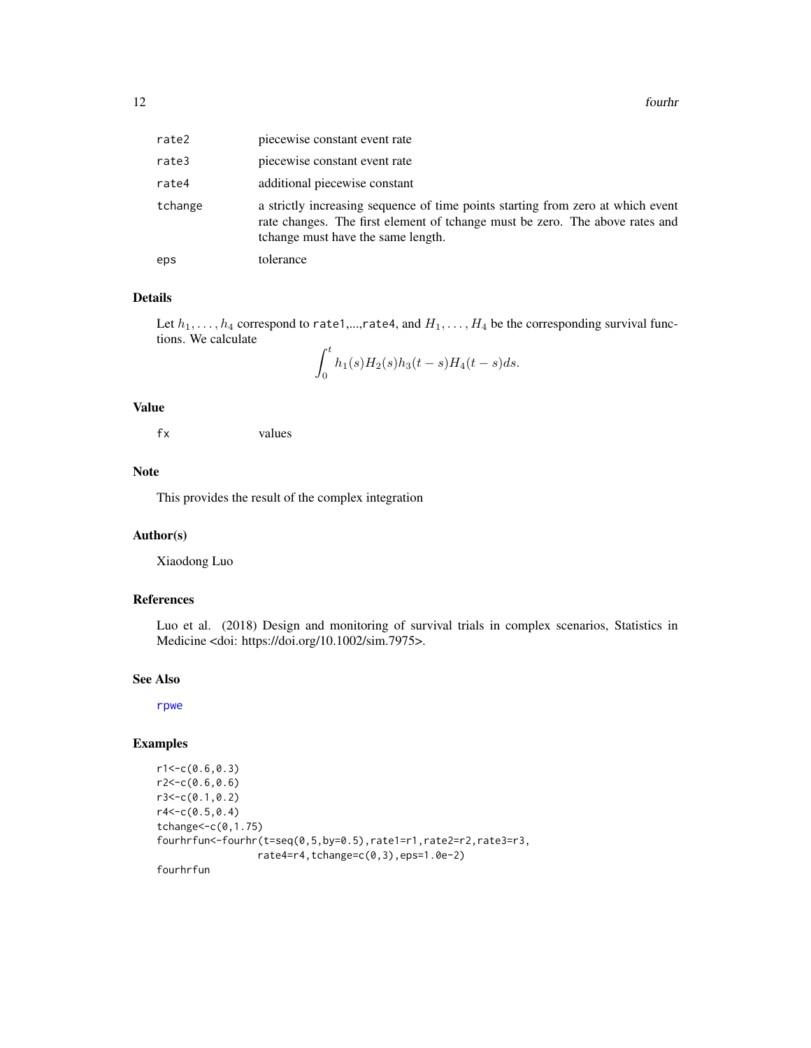| | |
|---|---|
| rate2 | piecewise constant event rate |
| rate3 | piecewise constant event rate |
| rate4 | additional piecewise constant |
| tchange | a strictly increasing sequence of time points starting from zero at which event rate changes. The first element of tchange must be zero. The above rates and tchange must have the same length. |
| eps | tolerance |

## Details

Let $h_1, \ldots, h_4$ correspond to rate1,...,rate4, and $H_1, \ldots, H_4$ be the corresponding survival functions. We calculate

$$\int_0^t h_1(s)H_2(s)h_3(t-s)H_4(t-s)ds.$$

## Value

| | |
|---|---|
| fx | values |

## Note

This provides the result of the complex integration

## Author(s)

Xiaodong Luo

## References

Luo et al. (2018) Design and monitoring of survival trials in complex scenarios, Statistics in Medicine <doi: https://doi.org/10.1002/sim.7975>.

## See Also

rpwe

## Examples

```
r1<-c(0.6,0.3)
r2<-c(0.6,0.6)
r3<-c(0.1,0.2)
r4<-c(0.5,0.4)
tchange<-c(0,1.75)
fourhrfun<-fourhr(t=seq(0,5,by=0.5),rate1=r1,rate2=r2,rate3=r3,
                rate4=r4,tchange=c(0,3),eps=1.0e-2)
fourhrfun
```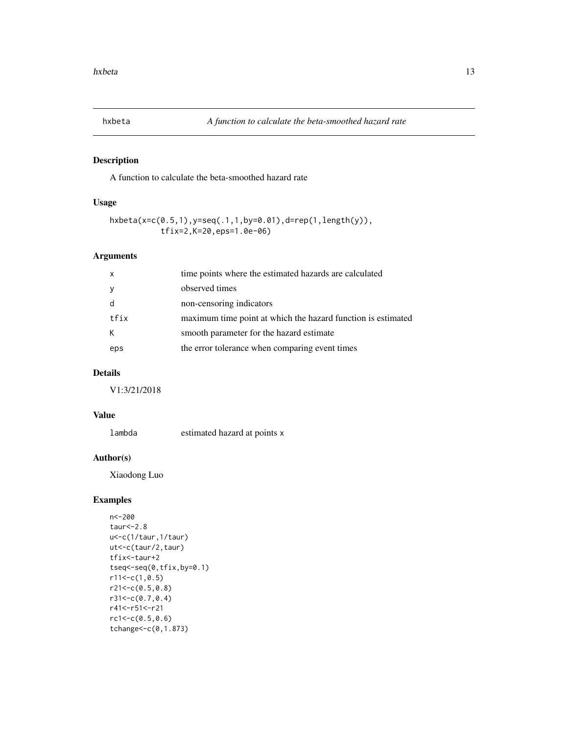# hxbeta — A function to calculate the beta-smoothed hazard rate

## Description

A function to calculate the beta-smoothed hazard rate

## Usage

```
hxbeta(x=c(0.5,1),y=seq(.1,1,by=0.01),d=rep(1,length(y)),
         tfix=2,K=20,eps=1.0e-06)
```

## Arguments

| | |
|---|---|
| x | time points where the estimated hazards are calculated |
| y | observed times |
| d | non-censoring indicators |
| tfix | maximum time point at which the hazard function is estimated |
| K | smooth parameter for the hazard estimate |
| eps | the error tolerance when comparing event times |

## Details

V1:3/21/2018

## Value

| | |
|---|---|
| lambda | estimated hazard at points x |

## Author(s)

Xiaodong Luo

## Examples

```
n<-200
taur<-2.8
u<-c(1/taur,1/taur)
ut<-c(taur/2,taur)
tfix<-taur+2
tseq<-seq(0,tfix,by=0.1)
r11<-c(1,0.5)
r21<-c(0.5,0.8)
r31<-c(0.7,0.4)
r41<-r51<-r21
rc1<-c(0.5,0.6)
tchange<-c(0,1.873)
```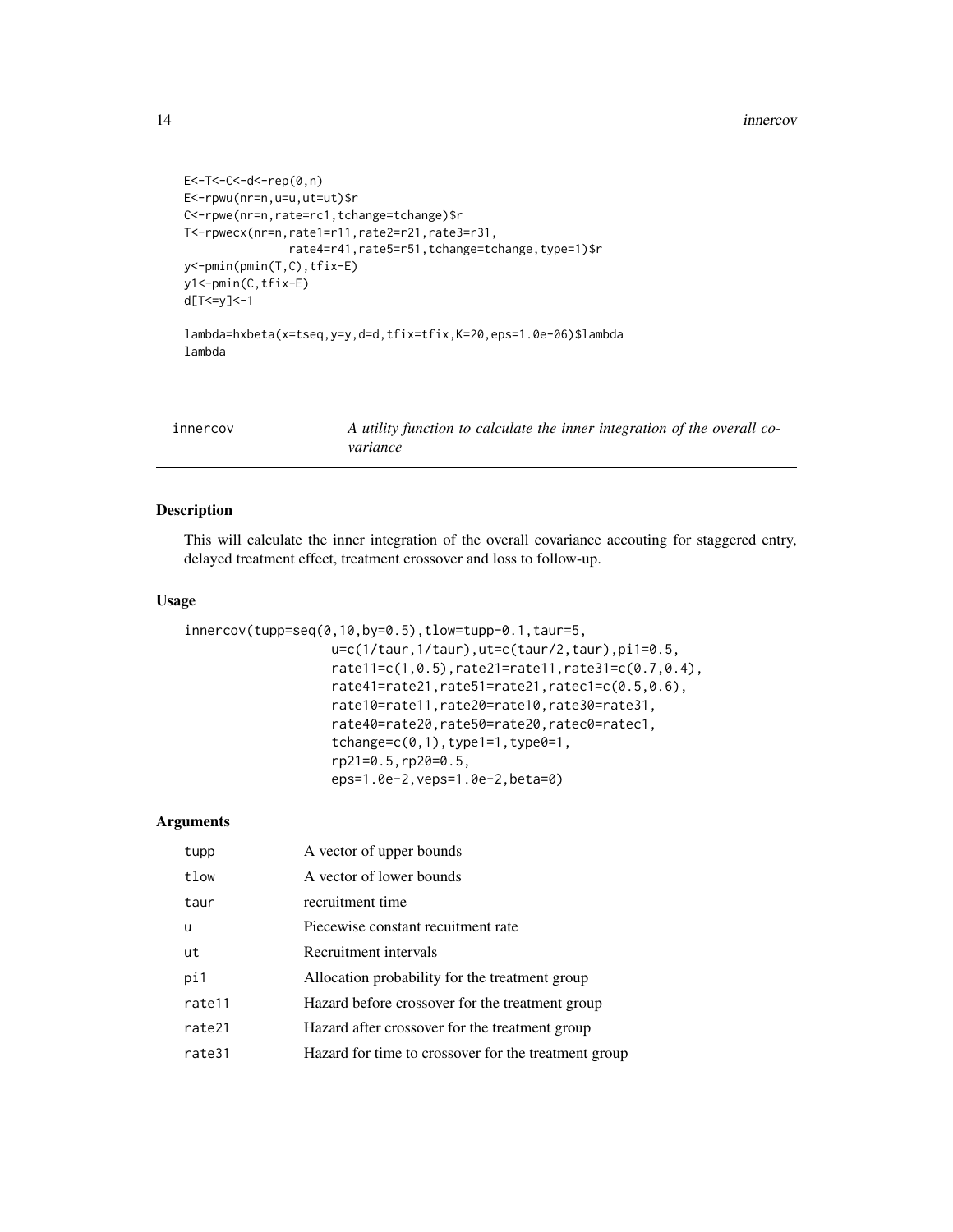```
E<-T<-C<-d<-rep(0,n)
E<-rpwu(nr=n,u=u,ut=ut)$r
C<-rpwe(nr=n,rate=rc1,tchange=tchange)$r
T<-rpwecx(nr=n,rate1=r11,rate2=r21,rate3=r31,
              rate4=r41,rate5=r51,tchange=tchange,type=1)$r
y<-pmin(pmin(T,C),tfix-E)
y1<-pmin(C,tfix-E)
d[T<=y]<-1

lambda=hxbeta(x=tseq,y=y,d=d,tfix=tfix,K=20,eps=1.0e-06)$lambda
lambda
```

---

## innercov — *A utility function to calculate the inner integration of the overall covariance*

### Description

This will calculate the inner integration of the overall covariance accouting for staggered entry, delayed treatment effect, treatment crossover and loss to follow-up.

### Usage

```
innercov(tupp=seq(0,10,by=0.5),tlow=tupp-0.1,taur=5,
                 u=c(1/taur,1/taur),ut=c(taur/2,taur),pi1=0.5,
                 rate11=c(1,0.5),rate21=rate11,rate31=c(0.7,0.4),
                 rate41=rate21,rate51=rate21,ratec1=c(0.5,0.6),
                 rate10=rate11,rate20=rate10,rate30=rate31,
                 rate40=rate20,rate50=rate20,ratec0=ratec1,
                 tchange=c(0,1),type1=1,type0=1,
                 rp21=0.5,rp20=0.5,
                 eps=1.0e-2,veps=1.0e-2,beta=0)
```

### Arguments

| | |
|---|---|
| tupp | A vector of upper bounds |
| tlow | A vector of lower bounds |
| taur | recruitment time |
| u | Piecewise constant recuitment rate |
| ut | Recruitment intervals |
| pi1 | Allocation probability for the treatment group |
| rate11 | Hazard before crossover for the treatment group |
| rate21 | Hazard after crossover for the treatment group |
| rate31 | Hazard for time to crossover for the treatment group |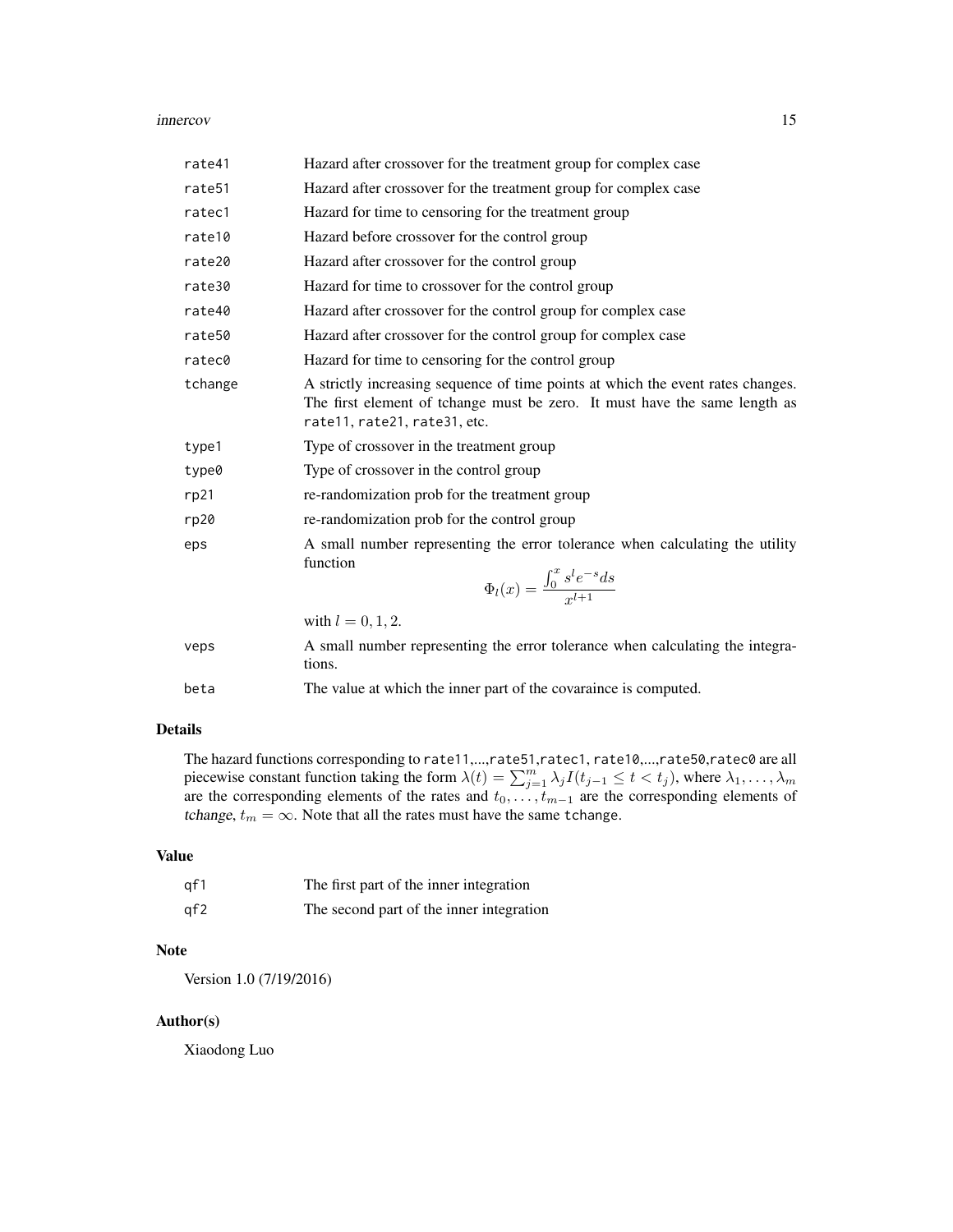| | |
|---|---|
| rate41 | Hazard after crossover for the treatment group for complex case |
| rate51 | Hazard after crossover for the treatment group for complex case |
| ratec1 | Hazard for time to censoring for the treatment group |
| rate10 | Hazard before crossover for the control group |
| rate20 | Hazard after crossover for the control group |
| rate30 | Hazard for time to crossover for the control group |
| rate40 | Hazard after crossover for the control group for complex case |
| rate50 | Hazard after crossover for the control group for complex case |
| ratec0 | Hazard for time to censoring for the control group |
| tchange | A strictly increasing sequence of time points at which the event rates changes. The first element of tchange must be zero. It must have the same length as `rate11`, `rate21`, `rate31`, etc. |
| type1 | Type of crossover in the treatment group |
| type0 | Type of crossover in the control group |
| rp21 | re-randomization prob for the treatment group |
| rp20 | re-randomization prob for the control group |
| eps | A small number representing the error tolerance when calculating the utility function $$\Phi_l(x) = \frac{\int_0^x s^l e^{-s} ds}{x^{l+1}}$$ with $l = 0, 1, 2$. |
| veps | A small number representing the error tolerance when calculating the integrations. |
| beta | The value at which the inner part of the covaraince is computed. |

## Details

The hazard functions corresponding to `rate11`,...,`rate51`,`ratec1`, `rate10`,...,`rate50`,`ratec0` are all piecewise constant function taking the form $\lambda(t) = \sum_{j=1}^m \lambda_j I(t_{j-1} \le t < t_j)$, where $\lambda_1, \ldots, \lambda_m$ are the corresponding elements of the rates and $t_0, \ldots, t_{m-1}$ are the corresponding elements of *tchange*, $t_m = \infty$. Note that all the rates must have the same `tchange`.

## Value

| | |
|---|---|
| qf1 | The first part of the inner integration |
| qf2 | The second part of the inner integration |

## Note

Version 1.0 (7/19/2016)

## Author(s)

Xiaodong Luo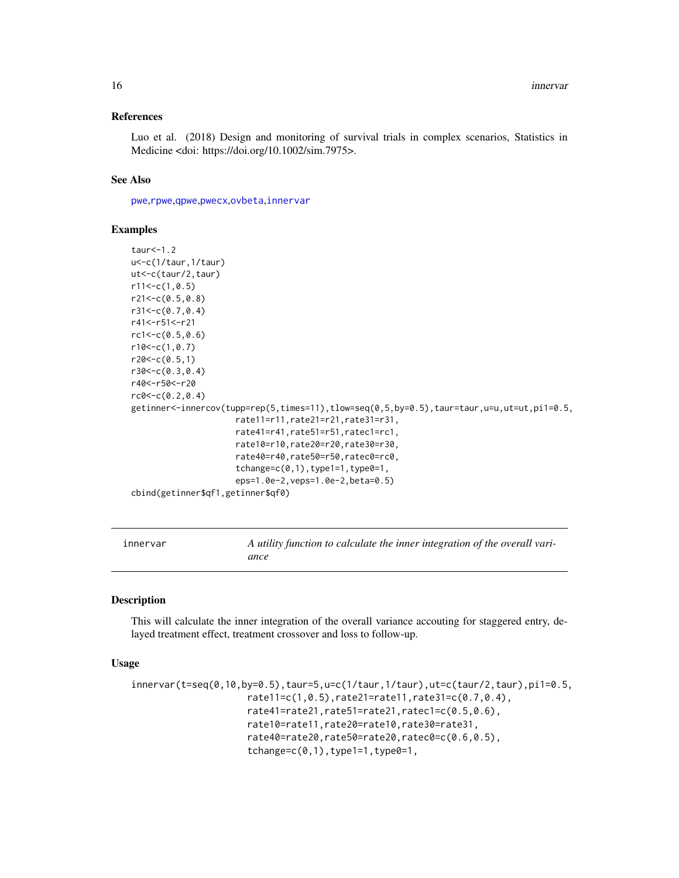## References

Luo et al. (2018) Design and monitoring of survival trials in complex scenarios, Statistics in Medicine <doi: https://doi.org/10.1002/sim.7975>.

## See Also

pwe,rpwe,qpwe,pwecx,ovbeta,innervar

## Examples

```
taur<-1.2
u<-c(1/taur,1/taur)
ut<-c(taur/2,taur)
r11<-c(1,0.5)
r21<-c(0.5,0.8)
r31<-c(0.7,0.4)
r41<-r51<-r21
rc1<-c(0.5,0.6)
r10<-c(1,0.7)
r20<-c(0.5,1)
r30<-c(0.3,0.4)
r40<-r50<-r20
rc0<-c(0.2,0.4)
getinner<-innercov(tupp=rep(5,times=11),tlow=seq(0,5,by=0.5),taur=taur,u=u,ut=ut,pi1=0.5,
                   rate11=r11,rate21=r21,rate31=r31,
                   rate41=r41,rate51=r51,ratec1=rc1,
                   rate10=r10,rate20=r20,rate30=r30,
                   rate40=r40,rate50=r50,ratec0=rc0,
                   tchange=c(0,1),type1=1,type0=1,
                   eps=1.0e-2,veps=1.0e-2,beta=0.5)
cbind(getinner$qf1,getinner$qf0)
```

---

# innervar — *A utility function to calculate the inner integration of the overall variance*

## Description

This will calculate the inner integration of the overall variance accouting for staggered entry, delayed treatment effect, treatment crossover and loss to follow-up.

## Usage

```
innervar(t=seq(0,10,by=0.5),taur=5,u=c(1/taur,1/taur),ut=c(taur/2,taur),pi1=0.5,
                    rate11=c(1,0.5),rate21=rate11,rate31=c(0.7,0.4),
                    rate41=rate21,rate51=rate21,ratec1=c(0.5,0.6),
                    rate10=rate11,rate20=rate10,rate30=rate31,
                    rate40=rate20,rate50=rate20,ratec0=c(0.6,0.5),
                    tchange=c(0,1),type1=1,type0=1,
```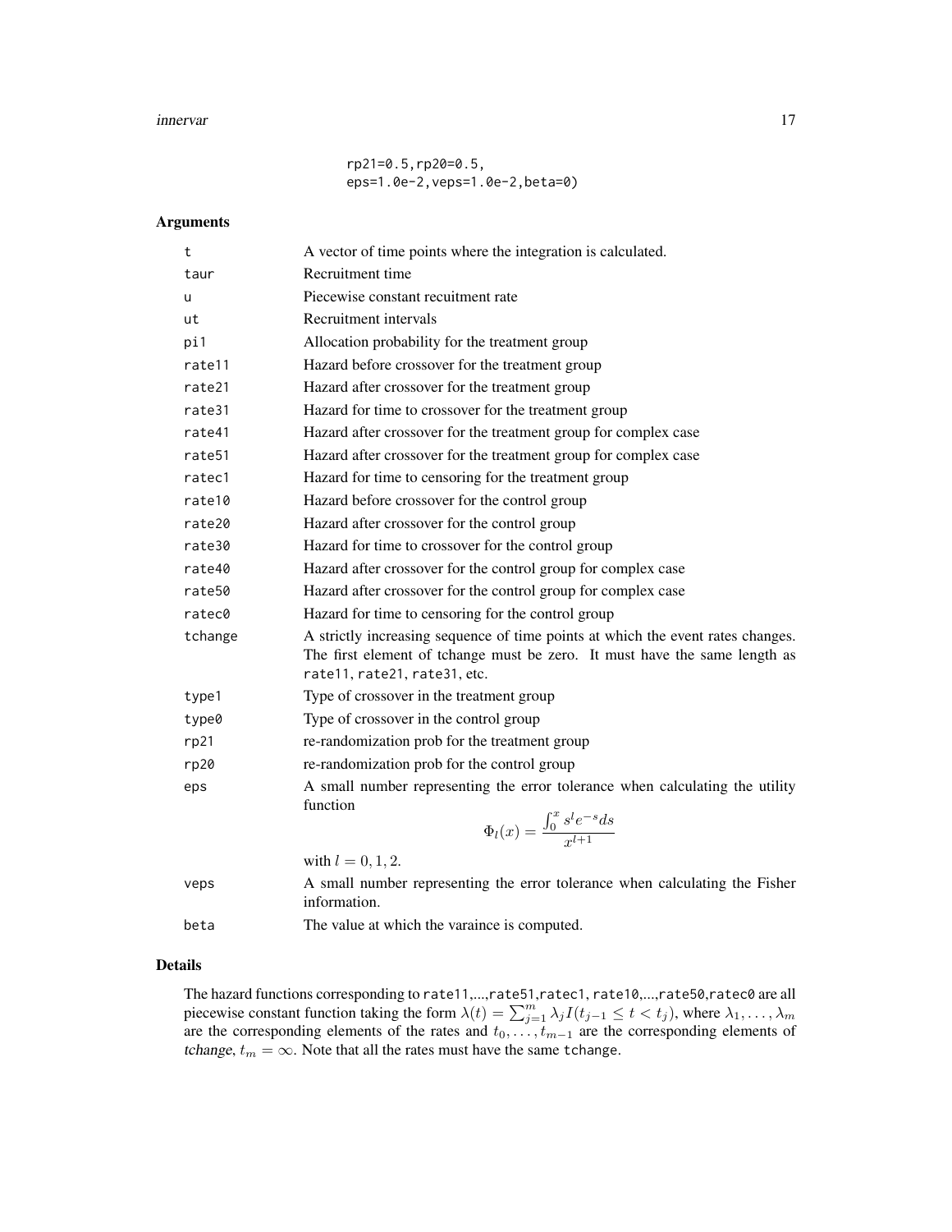```
rp21=0.5,rp20=0.5,
eps=1.0e-2,veps=1.0e-2,beta=0)
```

## Arguments

| | |
|---|---|
| t | A vector of time points where the integration is calculated. |
| taur | Recruitment time |
| u | Piecewise constant recuitment rate |
| ut | Recruitment intervals |
| pi1 | Allocation probability for the treatment group |
| rate11 | Hazard before crossover for the treatment group |
| rate21 | Hazard after crossover for the treatment group |
| rate31 | Hazard for time to crossover for the treatment group |
| rate41 | Hazard after crossover for the treatment group for complex case |
| rate51 | Hazard after crossover for the treatment group for complex case |
| ratec1 | Hazard for time to censoring for the treatment group |
| rate10 | Hazard before crossover for the control group |
| rate20 | Hazard after crossover for the control group |
| rate30 | Hazard for time to crossover for the control group |
| rate40 | Hazard after crossover for the control group for complex case |
| rate50 | Hazard after crossover for the control group for complex case |
| ratec0 | Hazard for time to censoring for the control group |
| tchange | A strictly increasing sequence of time points at which the event rates changes. The first element of tchange must be zero. It must have the same length as rate11, rate21, rate31, etc. |
| type1 | Type of crossover in the treatment group |
| type0 | Type of crossover in the control group |
| rp21 | re-randomization prob for the treatment group |
| rp20 | re-randomization prob for the control group |
| eps | A small number representing the error tolerance when calculating the utility function $$\Phi_l(x) = \frac{\int_0^x s^l e^{-s} ds}{x^{l+1}}$$ with $l = 0, 1, 2$. |
| veps | A small number representing the error tolerance when calculating the Fisher information. |
| beta | The value at which the varaince is computed. |

## Details

The hazard functions corresponding to rate11,...,rate51,ratec1, rate10,...,rate50,ratec0 are all piecewise constant function taking the form $\lambda(t) = \sum_{j=1}^{m} \lambda_j I(t_{j-1} \le t < t_j)$, where $\lambda_1, \ldots, \lambda_m$ are the corresponding elements of the rates and $t_0, \ldots, t_{m-1}$ are the corresponding elements of *tchange*, $t_m = \infty$. Note that all the rates must have the same tchange.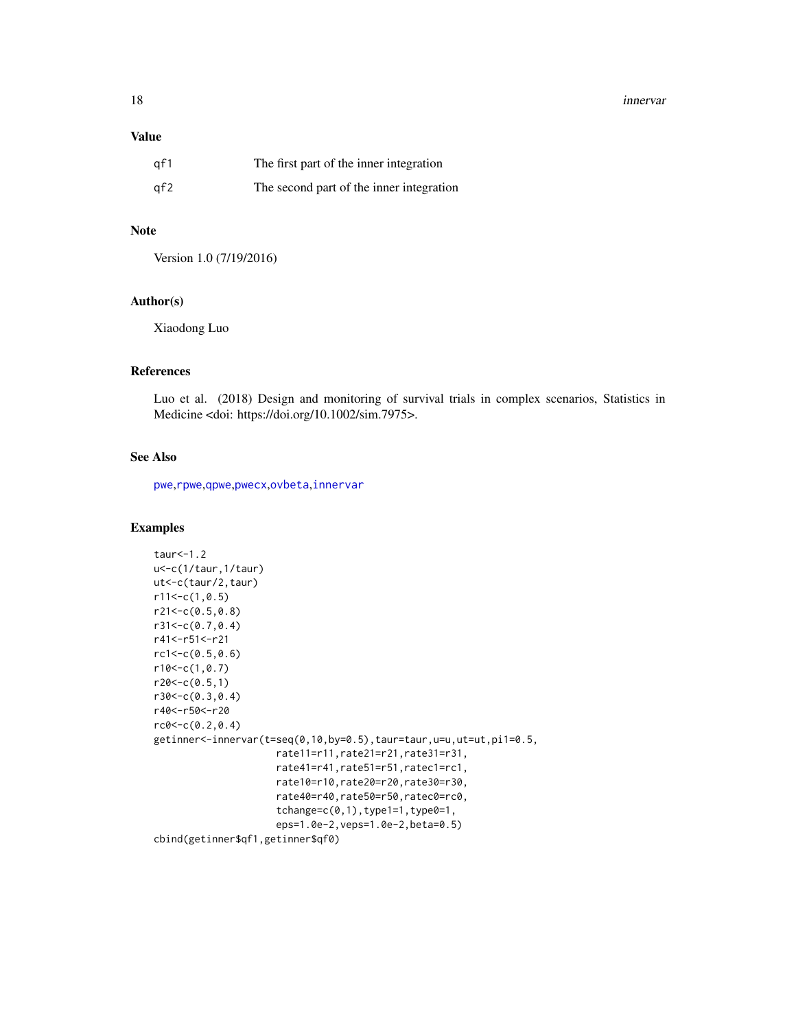## Value

| | |
|---|---|
| qf1 | The first part of the inner integration |
| qf2 | The second part of the inner integration |

## Note

Version 1.0 (7/19/2016)

## Author(s)

Xiaodong Luo

## References

Luo et al. (2018) Design and monitoring of survival trials in complex scenarios, Statistics in Medicine <doi: https://doi.org/10.1002/sim.7975>.

## See Also

pwe,rpwe,qpwe,pwecx,ovbeta,innervar

## Examples

```
taur<-1.2
u<-c(1/taur,1/taur)
ut<-c(taur/2,taur)
r11<-c(1,0.5)
r21<-c(0.5,0.8)
r31<-c(0.7,0.4)
r41<-r51<-r21
rc1<-c(0.5,0.6)
r10<-c(1,0.7)
r20<-c(0.5,1)
r30<-c(0.3,0.4)
r40<-r50<-r20
rc0<-c(0.2,0.4)
getinner<-innervar(t=seq(0,10,by=0.5),taur=taur,u=u,ut=ut,pi1=0.5,
                   rate11=r11,rate21=r21,rate31=r31,
                   rate41=r41,rate51=r51,ratec1=rc1,
                   rate10=r10,rate20=r20,rate30=r30,
                   rate40=r40,rate50=r50,ratec0=rc0,
                   tchange=c(0,1),type1=1,type0=1,
                   eps=1.0e-2,veps=1.0e-2,beta=0.5)
cbind(getinner$qf1,getinner$qf0)
```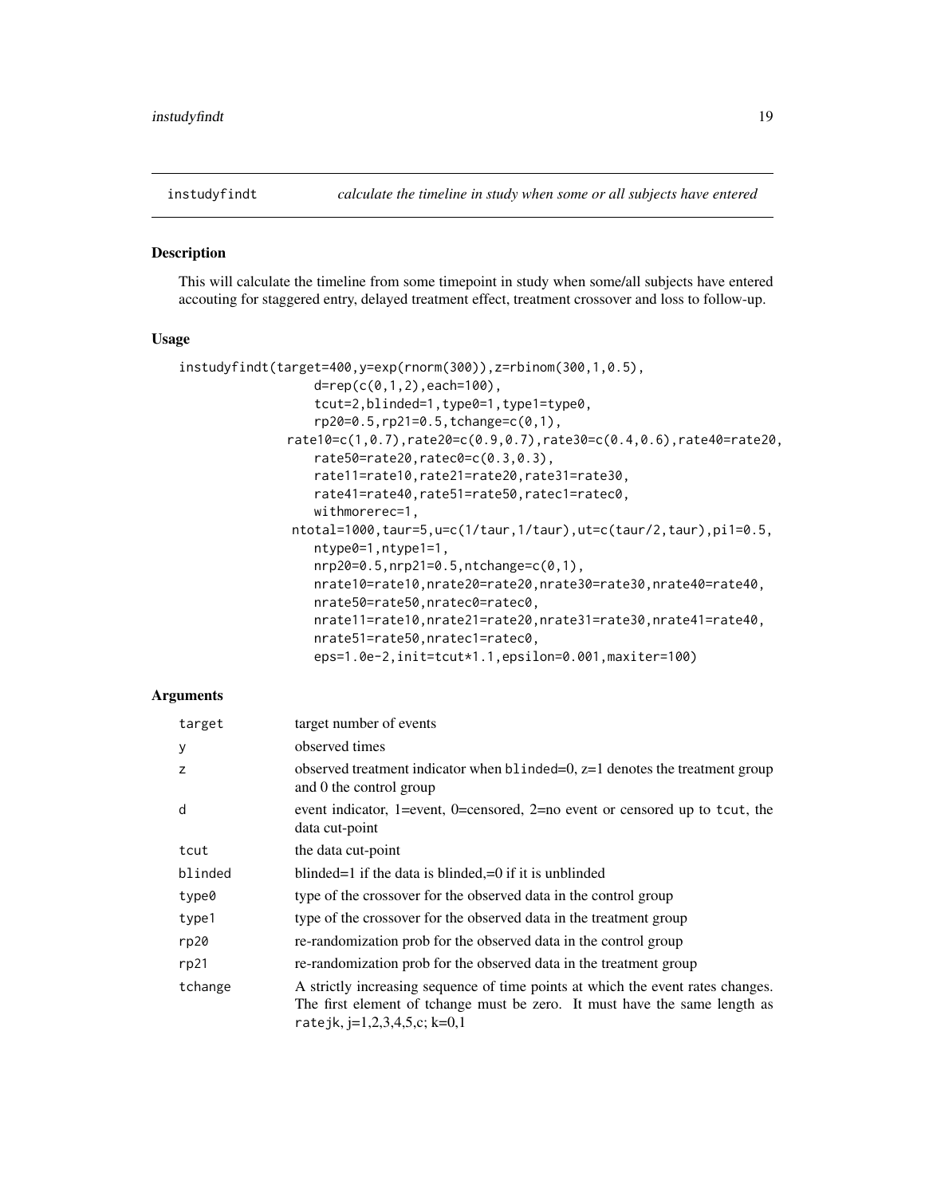# instudyfindt — *calculate the timeline in study when some or all subjects have entered*

## Description

This will calculate the timeline from some timepoint in study when some/all subjects have entered accouting for staggered entry, delayed treatment effect, treatment crossover and loss to follow-up.

## Usage

```
instudyfindt(target=400,y=exp(rnorm(300)),z=rbinom(300,1,0.5),
                d=rep(c(0,1,2),each=100),
                tcut=2,blinded=1,type0=1,type1=type0,
                rp20=0.5,rp21=0.5,tchange=c(0,1),
             rate10=c(1,0.7),rate20=c(0.9,0.7),rate30=c(0.4,0.6),rate40=rate20,
                rate50=rate20,ratec0=c(0.3,0.3),
                rate11=rate10,rate21=rate20,rate31=rate30,
                rate41=rate40,rate51=rate50,ratec1=ratec0,
                withmorerec=1,
              ntotal=1000,taur=5,u=c(1/taur,1/taur),ut=c(taur/2,taur),pi1=0.5,
                ntype0=1,ntype1=1,
                nrp20=0.5,nrp21=0.5,ntchange=c(0,1),
                nrate10=rate10,nrate20=rate20,nrate30=rate30,nrate40=rate40,
                nrate50=rate50,nratec0=ratec0,
                nrate11=rate10,nrate21=rate20,nrate31=rate30,nrate41=rate40,
                nrate51=rate50,nratec1=ratec0,
                eps=1.0e-2,init=tcut*1.1,epsilon=0.001,maxiter=100)
```

## Arguments

| | |
|---|---|
| `target` | target number of events |
| `y` | observed times |
| `z` | observed treatment indicator when `blinded`=0, z=1 denotes the treatment group and 0 the control group |
| `d` | event indicator, 1=event, 0=censored, 2=no event or censored up to `tcut`, the data cut-point |
| `tcut` | the data cut-point |
| `blinded` | blinded=1 if the data is blinded,=0 if it is unblinded |
| `type0` | type of the crossover for the observed data in the control group |
| `type1` | type of the crossover for the observed data in the treatment group |
| `rp20` | re-randomization prob for the observed data in the control group |
| `rp21` | re-randomization prob for the observed data in the treatment group |
| `tchange` | A strictly increasing sequence of time points at which the event rates changes. The first element of tchange must be zero. It must have the same length as `ratejk`, j=1,2,3,4,5,c; k=0,1 |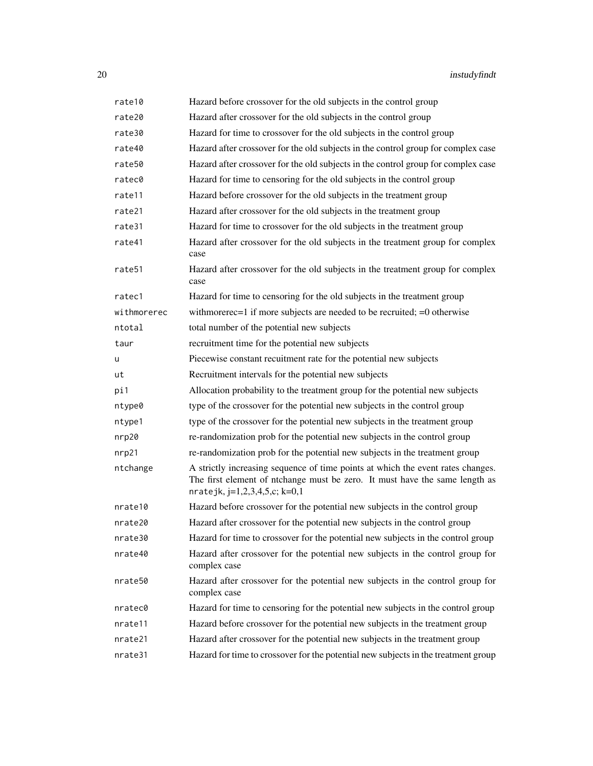| | |
|---|---|
| rate10 | Hazard before crossover for the old subjects in the control group |
| rate20 | Hazard after crossover for the old subjects in the control group |
| rate30 | Hazard for time to crossover for the old subjects in the control group |
| rate40 | Hazard after crossover for the old subjects in the control group for complex case |
| rate50 | Hazard after crossover for the old subjects in the control group for complex case |
| ratec0 | Hazard for time to censoring for the old subjects in the control group |
| rate11 | Hazard before crossover for the old subjects in the treatment group |
| rate21 | Hazard after crossover for the old subjects in the treatment group |
| rate31 | Hazard for time to crossover for the old subjects in the treatment group |
| rate41 | Hazard after crossover for the old subjects in the treatment group for complex case |
| rate51 | Hazard after crossover for the old subjects in the treatment group for complex case |
| ratec1 | Hazard for time to censoring for the old subjects in the treatment group |
| withmorerec | withmorerec=1 if more subjects are needed to be recruited; =0 otherwise |
| ntotal | total number of the potential new subjects |
| taur | recruitment time for the potential new subjects |
| u | Piecewise constant recuitment rate for the potential new subjects |
| ut | Recruitment intervals for the potential new subjects |
| pi1 | Allocation probability to the treatment group for the potential new subjects |
| ntype0 | type of the crossover for the potential new subjects in the control group |
| ntype1 | type of the crossover for the potential new subjects in the treatment group |
| nrp20 | re-randomization prob for the potential new subjects in the control group |
| nrp21 | re-randomization prob for the potential new subjects in the treatment group |
| ntchange | A strictly increasing sequence of time points at which the event rates changes. The first element of ntchange must be zero. It must have the same length as nratejk, j=1,2,3,4,5,c; k=0,1 |
| nrate10 | Hazard before crossover for the potential new subjects in the control group |
| nrate20 | Hazard after crossover for the potential new subjects in the control group |
| nrate30 | Hazard for time to crossover for the potential new subjects in the control group |
| nrate40 | Hazard after crossover for the potential new subjects in the control group for complex case |
| nrate50 | Hazard after crossover for the potential new subjects in the control group for complex case |
| nratec0 | Hazard for time to censoring for the potential new subjects in the control group |
| nrate11 | Hazard before crossover for the potential new subjects in the treatment group |
| nrate21 | Hazard after crossover for the potential new subjects in the treatment group |
| nrate31 | Hazard for time to crossover for the potential new subjects in the treatment group |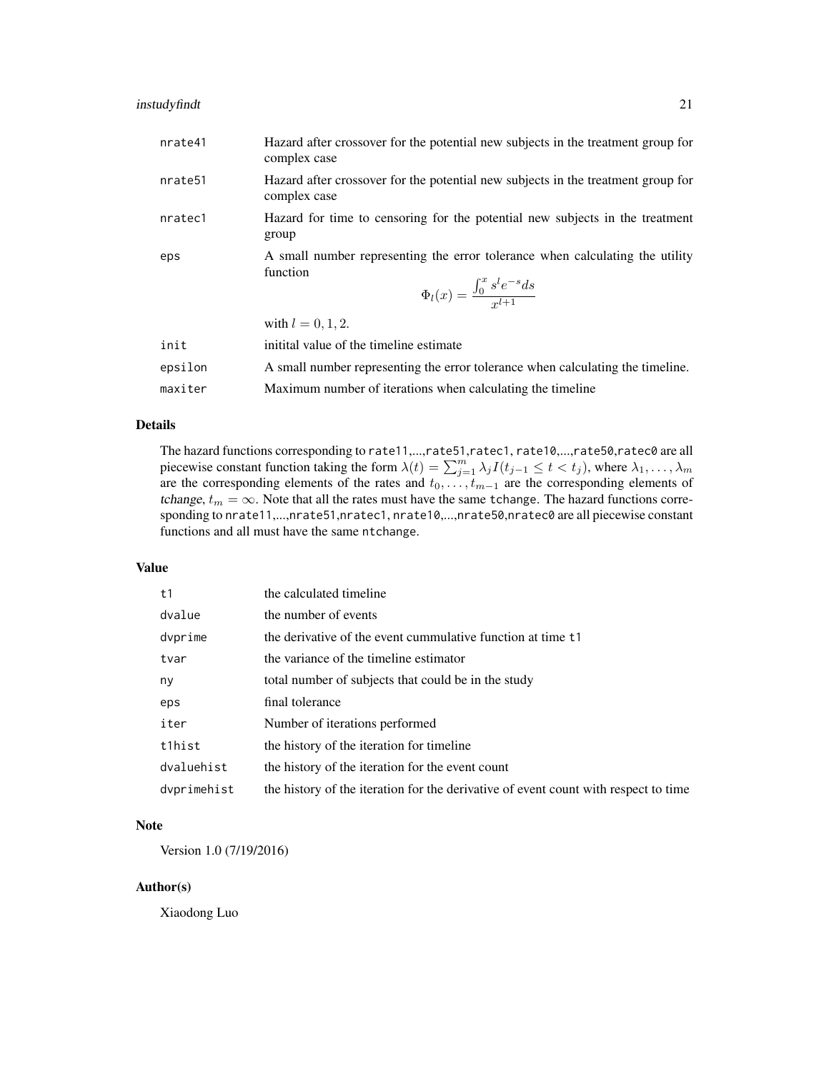| | |
|---|---|
| nrate41 | Hazard after crossover for the potential new subjects in the treatment group for complex case |
| nrate51 | Hazard after crossover for the potential new subjects in the treatment group for complex case |
| nratec1 | Hazard for time to censoring for the potential new subjects in the treatment group |
| eps | A small number representing the error tolerance when calculating the utility function $$\Phi_l(x) = \frac{\int_0^x s^l e^{-s} ds}{x^{l+1}}$$ with $l = 0, 1, 2$. |
| init | initital value of the timeline estimate |
| epsilon | A small number representing the error tolerance when calculating the timeline. |
| maxiter | Maximum number of iterations when calculating the timeline |

## Details

The hazard functions corresponding to rate11,...,rate51,ratec1, rate10,...,rate50,ratec0 are all piecewise constant function taking the form $\lambda(t) = \sum_{j=1}^{m} \lambda_j I(t_{j-1} \le t < t_j)$, where $\lambda_1, \ldots, \lambda_m$ are the corresponding elements of the rates and $t_0, \ldots, t_{m-1}$ are the corresponding elements of tchange, $t_m = \infty$. Note that all the rates must have the same tchange. The hazard functions corresponding to nrate11,...,nrate51,nratec1, nrate10,...,nrate50,nratec0 are all piecewise constant functions and all must have the same ntchange.

## Value

| | |
|---|---|
| t1 | the calculated timeline |
| dvalue | the number of events |
| dvprime | the derivative of the event cummulative function at time t1 |
| tvar | the variance of the timeline estimator |
| ny | total number of subjects that could be in the study |
| eps | final tolerance |
| iter | Number of iterations performed |
| t1hist | the history of the iteration for timeline |
| dvaluehist | the history of the iteration for the event count |
| dvprimehist | the history of the iteration for the derivative of event count with respect to time |

## Note

Version 1.0 (7/19/2016)

## Author(s)

Xiaodong Luo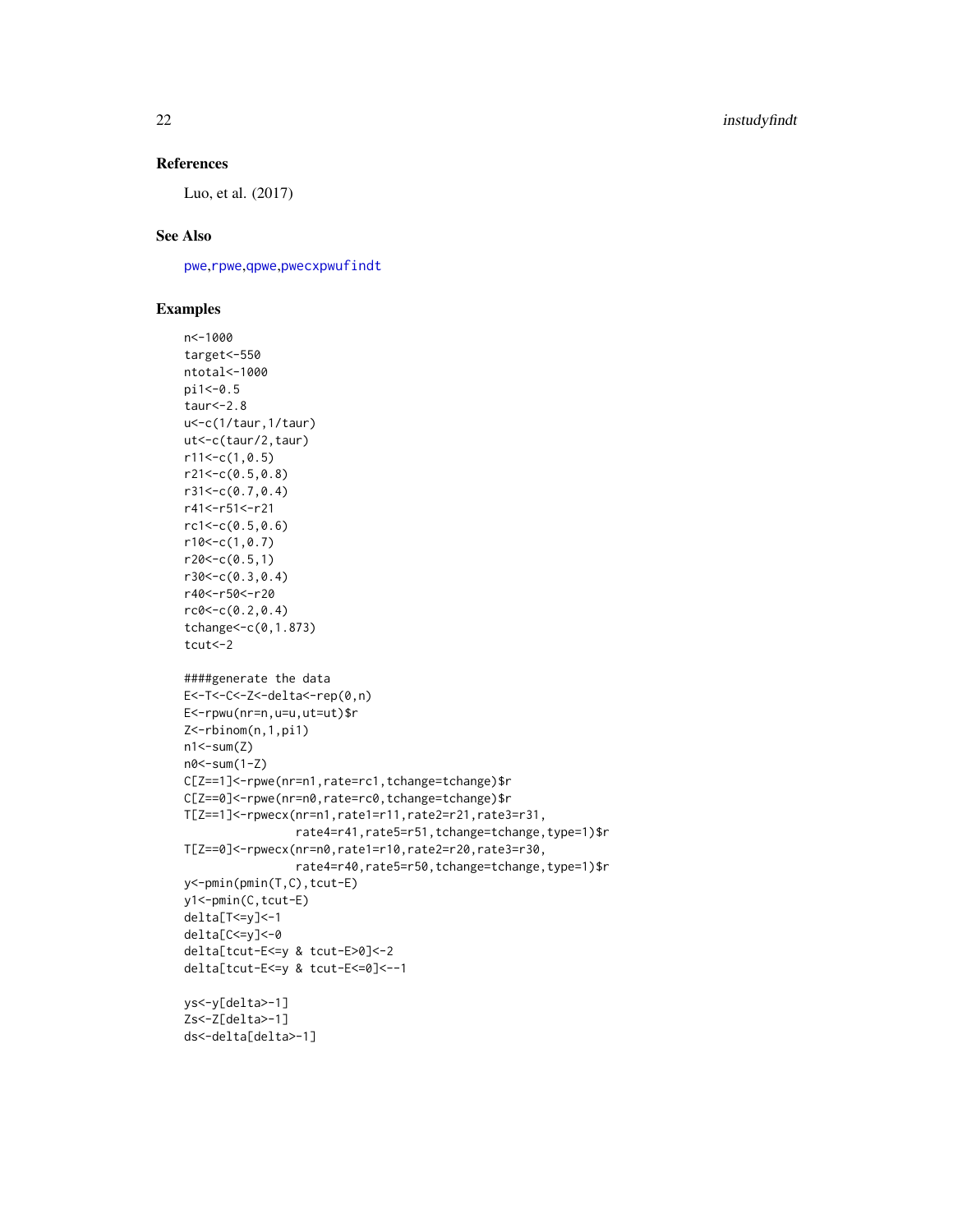### References

Luo, et al. (2017)

### See Also

pwe,rpwe,qpwe,pwecxpwufindt

### Examples

```
n<-1000
target<-550
ntotal<-1000
pi1<-0.5
taur<-2.8
u<-c(1/taur,1/taur)
ut<-c(taur/2,taur)
r11<-c(1,0.5)
r21<-c(0.5,0.8)
r31<-c(0.7,0.4)
r41<-r51<-r21
rc1<-c(0.5,0.6)
r10<-c(1,0.7)
r20<-c(0.5,1)
r30<-c(0.3,0.4)
r40<-r50<-r20
rc0<-c(0.2,0.4)
tchange<-c(0,1.873)
tcut<-2

####generate the data
E<-T<-C<-Z<-delta<-rep(0,n)
E<-rpwu(nr=n,u=u,ut=ut)$r
Z<-rbinom(n,1,pi1)
n1<-sum(Z)
n0<-sum(1-Z)
C[Z==1]<-rpwe(nr=n1,rate=rc1,tchange=tchange)$r
C[Z==0]<-rpwe(nr=n0,rate=rc0,tchange=tchange)$r
T[Z==1]<-rpwecx(nr=n1,rate1=r11,rate2=r21,rate3=r31,
                rate4=r41,rate5=r51,tchange=tchange,type=1)$r
T[Z==0]<-rpwecx(nr=n0,rate1=r10,rate2=r20,rate3=r30,
                rate4=r40,rate5=r50,tchange=tchange,type=1)$r
y<-pmin(pmin(T,C),tcut-E)
y1<-pmin(C,tcut-E)
delta[T<=y]<-1
delta[C<=y]<-0
delta[tcut-E<=y & tcut-E>0]<-2
delta[tcut-E<=y & tcut-E<=0]<--1

ys<-y[delta>-1]
Zs<-Z[delta>-1]
ds<-delta[delta>-1]
```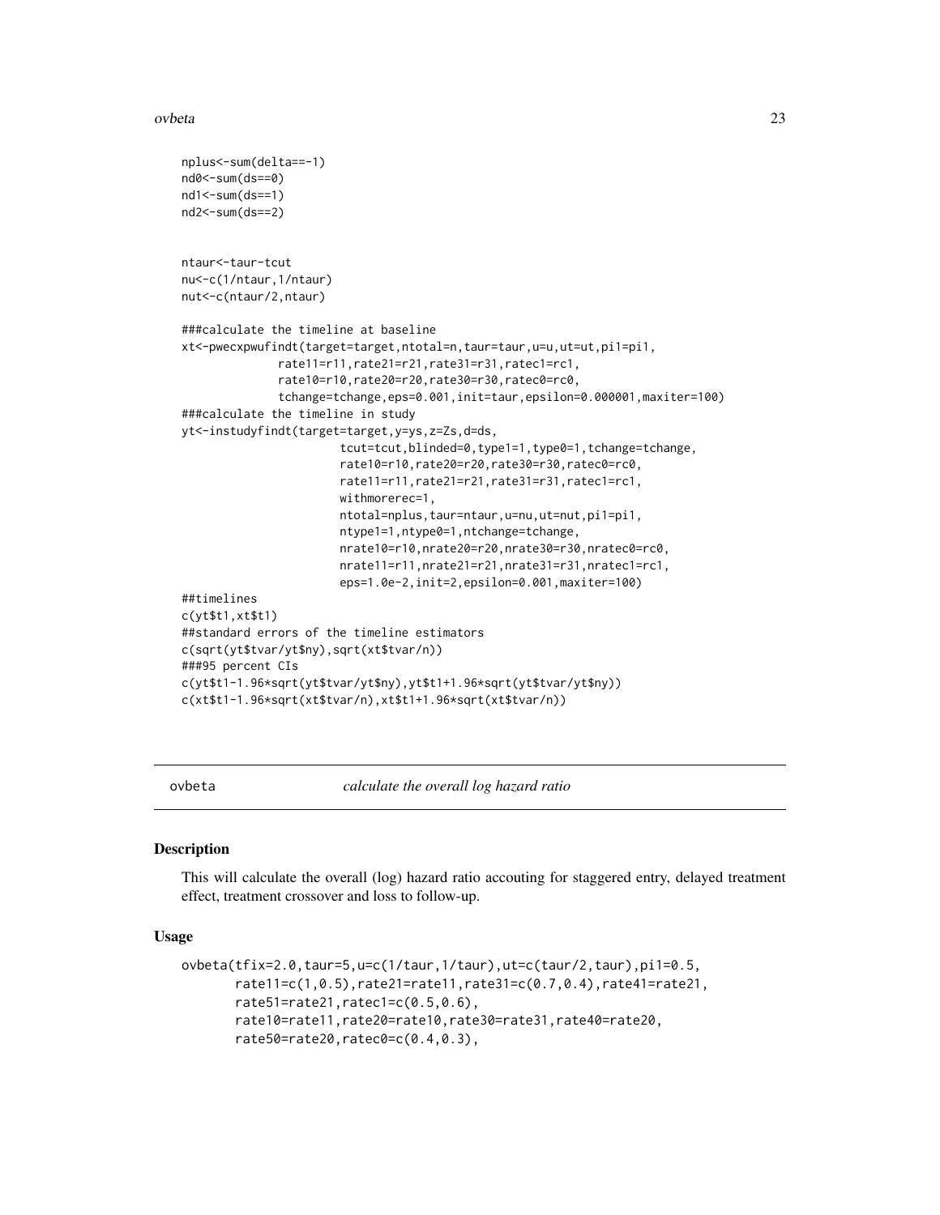```
nplus<-sum(delta==-1)
nd0<-sum(ds==0)
nd1<-sum(ds==1)
nd2<-sum(ds==2)


ntaur<-taur-tcut
nu<-c(1/ntaur,1/ntaur)
nut<-c(ntaur/2,ntaur)

###calculate the timeline at baseline
xt<-pwecxpwufindt(target=target,ntotal=n,taur=taur,u=u,ut=ut,pi1=pi1,
             rate11=r11,rate21=r21,rate31=r31,ratec1=rc1,
             rate10=r10,rate20=r20,rate30=r30,ratec0=rc0,
             tchange=tchange,eps=0.001,init=taur,epsilon=0.000001,maxiter=100)
###calculate the timeline in study
yt<-instudyfindt(target=target,y=ys,z=Zs,d=ds,
                      tcut=tcut,blinded=0,type1=1,type0=1,tchange=tchange,
                      rate10=r10,rate20=r20,rate30=r30,ratec0=rc0,
                      rate11=r11,rate21=r21,rate31=r31,ratec1=rc1,
                      withmorerec=1,
                      ntotal=nplus,taur=ntaur,u=nu,ut=nut,pi1=pi1,
                      ntype1=1,ntype0=1,nchange=tchange,
                      nrate10=r10,nrate20=r20,nrate30=r30,nratec0=rc0,
                      nrate11=r11,nrate21=r21,nrate31=r31,nratec1=rc1,
                      eps=1.0e-2,init=2,epsilon=0.001,maxiter=100)
##timelines
c(yt$t1,xt$t1)
##standard errors of the timeline estimators
c(sqrt(yt$tvar/yt$ny),sqrt(xt$tvar/n))
###95 percent CIs
c(yt$t1-1.96*sqrt(yt$tvar/yt$ny),yt$t1+1.96*sqrt(yt$tvar/yt$ny))
c(xt$t1-1.96*sqrt(xt$tvar/n),xt$t1+1.96*sqrt(xt$tvar/n))
```

---

## ovbeta *calculate the overall log hazard ratio*

### Description

This will calculate the overall (log) hazard ratio accouting for staggered entry, delayed treatment effect, treatment crossover and loss to follow-up.

### Usage

```
ovbeta(tfix=2.0,taur=5,u=c(1/taur,1/taur),ut=c(taur/2,taur),pi1=0.5,
       rate11=c(1,0.5),rate21=rate11,rate31=c(0.7,0.4),rate41=rate21,
       rate51=rate21,ratec1=c(0.5,0.6),
       rate10=rate11,rate20=rate10,rate30=rate31,rate40=rate20,
       rate50=rate20,ratec0=c(0.4,0.3),
```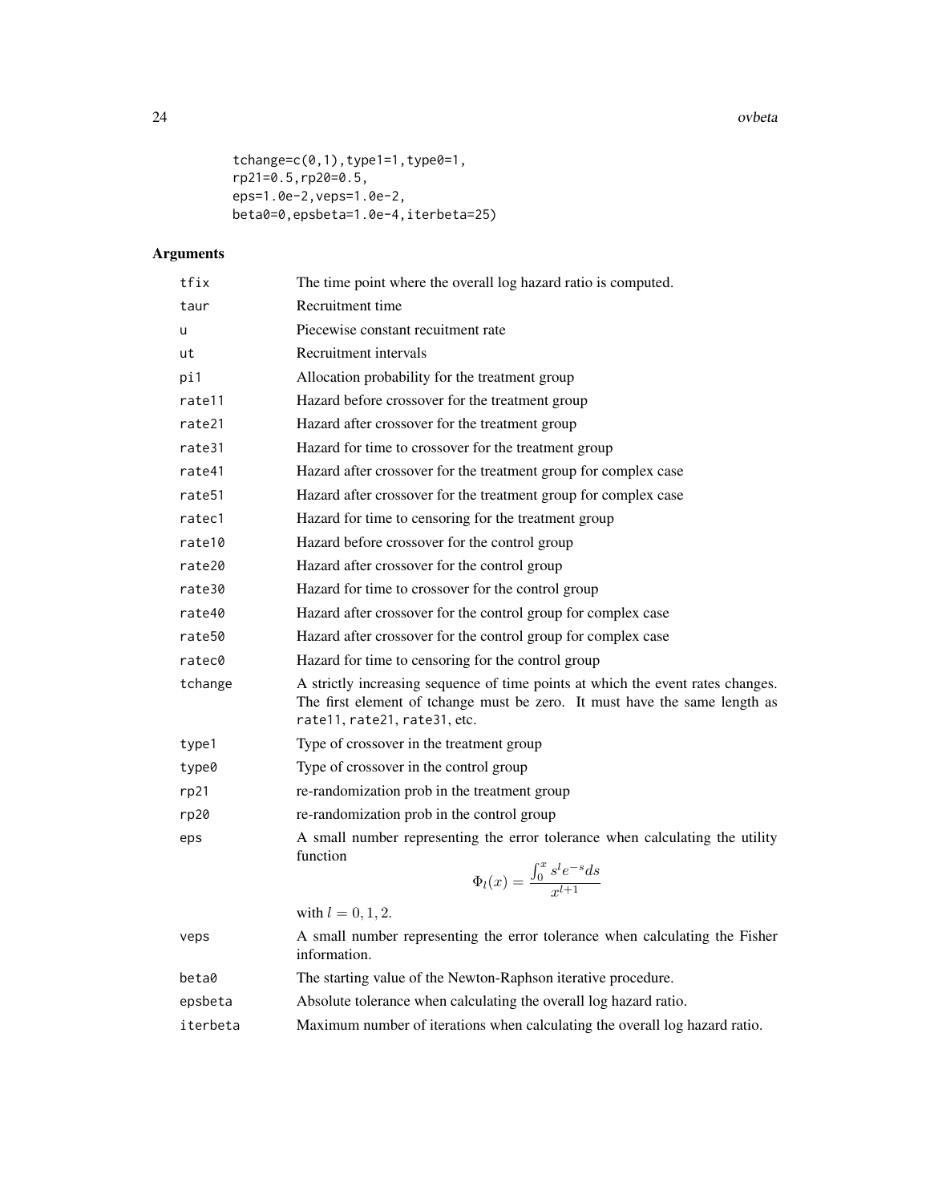```
        tchange=c(0,1),type1=1,type0=1,
        rp21=0.5,rp20=0.5,
        eps=1.0e-2,veps=1.0e-2,
        beta0=0,epsbeta=1.0e-4,iterbeta=25)
```

## Arguments

| | |
|---|---|
| tfix | The time point where the overall log hazard ratio is computed. |
| taur | Recruitment time |
| u | Piecewise constant recuitment rate |
| ut | Recruitment intervals |
| pi1 | Allocation probability for the treatment group |
| rate11 | Hazard before crossover for the treatment group |
| rate21 | Hazard after crossover for the treatment group |
| rate31 | Hazard for time to crossover for the treatment group |
| rate41 | Hazard after crossover for the treatment group for complex case |
| rate51 | Hazard after crossover for the treatment group for complex case |
| ratec1 | Hazard for time to censoring for the treatment group |
| rate10 | Hazard before crossover for the control group |
| rate20 | Hazard after crossover for the control group |
| rate30 | Hazard for time to crossover for the control group |
| rate40 | Hazard after crossover for the control group for complex case |
| rate50 | Hazard after crossover for the control group for complex case |
| ratec0 | Hazard for time to censoring for the control group |
| tchange | A strictly increasing sequence of time points at which the event rates changes. The first element of tchange must be zero. It must have the same length as rate11, rate21, rate31, etc. |
| type1 | Type of crossover in the treatment group |
| type0 | Type of crossover in the control group |
| rp21 | re-randomization prob in the treatment group |
| rp20 | re-randomization prob in the control group |
| eps | A small number representing the error tolerance when calculating the utility function $$\Phi_l(x) = \frac{\int_0^x s^l e^{-s} ds}{x^{l+1}}$$ with $l = 0, 1, 2$. |
| veps | A small number representing the error tolerance when calculating the Fisher information. |
| beta0 | The starting value of the Newton-Raphson iterative procedure. |
| epsbeta | Absolute tolerance when calculating the overall log hazard ratio. |
| iterbeta | Maximum number of iterations when calculating the overall log hazard ratio. |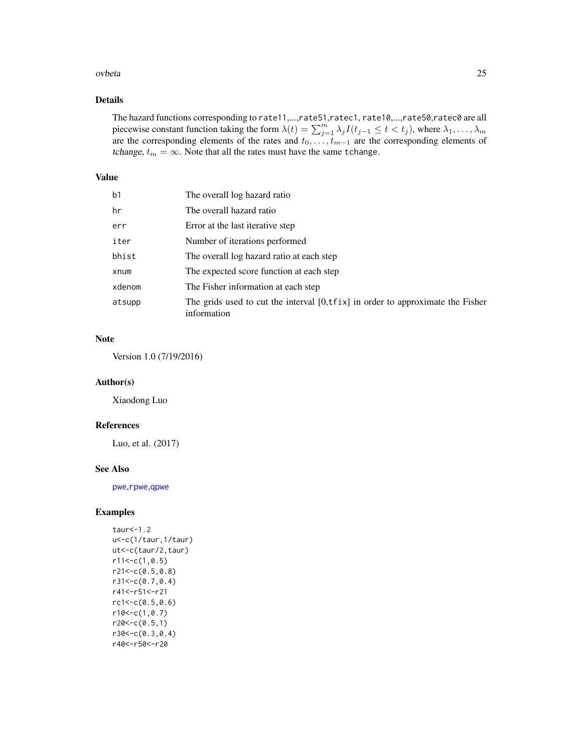## Details

The hazard functions corresponding to rate11,...,rate51,ratec1, rate10,...,rate50,ratec0 are all piecewise constant function taking the form $\lambda(t) = \sum_{j=1}^{m} \lambda_j I(t_{j-1} \leq t < t_j)$, where $\lambda_1, \ldots, \lambda_m$ are the corresponding elements of the rates and $t_0, \ldots, t_{m-1}$ are the corresponding elements of tchange, $t_m = \infty$. Note that all the rates must have the same tchange.

## Value

| | |
|---|---|
| b1 | The overall log hazard ratio |
| hr | The overall hazard ratio |
| err | Error at the last iterative step |
| iter | Number of iterations performed |
| bhist | The overall log hazard ratio at each step |
| xnum | The expected score function at each step |
| xdenom | The Fisher information at each step |
| atsupp | The grids used to cut the interval [0,tfix] in order to approximate the Fisher information |

## Note

Version 1.0 (7/19/2016)

## Author(s)

Xiaodong Luo

## References

Luo, et al. (2017)

## See Also

pwe,rpwe,qpwe

## Examples

```
taur<-1.2
u<-c(1/taur,1/taur)
ut<-c(taur/2,taur)
r11<-c(1,0.5)
r21<-c(0.5,0.8)
r31<-c(0.7,0.4)
r41<-r51<-r21
rc1<-c(0.5,0.6)
r10<-c(1,0.7)
r20<-c(0.5,1)
r30<-c(0.3,0.4)
r40<-r50<-r20
```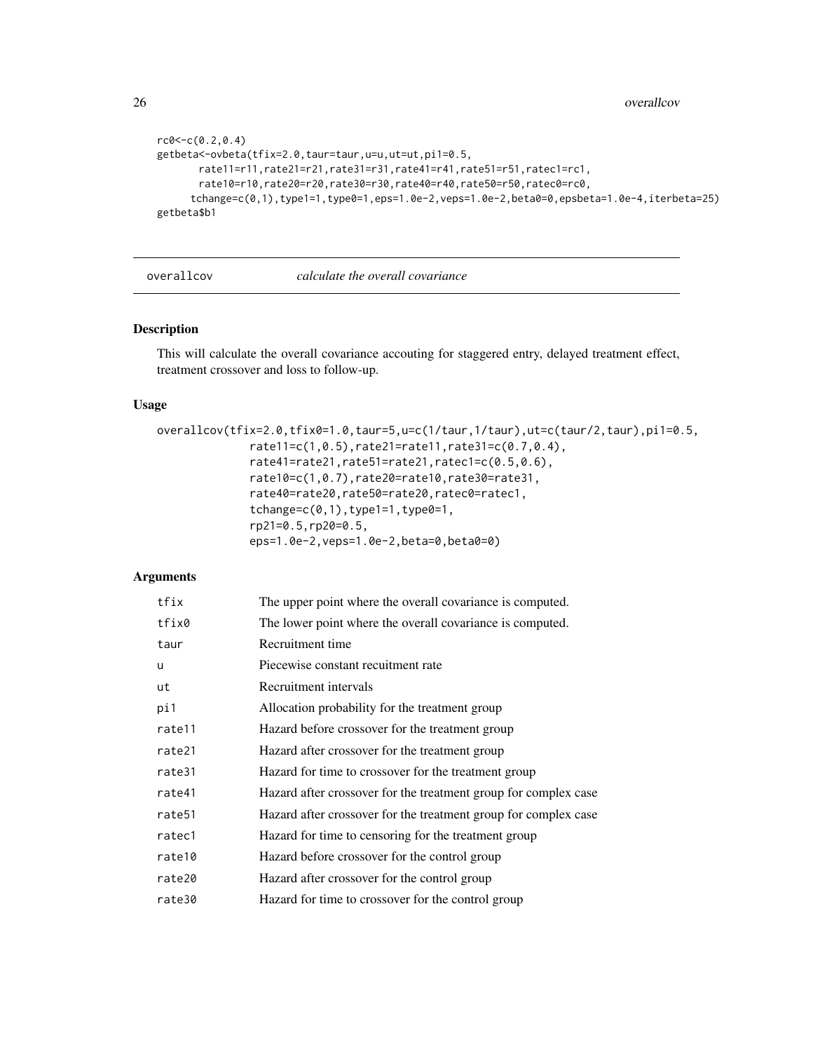```
rc0<-c(0.2,0.4)
getbeta<-ovbeta(tfix=2.0,taur=taur,u=u,ut=ut,pi1=0.5,
       rate11=r11,rate21=r21,rate31=r31,rate41=r41,rate51=r51,ratec1=rc1,
       rate10=r10,rate20=r20,rate30=r30,rate40=r40,rate50=r50,ratec0=rc0,
      tchange=c(0,1),type1=1,type0=1,eps=1.0e-2,veps=1.0e-2,beta0=0,epsbeta=1.0e-4,iterbeta=25)
getbeta$b1
```

---

## overallcov *calculate the overall covariance*

---

### Description

This will calculate the overall covariance accouting for staggered entry, delayed treatment effect, treatment crossover and loss to follow-up.

### Usage

```
overallcov(tfix=2.0,tfix0=1.0,taur=5,u=c(1/taur,1/taur),ut=c(taur/2,taur),pi1=0.5,
           rate11=c(1,0.5),rate21=rate11,rate31=c(0.7,0.4),
           rate41=rate21,rate51=rate21,ratec1=c(0.5,0.6),
           rate10=c(1,0.7),rate20=rate10,rate30=rate31,
           rate40=rate20,rate50=rate20,ratec0=ratec1,
           tchange=c(0,1),type1=1,type0=1,
           rp21=0.5,rp20=0.5,
           eps=1.0e-2,veps=1.0e-2,beta=0,beta0=0)
```

### Arguments

| | |
|---|---|
| tfix | The upper point where the overall covariance is computed. |
| tfix0 | The lower point where the overall covariance is computed. |
| taur | Recruitment time |
| u | Piecewise constant recuitment rate |
| ut | Recruitment intervals |
| pi1 | Allocation probability for the treatment group |
| rate11 | Hazard before crossover for the treatment group |
| rate21 | Hazard after crossover for the treatment group |
| rate31 | Hazard for time to crossover for the treatment group |
| rate41 | Hazard after crossover for the treatment group for complex case |
| rate51 | Hazard after crossover for the treatment group for complex case |
| ratec1 | Hazard for time to censoring for the treatment group |
| rate10 | Hazard before crossover for the control group |
| rate20 | Hazard after crossover for the control group |
| rate30 | Hazard for time to crossover for the control group |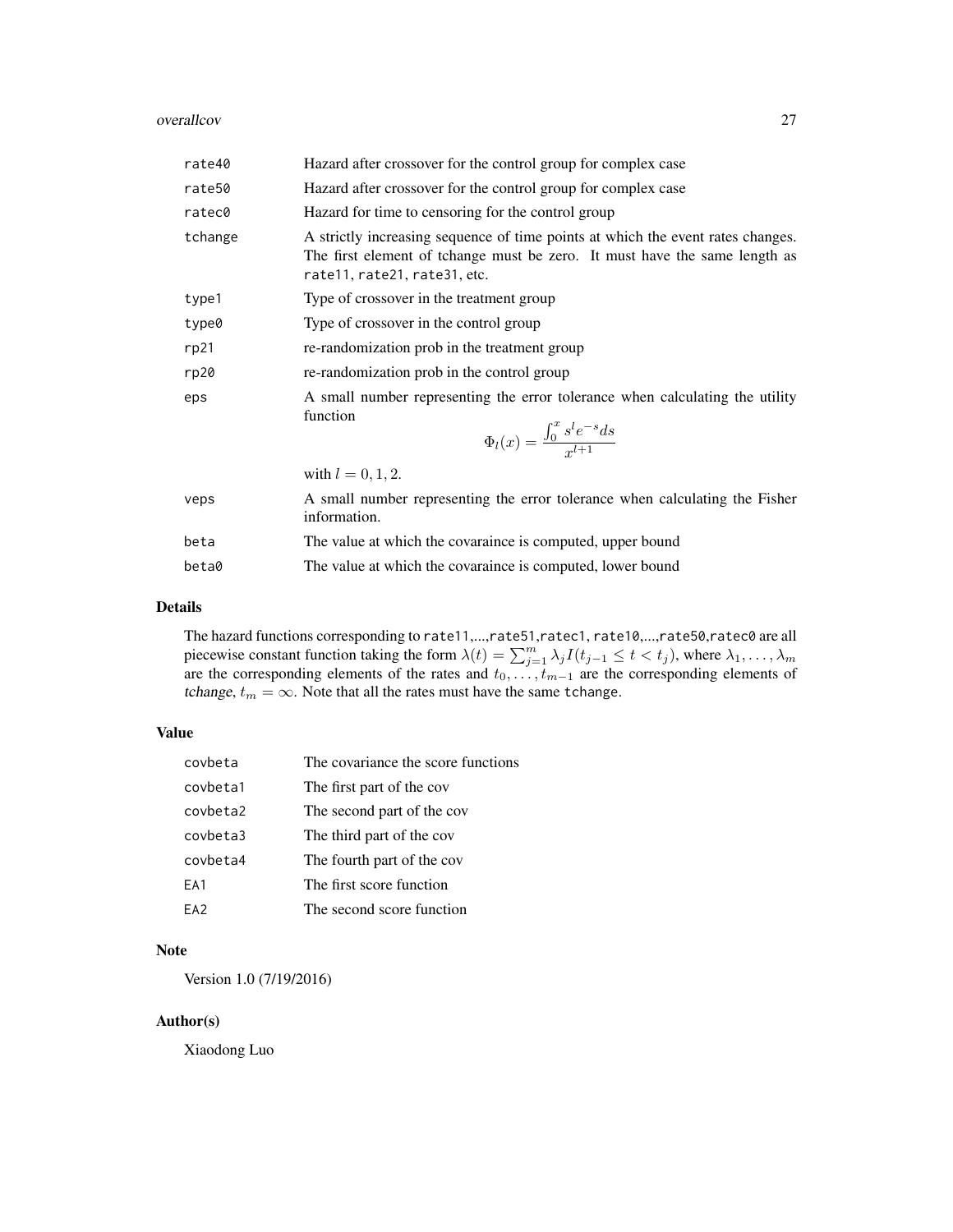| | |
|---|---|
| rate40 | Hazard after crossover for the control group for complex case |
| rate50 | Hazard after crossover for the control group for complex case |
| ratec0 | Hazard for time to censoring for the control group |
| tchange | A strictly increasing sequence of time points at which the event rates changes. The first element of tchange must be zero. It must have the same length as rate11, rate21, rate31, etc. |
| type1 | Type of crossover in the treatment group |
| type0 | Type of crossover in the control group |
| rp21 | re-randomization prob in the treatment group |
| rp20 | re-randomization prob in the control group |
| eps | A small number representing the error tolerance when calculating the utility function $$\Phi_l(x) = \frac{\int_0^x s^l e^{-s} ds}{x^{l+1}}$$ with $l = 0, 1, 2$. |
| veps | A small number representing the error tolerance when calculating the Fisher information. |
| beta | The value at which the covaraince is computed, upper bound |
| beta0 | The value at which the covaraince is computed, lower bound |

## Details

The hazard functions corresponding to rate11,...,rate51,ratec1, rate10,...,rate50,ratec0 are all piecewise constant function taking the form $\lambda(t) = \sum_{j=1}^{m} \lambda_j I(t_{j-1} \leq t < t_j)$, where $\lambda_1, \ldots, \lambda_m$ are the corresponding elements of the rates and $t_0, \ldots, t_{m-1}$ are the corresponding elements of *tchange*, $t_m = \infty$. Note that all the rates must have the same tchange.

## Value

| | |
|---|---|
| covbeta | The covariance the score functions |
| covbeta1 | The first part of the cov |
| covbeta2 | The second part of the cov |
| covbeta3 | The third part of the cov |
| covbeta4 | The fourth part of the cov |
| EA1 | The first score function |
| EA2 | The second score function |

## Note

Version 1.0 (7/19/2016)

## Author(s)

Xiaodong Luo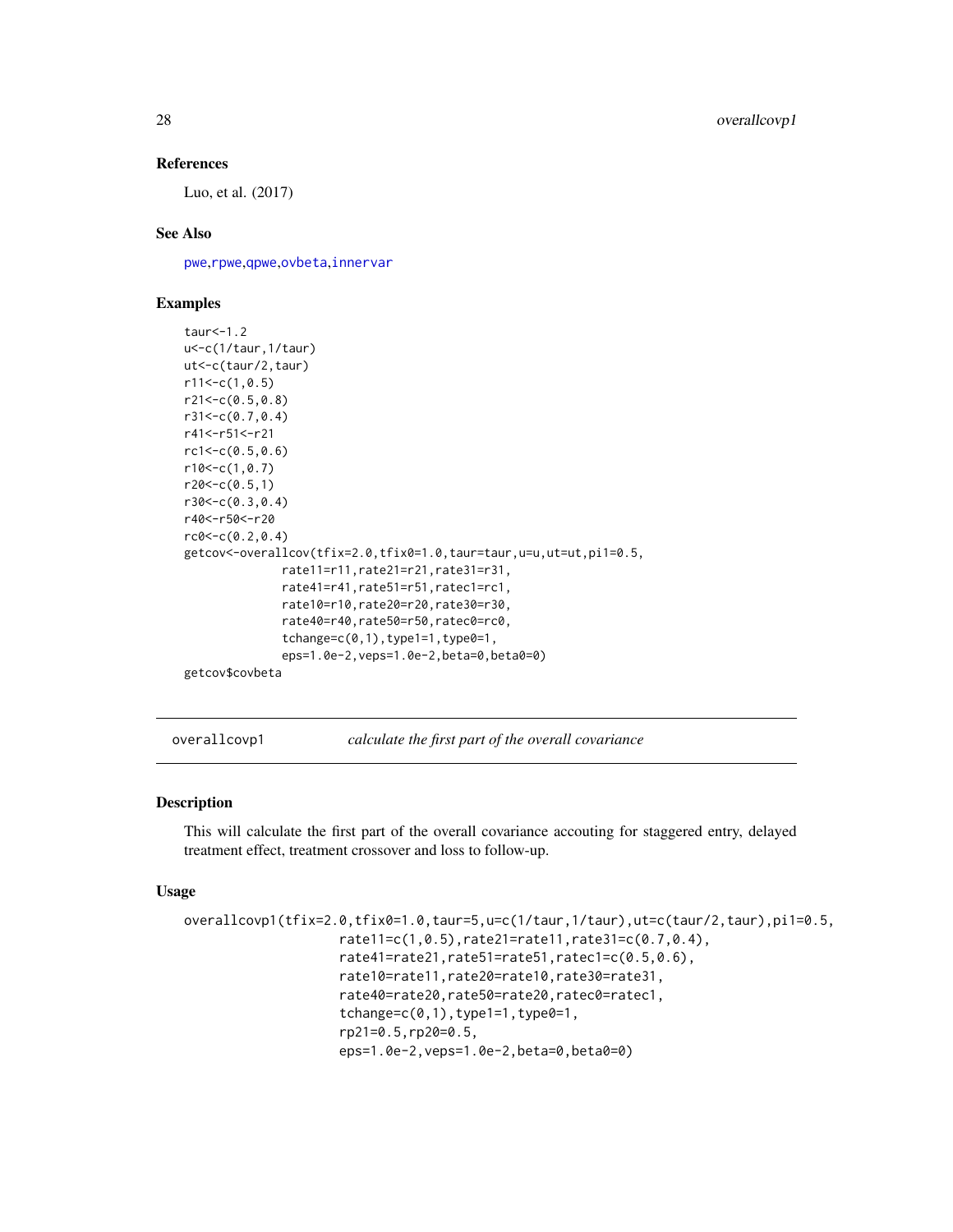### References

Luo, et al. (2017)

### See Also

pwe,rpwe,qpwe,ovbeta,innervar

### Examples

```
taur<-1.2
u<-c(1/taur,1/taur)
ut<-c(taur/2,taur)
r11<-c(1,0.5)
r21<-c(0.5,0.8)
r31<-c(0.7,0.4)
r41<-r51<-r21
rc1<-c(0.5,0.6)
r10<-c(1,0.7)
r20<-c(0.5,1)
r30<-c(0.3,0.4)
r40<-r50<-r20
rc0<-c(0.2,0.4)
getcov<-overallcov(tfix=2.0,tfix0=1.0,taur=taur,u=u,ut=ut,pi1=0.5,
             rate11=r11,rate21=r21,rate31=r31,
             rate41=r41,rate51=r51,ratec1=rc1,
             rate10=r10,rate20=r20,rate30=r30,
             rate40=r40,rate50=r50,ratec0=rc0,
             tchange=c(0,1),type1=1,type0=1,
             eps=1.0e-2,veps=1.0e-2,beta=0,beta0=0)
getcov$covbeta
```

---

## overallcovp1 — *calculate the first part of the overall covariance*

### Description

This will calculate the first part of the overall covariance accouting for staggered entry, delayed treatment effect, treatment crossover and loss to follow-up.

### Usage

```
overallcovp1(tfix=2.0,tfix0=1.0,taur=5,u=c(1/taur,1/taur),ut=c(taur/2,taur),pi1=0.5,
                    rate11=c(1,0.5),rate21=rate11,rate31=c(0.7,0.4),
                    rate41=rate21,rate51=rate51,ratec1=c(0.5,0.6),
                    rate10=rate11,rate20=rate10,rate30=rate31,
                    rate40=rate20,rate50=rate20,ratec0=ratec1,
                    tchange=c(0,1),type1=1,type0=1,
                    rp21=0.5,rp20=0.5,
                    eps=1.0e-2,veps=1.0e-2,beta=0,beta0=0)
```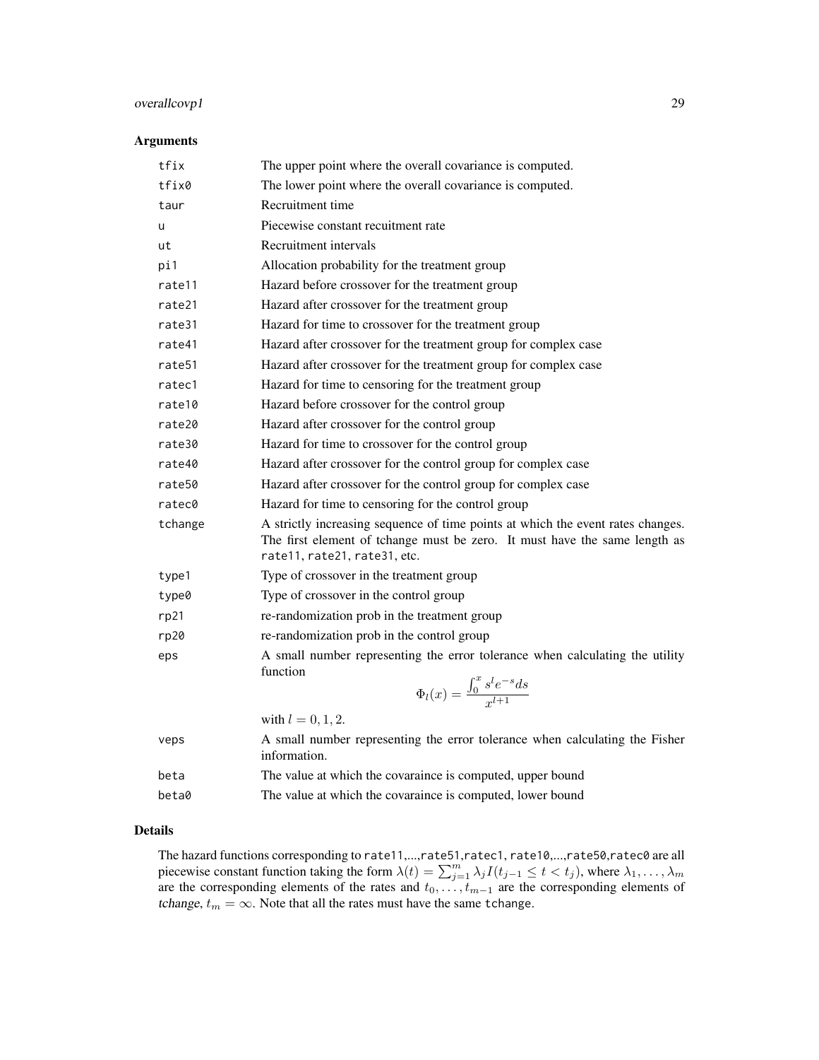## Arguments

| | |
|---|---|
| `tfix` | The upper point where the overall covariance is computed. |
| `tfix0` | The lower point where the overall covariance is computed. |
| `taur` | Recruitment time |
| `u` | Piecewise constant recuitment rate |
| `ut` | Recruitment intervals |
| `pi1` | Allocation probability for the treatment group |
| `rate11` | Hazard before crossover for the treatment group |
| `rate21` | Hazard after crossover for the treatment group |
| `rate31` | Hazard for time to crossover for the treatment group |
| `rate41` | Hazard after crossover for the treatment group for complex case |
| `rate51` | Hazard after crossover for the treatment group for complex case |
| `ratec1` | Hazard for time to censoring for the treatment group |
| `rate10` | Hazard before crossover for the control group |
| `rate20` | Hazard after crossover for the control group |
| `rate30` | Hazard for time to crossover for the control group |
| `rate40` | Hazard after crossover for the control group for complex case |
| `rate50` | Hazard after crossover for the control group for complex case |
| `ratec0` | Hazard for time to censoring for the control group |
| `tchange` | A strictly increasing sequence of time points at which the event rates changes. The first element of tchange must be zero. It must have the same length as `rate11`, `rate21`, `rate31`, etc. |
| `type1` | Type of crossover in the treatment group |
| `type0` | Type of crossover in the control group |
| `rp21` | re-randomization prob in the treatment group |
| `rp20` | re-randomization prob in the control group |
| `eps` | A small number representing the error tolerance when calculating the utility function $$\Phi_l(x) = \frac{\int_0^x s^l e^{-s} ds}{x^{l+1}}$$ with $l = 0, 1, 2$. |
| `veps` | A small number representing the error tolerance when calculating the Fisher information. |
| `beta` | The value at which the covaraince is computed, upper bound |
| `beta0` | The value at which the covaraince is computed, lower bound |

## Details

The hazard functions corresponding to `rate11`,...,`rate51`,`ratec1`, `rate10`,...,`rate50`,`ratec0` are all piecewise constant function taking the form $\lambda(t) = \sum_{j=1}^{m} \lambda_j I(t_{j-1} \le t < t_j)$, where $\lambda_1, \ldots, \lambda_m$ are the corresponding elements of the rates and $t_0, \ldots, t_{m-1}$ are the corresponding elements of *tchange*, $t_m = \infty$. Note that all the rates must have the same `tchange`.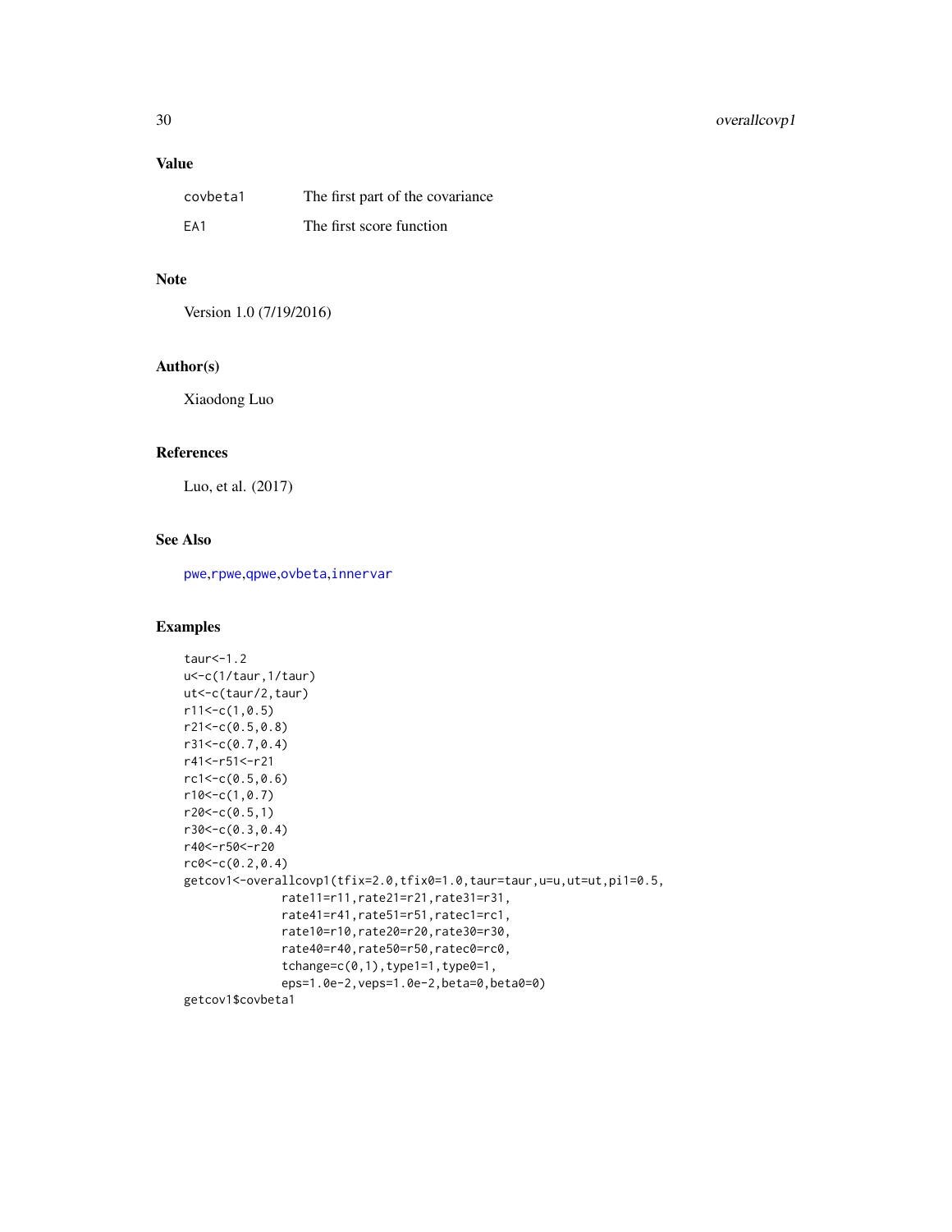## Value

| | |
|---|---|
| covbeta1 | The first part of the covariance |
| EA1 | The first score function |

## Note

Version 1.0 (7/19/2016)

## Author(s)

Xiaodong Luo

## References

Luo, et al. (2017)

## See Also

pwe,rpwe,qpwe,ovbeta,innervar

## Examples

```
taur<-1.2
u<-c(1/taur,1/taur)
ut<-c(taur/2,taur)
r11<-c(1,0.5)
r21<-c(0.5,0.8)
r31<-c(0.7,0.4)
r41<-r51<-r21
rc1<-c(0.5,0.6)
r10<-c(1,0.7)
r20<-c(0.5,1)
r30<-c(0.3,0.4)
r40<-r50<-r20
rc0<-c(0.2,0.4)
getcov1<-overallcovp1(tfix=2.0,tfix0=1.0,taur=taur,u=u,ut=ut,pi1=0.5,
              rate11=r11,rate21=r21,rate31=r31,
              rate41=r41,rate51=r51,ratec1=rc1,
              rate10=r10,rate20=r20,rate30=r30,
              rate40=r40,rate50=r50,ratec0=rc0,
              tchange=c(0,1),type1=1,type0=1,
              eps=1.0e-2,veps=1.0e-2,beta=0,beta0=0)
getcov1$covbeta1
```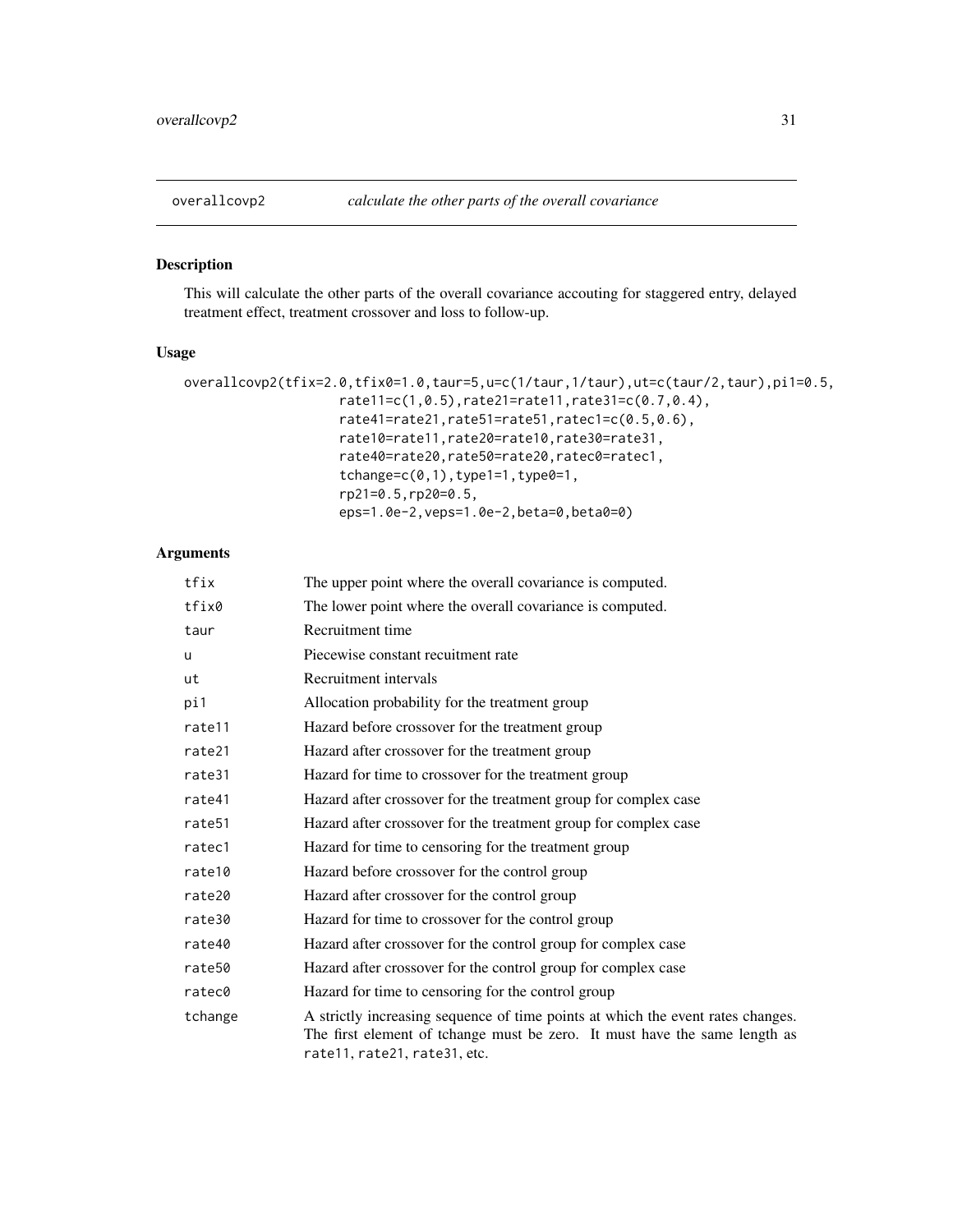overallcovp2 *calculate the other parts of the overall covariance*

## Description

This will calculate the other parts of the overall covariance accouting for staggered entry, delayed treatment effect, treatment crossover and loss to follow-up.

## Usage

```
overallcovp2(tfix=2.0,tfix0=1.0,taur=5,u=c(1/taur,1/taur),ut=c(taur/2,taur),pi1=0.5,
                    rate11=c(1,0.5),rate21=rate11,rate31=c(0.7,0.4),
                    rate41=rate21,rate51=rate51,ratec1=c(0.5,0.6),
                    rate10=rate11,rate20=rate10,rate30=rate31,
                    rate40=rate20,rate50=rate20,ratec0=ratec1,
                    tchange=c(0,1),type1=1,type0=1,
                    rp21=0.5,rp20=0.5,
                    eps=1.0e-2,veps=1.0e-2,beta=0,beta0=0)
```

## Arguments

| | |
|---|---|
| tfix | The upper point where the overall covariance is computed. |
| tfix0 | The lower point where the overall covariance is computed. |
| taur | Recruitment time |
| u | Piecewise constant recuitment rate |
| ut | Recruitment intervals |
| pi1 | Allocation probability for the treatment group |
| rate11 | Hazard before crossover for the treatment group |
| rate21 | Hazard after crossover for the treatment group |
| rate31 | Hazard for time to crossover for the treatment group |
| rate41 | Hazard after crossover for the treatment group for complex case |
| rate51 | Hazard after crossover for the treatment group for complex case |
| ratec1 | Hazard for time to censoring for the treatment group |
| rate10 | Hazard before crossover for the control group |
| rate20 | Hazard after crossover for the control group |
| rate30 | Hazard for time to crossover for the control group |
| rate40 | Hazard after crossover for the control group for complex case |
| rate50 | Hazard after crossover for the control group for complex case |
| ratec0 | Hazard for time to censoring for the control group |
| tchange | A strictly increasing sequence of time points at which the event rates changes. The first element of tchange must be zero. It must have the same length as rate11, rate21, rate31, etc. |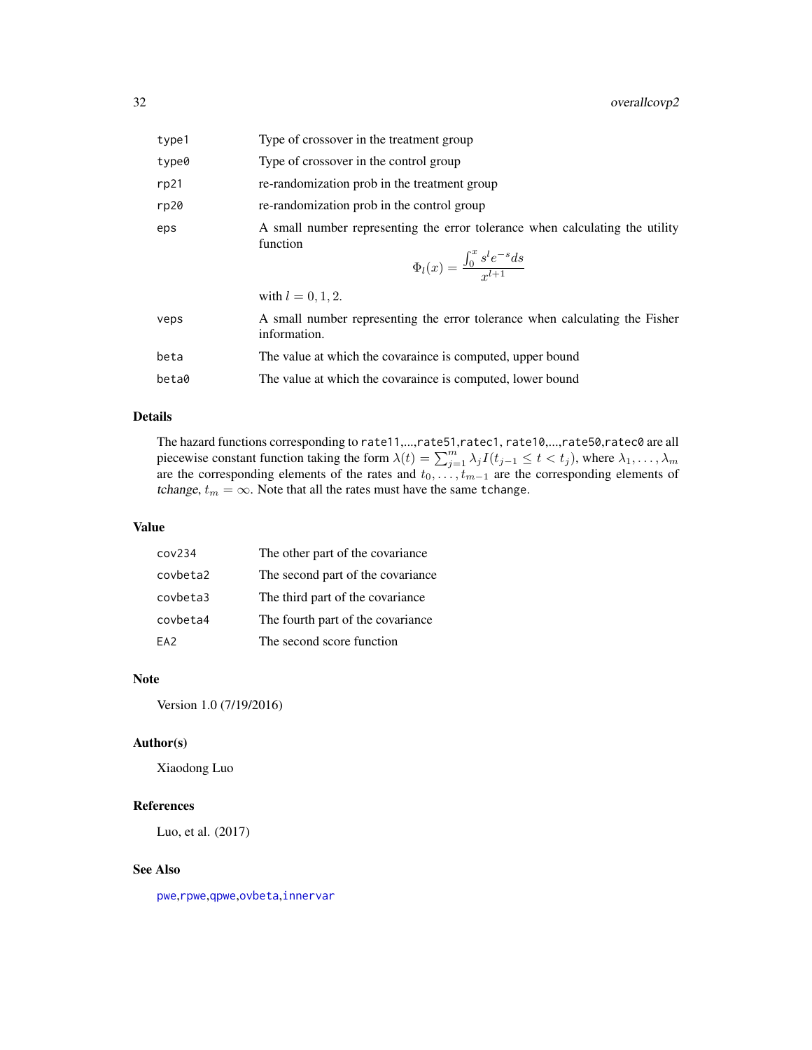| | |
|---|---|
| type1 | Type of crossover in the treatment group |
| type0 | Type of crossover in the control group |
| rp21 | re-randomization prob in the treatment group |
| rp20 | re-randomization prob in the control group |
| eps | A small number representing the error tolerance when calculating the utility function $$\Phi_l(x) = \frac{\int_0^x s^l e^{-s} ds}{x^{l+1}}$$ with $l = 0, 1, 2$. |
| veps | A small number representing the error tolerance when calculating the Fisher information. |
| beta | The value at which the covaraince is computed, upper bound |
| beta0 | The value at which the covaraince is computed, lower bound |

## Details

The hazard functions corresponding to rate11,...,rate51,ratec1, rate10,...,rate50,ratec0 are all piecewise constant function taking the form $\lambda(t) = \sum_{j=1}^{m} \lambda_j I(t_{j-1} \leq t < t_j)$, where $\lambda_1, \ldots, \lambda_m$ are the corresponding elements of the rates and $t_0, \ldots, t_{m-1}$ are the corresponding elements of *tchange*, $t_m = \infty$. Note that all the rates must have the same tchange.

## Value

| | |
|---|---|
| cov234 | The other part of the covariance |
| covbeta2 | The second part of the covariance |
| covbeta3 | The third part of the covariance |
| covbeta4 | The fourth part of the covariance |
| EA2 | The second score function |

## Note

Version 1.0 (7/19/2016)

## Author(s)

Xiaodong Luo

## References

Luo, et al. (2017)

## See Also

pwe,rpwe,qpwe,ovbeta,innervar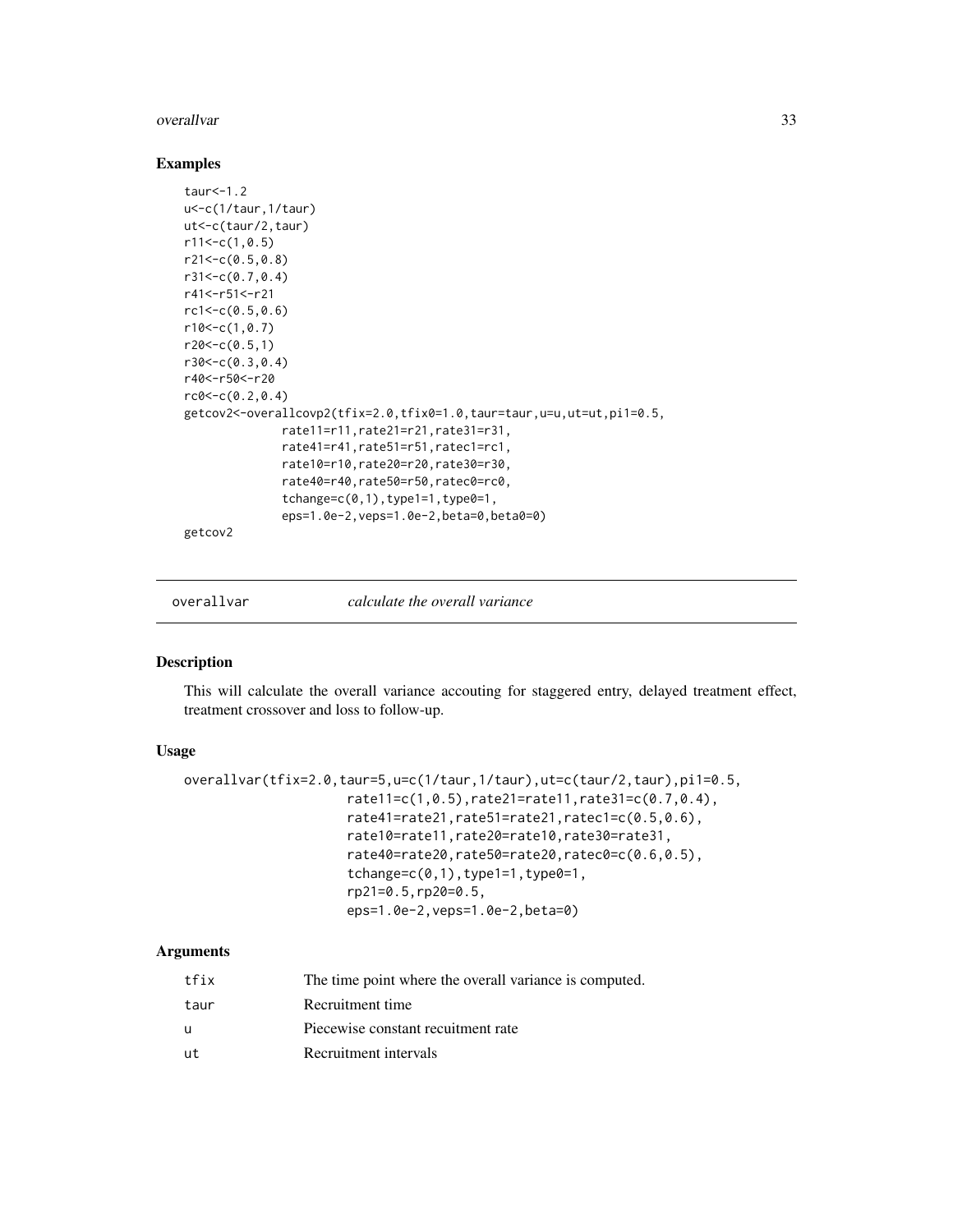## Examples

```
taur<-1.2
u<-c(1/taur,1/taur)
ut<-c(taur/2,taur)
r11<-c(1,0.5)
r21<-c(0.5,0.8)
r31<-c(0.7,0.4)
r41<-r51<-r21
rc1<-c(0.5,0.6)
r10<-c(1,0.7)
r20<-c(0.5,1)
r30<-c(0.3,0.4)
r40<-r50<-r20
rc0<-c(0.2,0.4)
getcov2<-overallcovp2(tfix=2.0,tfix0=1.0,taur=taur,u=u,ut=ut,pi1=0.5,
            rate11=r11,rate21=r21,rate31=r31,
            rate41=r41,rate51=r51,ratec1=rc1,
            rate10=r10,rate20=r20,rate30=r30,
            rate40=r40,rate50=r50,ratec0=rc0,
            tchange=c(0,1),type1=1,type0=1,
            eps=1.0e-2,veps=1.0e-2,beta=0,beta0=0)
getcov2
```

---

`overallvar` *calculate the overall variance*

---

## Description

This will calculate the overall variance accouting for staggered entry, delayed treatment effect, treatment crossover and loss to follow-up.

## Usage

```
overallvar(tfix=2.0,taur=5,u=c(1/taur,1/taur),ut=c(taur/2,taur),pi1=0.5,
                    rate11=c(1,0.5),rate21=rate11,rate31=c(0.7,0.4),
                    rate41=rate21,rate51=rate21,ratec1=c(0.5,0.6),
                    rate10=rate11,rate20=rate10,rate30=rate31,
                    rate40=rate20,rate50=rate20,ratec0=c(0.6,0.5),
                    tchange=c(0,1),type1=1,type0=1,
                    rp21=0.5,rp20=0.5,
                    eps=1.0e-2,veps=1.0e-2,beta=0)
```

## Arguments

| | |
|---|---|
| tfix | The time point where the overall variance is computed. |
| taur | Recruitment time |
| u | Piecewise constant recuitment rate |
| ut | Recruitment intervals |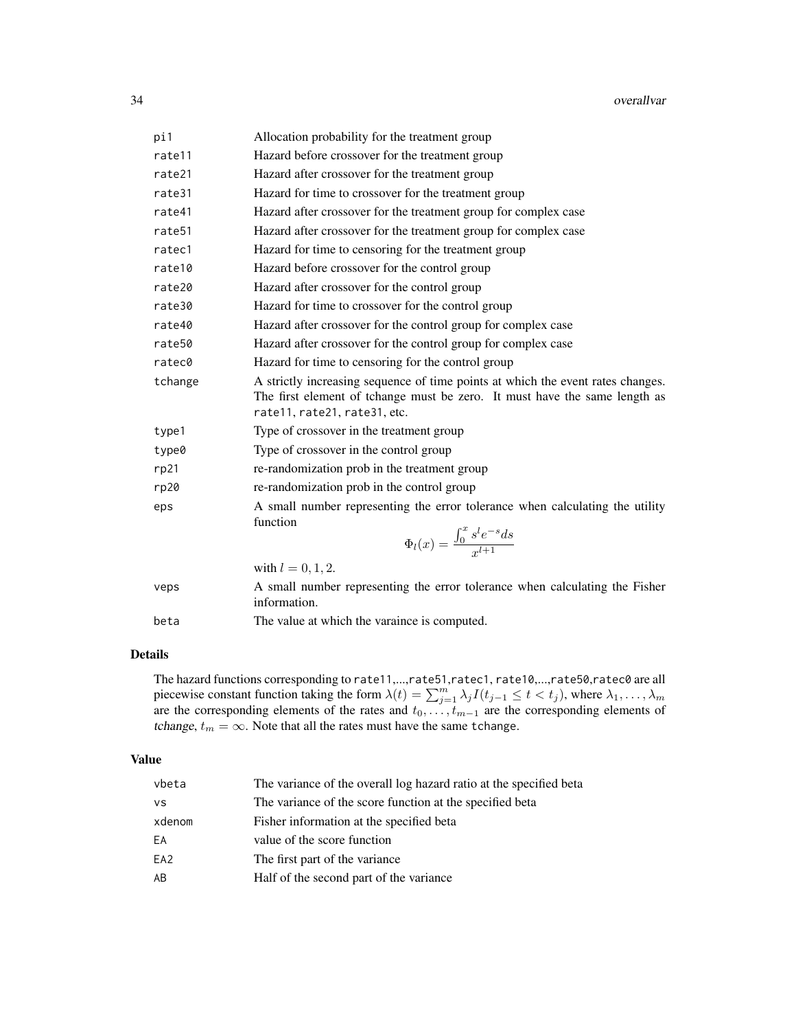| | |
|---|---|
| pi1 | Allocation probability for the treatment group |
| rate11 | Hazard before crossover for the treatment group |
| rate21 | Hazard after crossover for the treatment group |
| rate31 | Hazard for time to crossover for the treatment group |
| rate41 | Hazard after crossover for the treatment group for complex case |
| rate51 | Hazard after crossover for the treatment group for complex case |
| ratec1 | Hazard for time to censoring for the treatment group |
| rate10 | Hazard before crossover for the control group |
| rate20 | Hazard after crossover for the control group |
| rate30 | Hazard for time to crossover for the control group |
| rate40 | Hazard after crossover for the control group for complex case |
| rate50 | Hazard after crossover for the control group for complex case |
| ratec0 | Hazard for time to censoring for the control group |
| tchange | A strictly increasing sequence of time points at which the event rates changes. The first element of tchange must be zero. It must have the same length as rate11, rate21, rate31, etc. |
| type1 | Type of crossover in the treatment group |
| type0 | Type of crossover in the control group |
| rp21 | re-randomization prob in the treatment group |
| rp20 | re-randomization prob in the control group |
| eps | A small number representing the error tolerance when calculating the utility function $$\Phi_l(x) = \frac{\int_0^x s^l e^{-s} ds}{x^{l+1}}$$ with $l = 0, 1, 2$. |
| veps | A small number representing the error tolerance when calculating the Fisher information. |
| beta | The value at which the varaince is computed. |

## Details

The hazard functions corresponding to rate11,...,rate51,ratec1, rate10,...,rate50,ratec0 are all piecewise constant function taking the form $\lambda(t) = \sum_{j=1}^{m} \lambda_j I(t_{j-1} \leq t < t_j)$, where $\lambda_1, \ldots, \lambda_m$ are the corresponding elements of the rates and $t_0, \ldots, t_{m-1}$ are the corresponding elements of *tchange*, $t_m = \infty$. Note that all the rates must have the same tchange.

## Value

| | |
|---|---|
| vbeta | The variance of the overall log hazard ratio at the specified beta |
| vs | The variance of the score function at the specified beta |
| xdenom | Fisher information at the specified beta |
| EA | value of the score function |
| EA2 | The first part of the variance |
| AB | Half of the second part of the variance |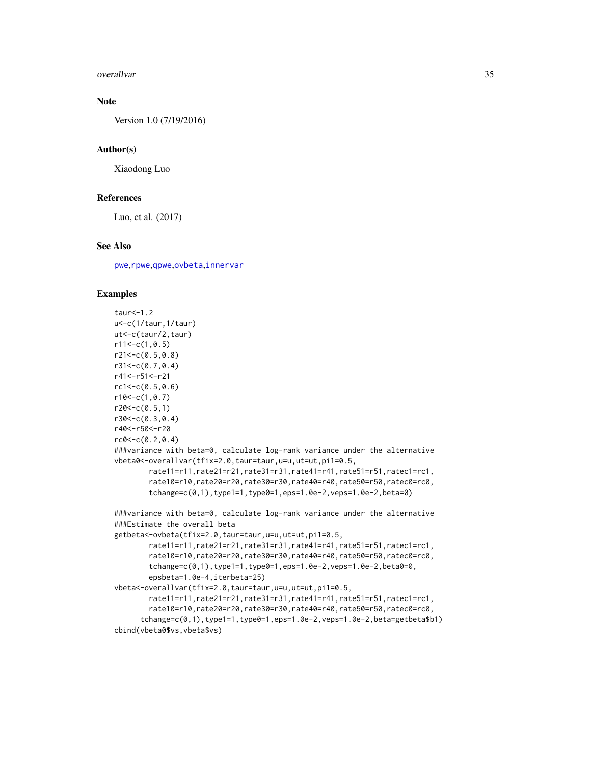## Note

Version 1.0 (7/19/2016)

## Author(s)

Xiaodong Luo

## References

Luo, et al. (2017)

## See Also

pwe,rpwe,qpwe,ovbeta,innervar

## Examples

```
taur<-1.2
u<-c(1/taur,1/taur)
ut<-c(taur/2,taur)
r11<-c(1,0.5)
r21<-c(0.5,0.8)
r31<-c(0.7,0.4)
r41<-r51<-r21
rc1<-c(0.5,0.6)
r10<-c(1,0.7)
r20<-c(0.5,1)
r30<-c(0.3,0.4)
r40<-r50<-r20
rc0<-c(0.2,0.4)
###variance with beta=0, calculate log-rank variance under the alternative
vbeta0<-overallvar(tfix=2.0,taur=taur,u=u,ut=ut,pi1=0.5,
        rate11=r11,rate21=r21,rate31=r31,rate41=r41,rate51=r51,ratec1=rc1,
        rate10=r10,rate20=r20,rate30=r30,rate40=r40,rate50=r50,ratec0=rc0,
        tchange=c(0,1),type1=1,type0=1,eps=1.0e-2,veps=1.0e-2,beta=0)

###variance with beta=0, calculate log-rank variance under the alternative
###Estimate the overall beta
getbeta<-ovbeta(tfix=2.0,taur=taur,u=u,ut=ut,pi1=0.5,
        rate11=r11,rate21=r21,rate31=r31,rate41=r41,rate51=r51,ratec1=rc1,
        rate10=r10,rate20=r20,rate30=r30,rate40=r40,rate50=r50,ratec0=rc0,
        tchange=c(0,1),type1=1,type0=1,eps=1.0e-2,veps=1.0e-2,beta0=0,
        epsbeta=1.0e-4,iterbeta=25)
vbeta<-overallvar(tfix=2.0,taur=taur,u=u,ut=ut,pi1=0.5,
        rate11=r11,rate21=r21,rate31=r31,rate41=r41,rate51=r51,ratec1=rc1,
        rate10=r10,rate20=r20,rate30=r30,rate40=r40,rate50=r50,ratec0=rc0,
      tchange=c(0,1),type1=1,type0=1,eps=1.0e-2,veps=1.0e-2,beta=getbeta$b1)
cbind(vbeta0$vs,vbeta$vs)
```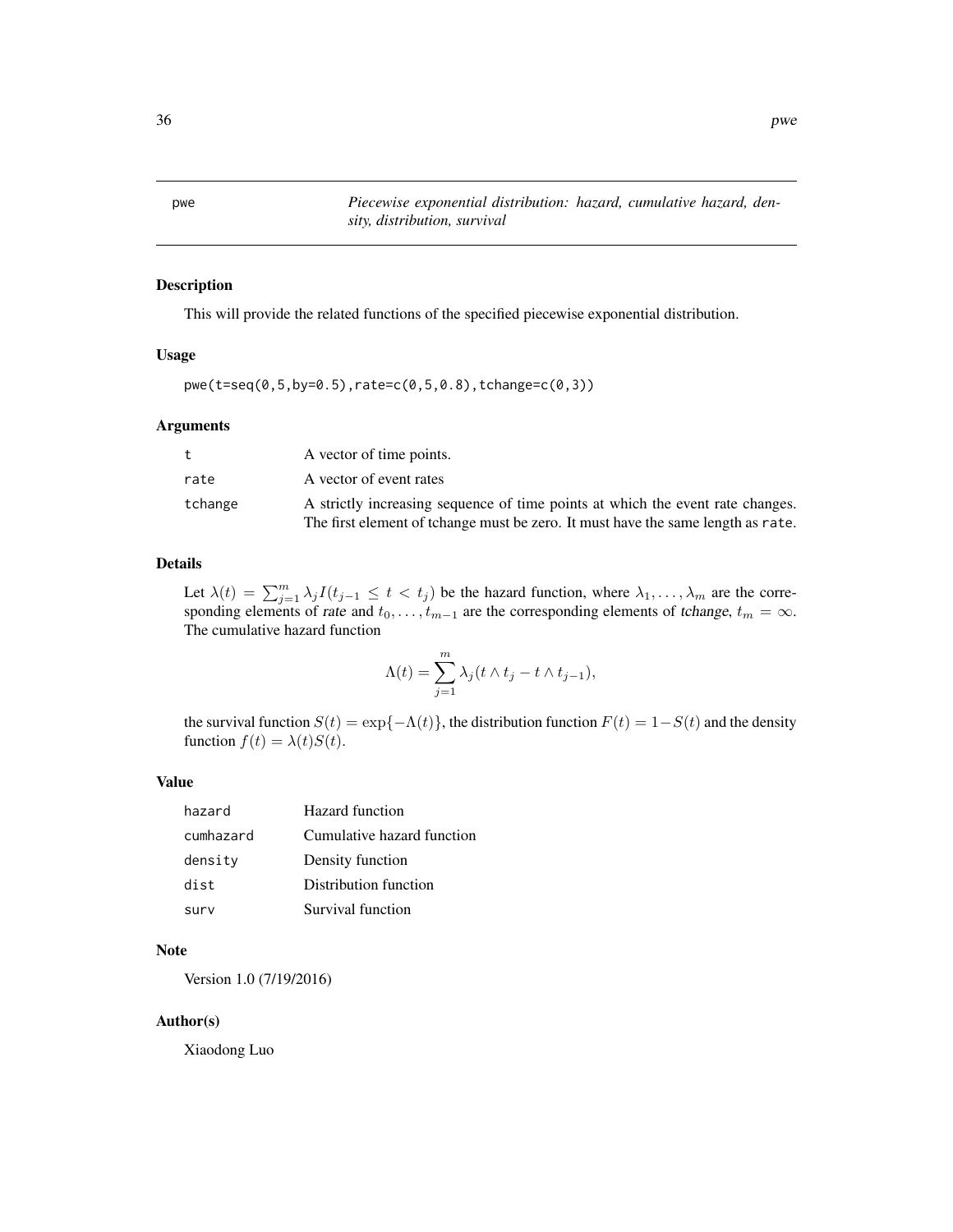pwe *Piecewise exponential distribution: hazard, cumulative hazard, density, distribution, survival*

## Description

This will provide the related functions of the specified piecewise exponential distribution.

## Usage

```
pwe(t=seq(0,5,by=0.5),rate=c(0,5,0.8),tchange=c(0,3))
```

## Arguments

| | |
|---|---|
| t | A vector of time points. |
| rate | A vector of event rates |
| tchange | A strictly increasing sequence of time points at which the event rate changes. The first element of tchange must be zero. It must have the same length as rate. |

## Details

Let $\lambda(t) = \sum_{j=1}^{m} \lambda_j I(t_{j-1} \leq t < t_j)$ be the hazard function, where $\lambda_1, \ldots, \lambda_m$ are the corresponding elements of rate and $t_0, \ldots, t_{m-1}$ are the corresponding elements of tchange, $t_m = \infty$. The cumulative hazard function

$$\Lambda(t) = \sum_{j=1}^{m} \lambda_j (t \wedge t_j - t \wedge t_{j-1}),$$

the survival function $S(t) = \exp\{-\Lambda(t)\}$, the distribution function $F(t) = 1 - S(t)$ and the density function $f(t) = \lambda(t) S(t)$.

## Value

| | |
|---|---|
| hazard | Hazard function |
| cumhazard | Cumulative hazard function |
| density | Density function |
| dist | Distribution function |
| surv | Survival function |

## Note

Version 1.0 (7/19/2016)

## Author(s)

Xiaodong Luo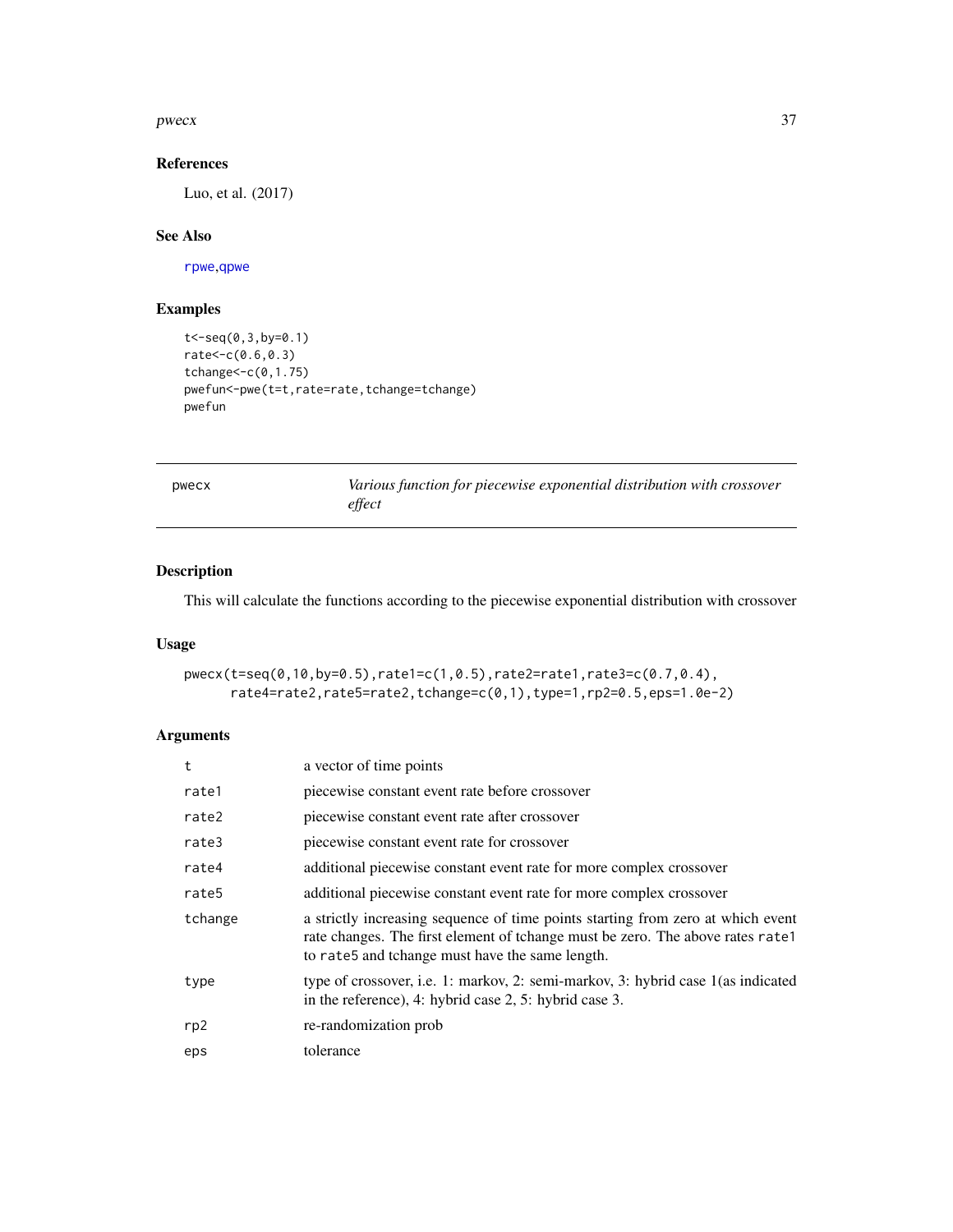## References

Luo, et al. (2017)

## See Also

rpwe, qpwe

## Examples

```
t<-seq(0,3,by=0.1)
rate<-c(0.6,0.3)
tchange<-c(0,1.75)
pwefun<-pwe(t=t,rate=rate,tchange=tchange)
pwefun
```

---

# pwecx — *Various function for piecewise exponential distribution with crossover effect*

---

## Description

This will calculate the functions according to the piecewise exponential distribution with crossover

## Usage

```
pwecx(t=seq(0,10,by=0.5),rate1=c(1,0.5),rate2=rate1,rate3=c(0.7,0.4),
      rate4=rate2,rate5=rate2,tchange=c(0,1),type=1,rp2=0.5,eps=1.0e-2)
```

## Arguments

| | |
|---|---|
| t | a vector of time points |
| rate1 | piecewise constant event rate before crossover |
| rate2 | piecewise constant event rate after crossover |
| rate3 | piecewise constant event rate for crossover |
| rate4 | additional piecewise constant event rate for more complex crossover |
| rate5 | additional piecewise constant event rate for more complex crossover |
| tchange | a strictly increasing sequence of time points starting from zero at which event rate changes. The first element of tchange must be zero. The above rates rate1 to rate5 and tchange must have the same length. |
| type | type of crossover, i.e. 1: markov, 2: semi-markov, 3: hybrid case 1(as indicated in the reference), 4: hybrid case 2, 5: hybrid case 3. |
| rp2 | re-randomization prob |
| eps | tolerance |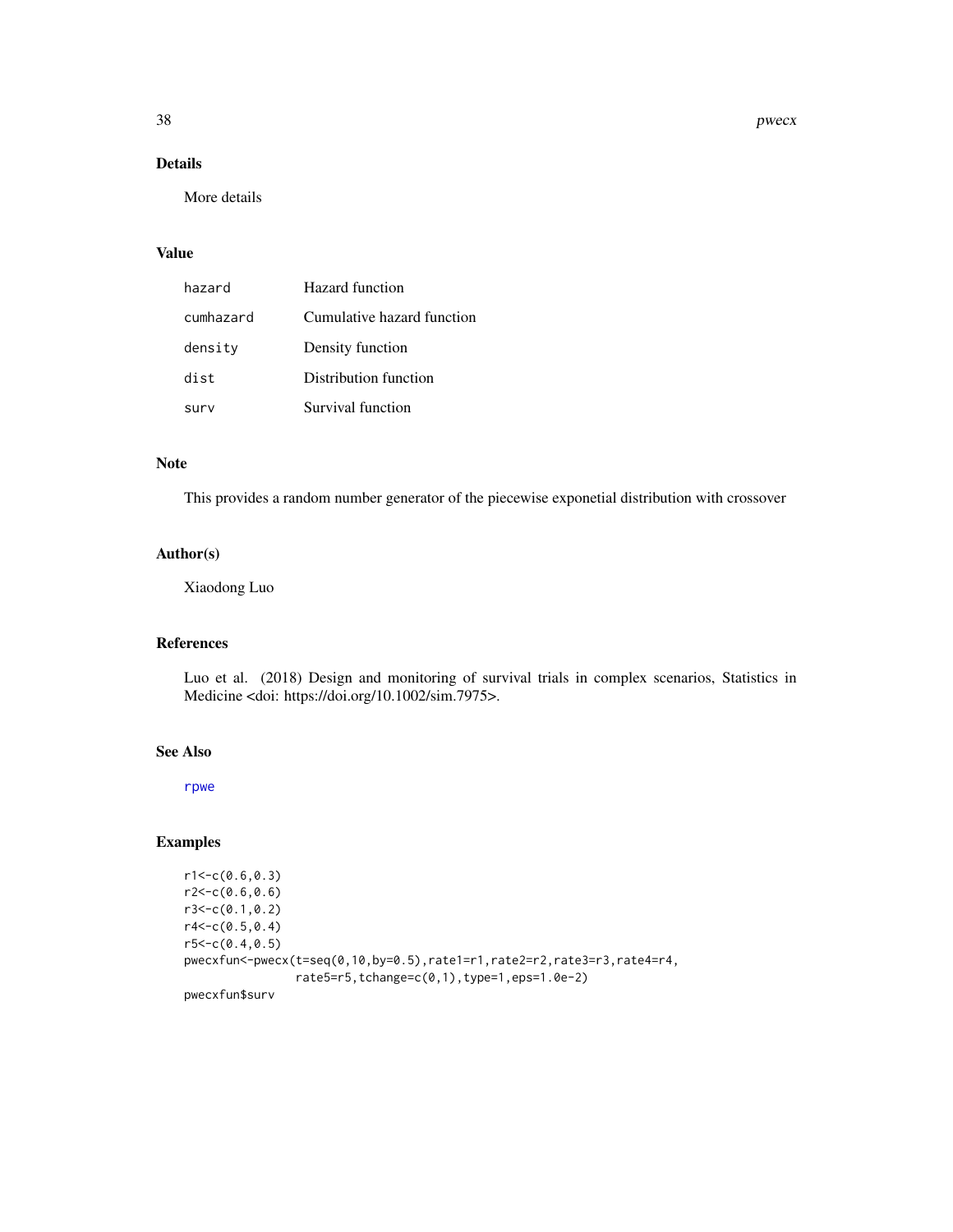## Details

More details

## Value

| | |
|---|---|
| hazard | Hazard function |
| cumhazard | Cumulative hazard function |
| density | Density function |
| dist | Distribution function |
| surv | Survival function |

## Note

This provides a random number generator of the piecewise exponetial distribution with crossover

## Author(s)

Xiaodong Luo

## References

Luo et al. (2018) Design and monitoring of survival trials in complex scenarios, Statistics in Medicine <doi: https://doi.org/10.1002/sim.7975>.

## See Also

rpwe

## Examples

```
r1<-c(0.6,0.3)
r2<-c(0.6,0.6)
r3<-c(0.1,0.2)
r4<-c(0.5,0.4)
r5<-c(0.4,0.5)
pwecxfun<-pwecx(t=seq(0,10,by=0.5),rate1=r1,rate2=r2,rate3=r3,rate4=r4,
                rate5=r5,tchange=c(0,1),type=1,eps=1.0e-2)
pwecxfun$surv
```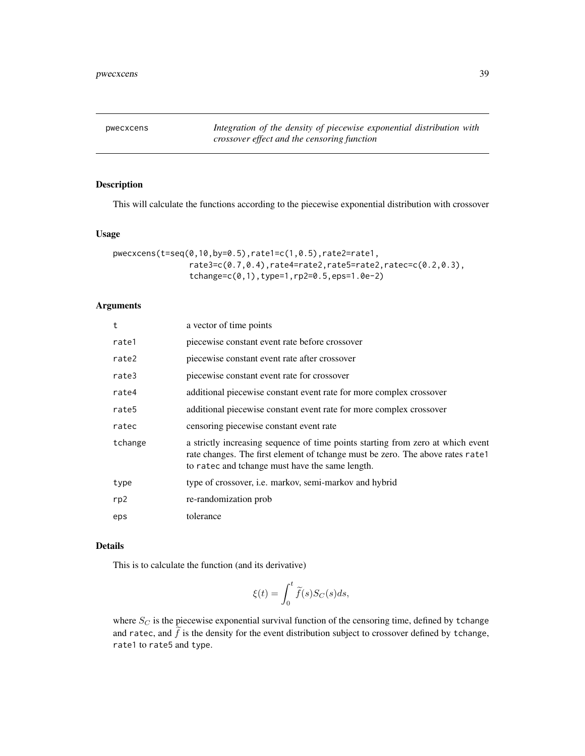pwecxcens *Integration of the density of piecewise exponential distribution with crossover effect and the censoring function*

## Description

This will calculate the functions according to the piecewise exponential distribution with crossover

## Usage

```
pwecxcens(t=seq(0,10,by=0.5),rate1=c(1,0.5),rate2=rate1,
              rate3=c(0.7,0.4),rate4=rate2,rate5=rate2,ratec=c(0.2,0.3),
              tchange=c(0,1),type=1,rp2=0.5,eps=1.0e-2)
```

## Arguments

| | |
|---|---|
| t | a vector of time points |
| rate1 | piecewise constant event rate before crossover |
| rate2 | piecewise constant event rate after crossover |
| rate3 | piecewise constant event rate for crossover |
| rate4 | additional piecewise constant event rate for more complex crossover |
| rate5 | additional piecewise constant event rate for more complex crossover |
| ratec | censoring piecewise constant event rate |
| tchange | a strictly increasing sequence of time points starting from zero at which event rate changes. The first element of tchange must be zero. The above rates rate1 to ratec and tchange must have the same length. |
| type | type of crossover, i.e. markov, semi-markov and hybrid |
| rp2 | re-randomization prob |
| eps | tolerance |

## Details

This is to calculate the function (and its derivative)

$$\xi(t) = \int_0^t \widetilde{f}(s) S_C(s) ds,$$

where $S_C$ is the piecewise exponential survival function of the censoring time, defined by tchange and ratec, and $\widetilde{f}$ is the density for the event distribution subject to crossover defined by tchange, rate1 to rate5 and type.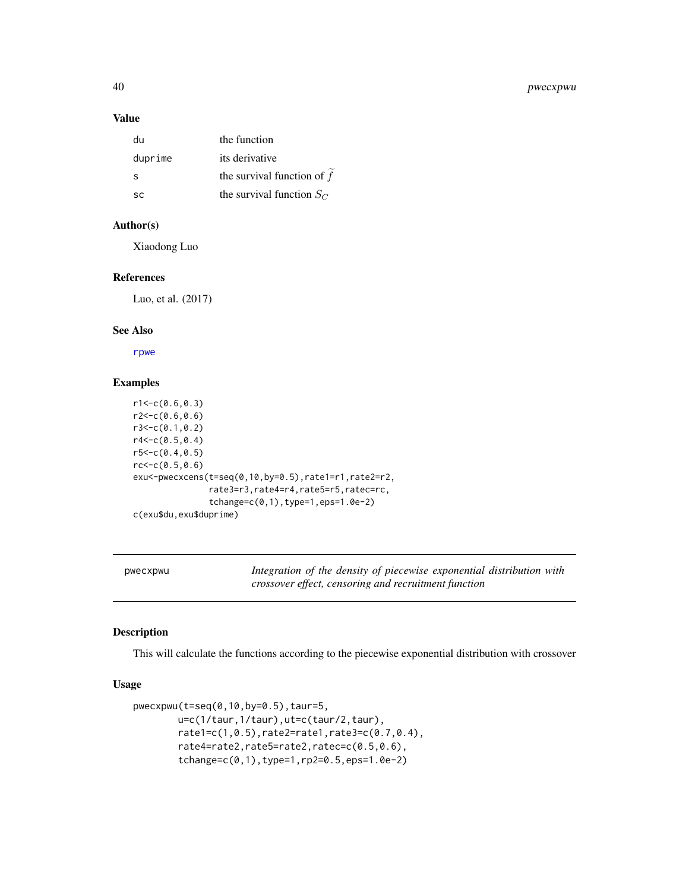## Value

| | |
|---|---|
| du | the function |
| duprime | its derivative |
| s | the survival function of $\widetilde{f}$ |
| sc | the survival function $S_C$ |

## Author(s)

Xiaodong Luo

## References

Luo, et al. (2017)

## See Also

rpwe

## Examples

```
r1<-c(0.6,0.3)
r2<-c(0.6,0.6)
r3<-c(0.1,0.2)
r4<-c(0.5,0.4)
r5<-c(0.4,0.5)
rc<-c(0.5,0.6)
exu<-pwecxcens(t=seq(0,10,by=0.5),rate1=r1,rate2=r2,
               rate3=r3,rate4=r4,rate5=r5,ratec=rc,
               tchange=c(0,1),type=1,eps=1.0e-2)
c(exu$du,exu$duprime)
```

---

# pwecxpwu — *Integration of the density of piecewise exponential distribution with crossover effect, censoring and recruitment function*

## Description

This will calculate the functions according to the piecewise exponential distribution with crossover

## Usage

```
pwecxpwu(t=seq(0,10,by=0.5),taur=5,
        u=c(1/taur,1/taur),ut=c(taur/2,taur),
        rate1=c(1,0.5),rate2=rate1,rate3=c(0.7,0.4),
        rate4=rate2,rate5=rate2,ratec=c(0.5,0.6),
        tchange=c(0,1),type=1,rp2=0.5,eps=1.0e-2)
```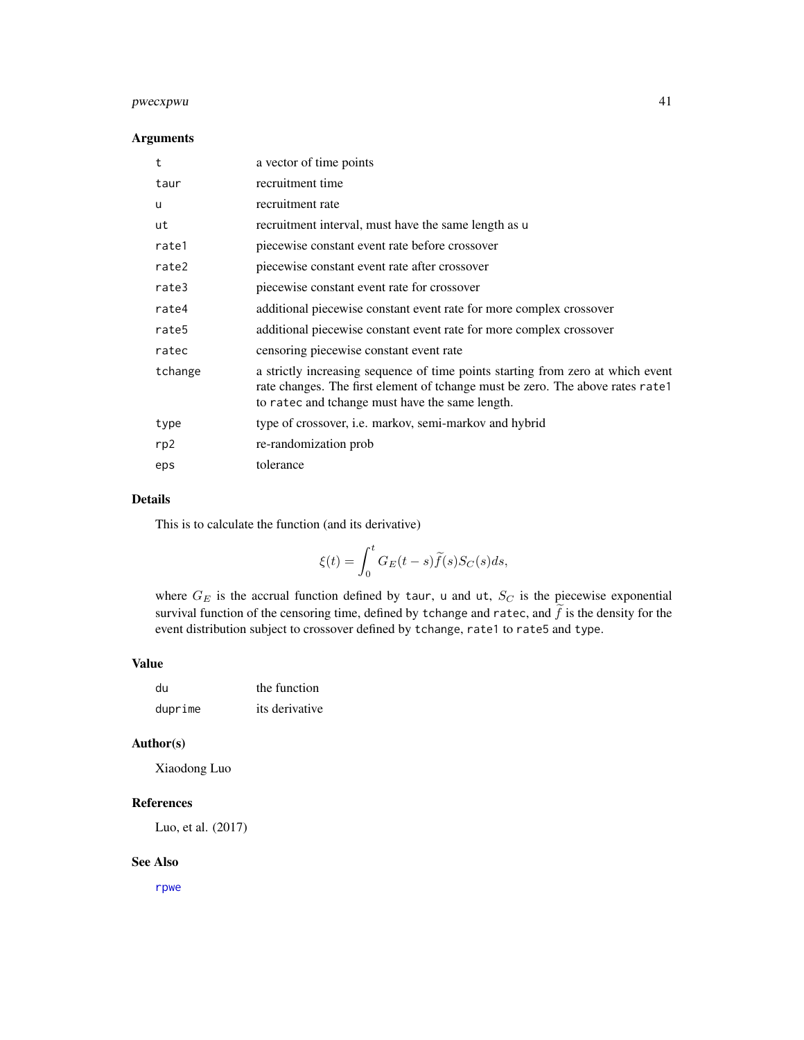## Arguments

| | |
|---|---|
| `t` | a vector of time points |
| `taur` | recruitment time |
| `u` | recruitment rate |
| `ut` | recruitment interval, must have the same length as `u` |
| `rate1` | piecewise constant event rate before crossover |
| `rate2` | piecewise constant event rate after crossover |
| `rate3` | piecewise constant event rate for crossover |
| `rate4` | additional piecewise constant event rate for more complex crossover |
| `rate5` | additional piecewise constant event rate for more complex crossover |
| `ratec` | censoring piecewise constant event rate |
| `tchange` | a strictly increasing sequence of time points starting from zero at which event rate changes. The first element of tchange must be zero. The above rates `rate1` to `ratec` and tchange must have the same length. |
| `type` | type of crossover, i.e. markov, semi-markov and hybrid |
| `rp2` | re-randomization prob |
| `eps` | tolerance |

## Details

This is to calculate the function (and its derivative)

$$\xi(t) = \int_0^t G_E(t-s)\widetilde{f}(s)S_C(s)ds,$$

where $G_E$ is the accrual function defined by `taur`, `u` and `ut`, $S_C$ is the piecewise exponential survival function of the censoring time, defined by `tchange` and `ratec`, and $\widetilde{f}$ is the density for the event distribution subject to crossover defined by `tchange`, `rate1` to `rate5` and `type`.

## Value

| | |
|---|---|
| `du` | the function |
| `duprime` | its derivative |

## Author(s)

Xiaodong Luo

## References

Luo, et al. (2017)

## See Also

`rpwe`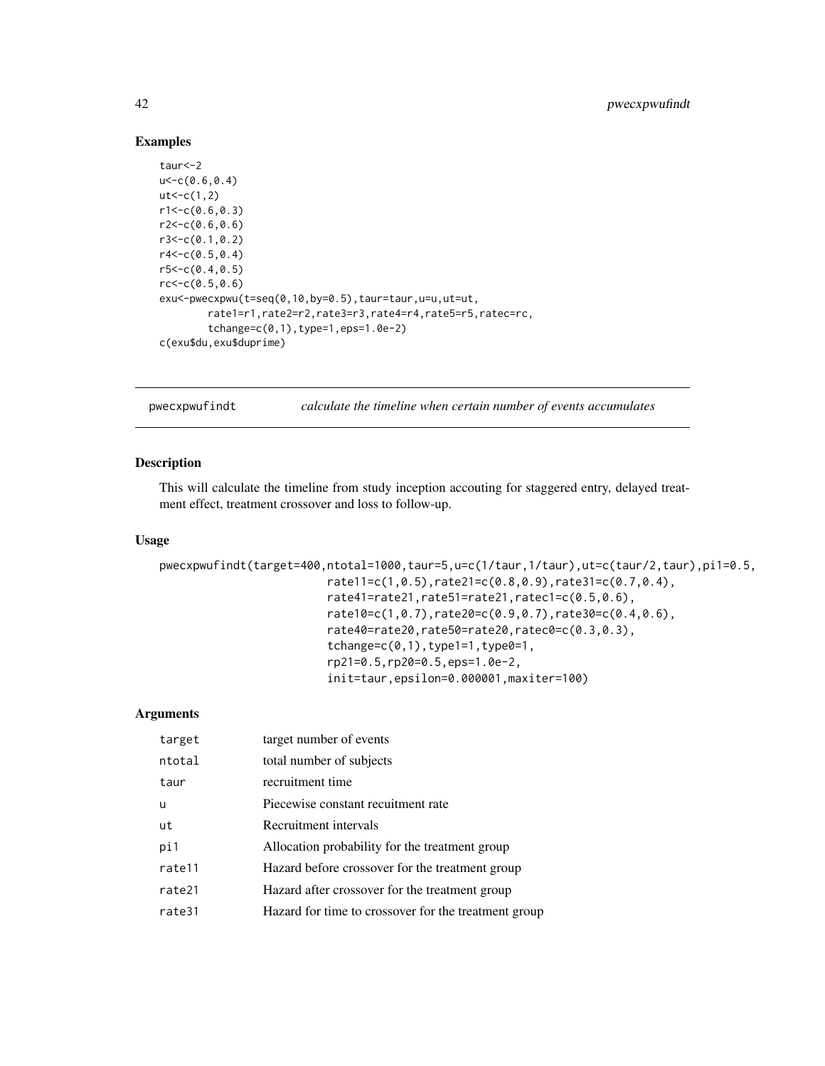## Examples

```
taur<-2
u<-c(0.6,0.4)
ut<-c(1,2)
r1<-c(0.6,0.3)
r2<-c(0.6,0.6)
r3<-c(0.1,0.2)
r4<-c(0.5,0.4)
r5<-c(0.4,0.5)
rc<-c(0.5,0.6)
exu<-pwecxpwu(t=seq(0,10,by=0.5),taur=taur,u=u,ut=ut,
        rate1=r1,rate2=r2,rate3=r3,rate4=r4,rate5=r5,ratec=rc,
        tchange=c(0,1),type=1,eps=1.0e-2)
c(exu$du,exu$duprime)
```

---

pwecxpwufindt *calculate the timeline when certain number of events accumulates*

---

## Description

This will calculate the timeline from study inception accouting for staggered entry, delayed treatment effect, treatment crossover and loss to follow-up.

## Usage

```
pwecxpwufindt(target=400,ntotal=1000,taur=5,u=c(1/taur,1/taur),ut=c(taur/2,taur),pi1=0.5,
                        rate11=c(1,0.5),rate21=c(0.8,0.9),rate31=c(0.7,0.4),
                        rate41=rate21,rate51=rate21,ratec1=c(0.5,0.6),
                        rate10=c(1,0.7),rate20=c(0.9,0.7),rate30=c(0.4,0.6),
                        rate40=rate20,rate50=rate20,ratec0=c(0.3,0.3),
                        tchange=c(0,1),type1=1,type0=1,
                        rp21=0.5,rp20=0.5,eps=1.0e-2,
                        init=taur,epsilon=0.000001,maxiter=100)
```

## Arguments

| | |
|---|---|
| target | target number of events |
| ntotal | total number of subjects |
| taur | recruitment time |
| u | Piecewise constant recuitment rate |
| ut | Recruitment intervals |
| pi1 | Allocation probability for the treatment group |
| rate11 | Hazard before crossover for the treatment group |
| rate21 | Hazard after crossover for the treatment group |
| rate31 | Hazard for time to crossover for the treatment group |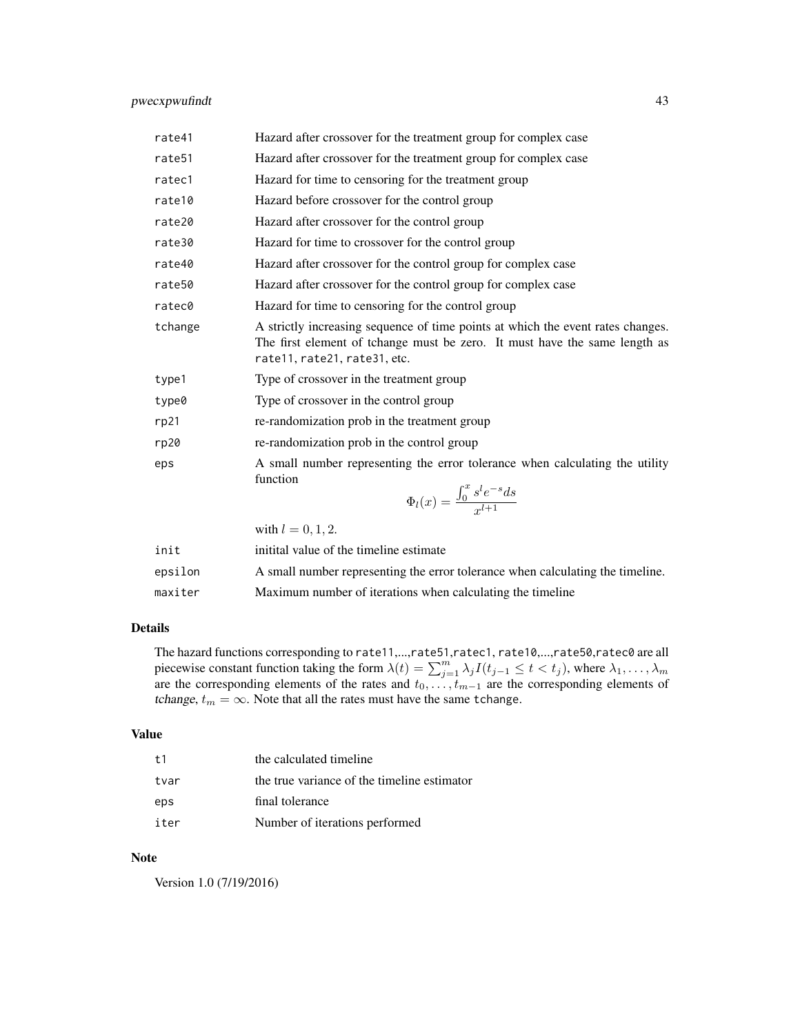| | |
|---|---|
| rate41 | Hazard after crossover for the treatment group for complex case |
| rate51 | Hazard after crossover for the treatment group for complex case |
| ratec1 | Hazard for time to censoring for the treatment group |
| rate10 | Hazard before crossover for the control group |
| rate20 | Hazard after crossover for the control group |
| rate30 | Hazard for time to crossover for the control group |
| rate40 | Hazard after crossover for the control group for complex case |
| rate50 | Hazard after crossover for the control group for complex case |
| ratec0 | Hazard for time to censoring for the control group |
| tchange | A strictly increasing sequence of time points at which the event rates changes. The first element of tchange must be zero. It must have the same length as rate11, rate21, rate31, etc. |
| type1 | Type of crossover in the treatment group |
| type0 | Type of crossover in the control group |
| rp21 | re-randomization prob in the treatment group |
| rp20 | re-randomization prob in the control group |
| eps | A small number representing the error tolerance when calculating the utility function $$\Phi_l(x) = \frac{\int_0^x s^l e^{-s} ds}{x^{l+1}}$$ with $l = 0, 1, 2$. |
| init | initital value of the timeline estimate |
| epsilon | A small number representing the error tolerance when calculating the timeline. |
| maxiter | Maximum number of iterations when calculating the timeline |

## Details

The hazard functions corresponding to rate11,...,rate51,ratec1, rate10,...,rate50,ratec0 are all piecewise constant function taking the form $\lambda(t) = \sum_{j=1}^{m} \lambda_j I(t_{j-1} \leq t < t_j)$, where $\lambda_1, \ldots, \lambda_m$ are the corresponding elements of the rates and $t_0, \ldots, t_{m-1}$ are the corresponding elements of tchange, $t_m = \infty$. Note that all the rates must have the same tchange.

## Value

| | |
|---|---|
| t1 | the calculated timeline |
| tvar | the true variance of the timeline estimator |
| eps | final tolerance |
| iter | Number of iterations performed |

## Note

Version 1.0 (7/19/2016)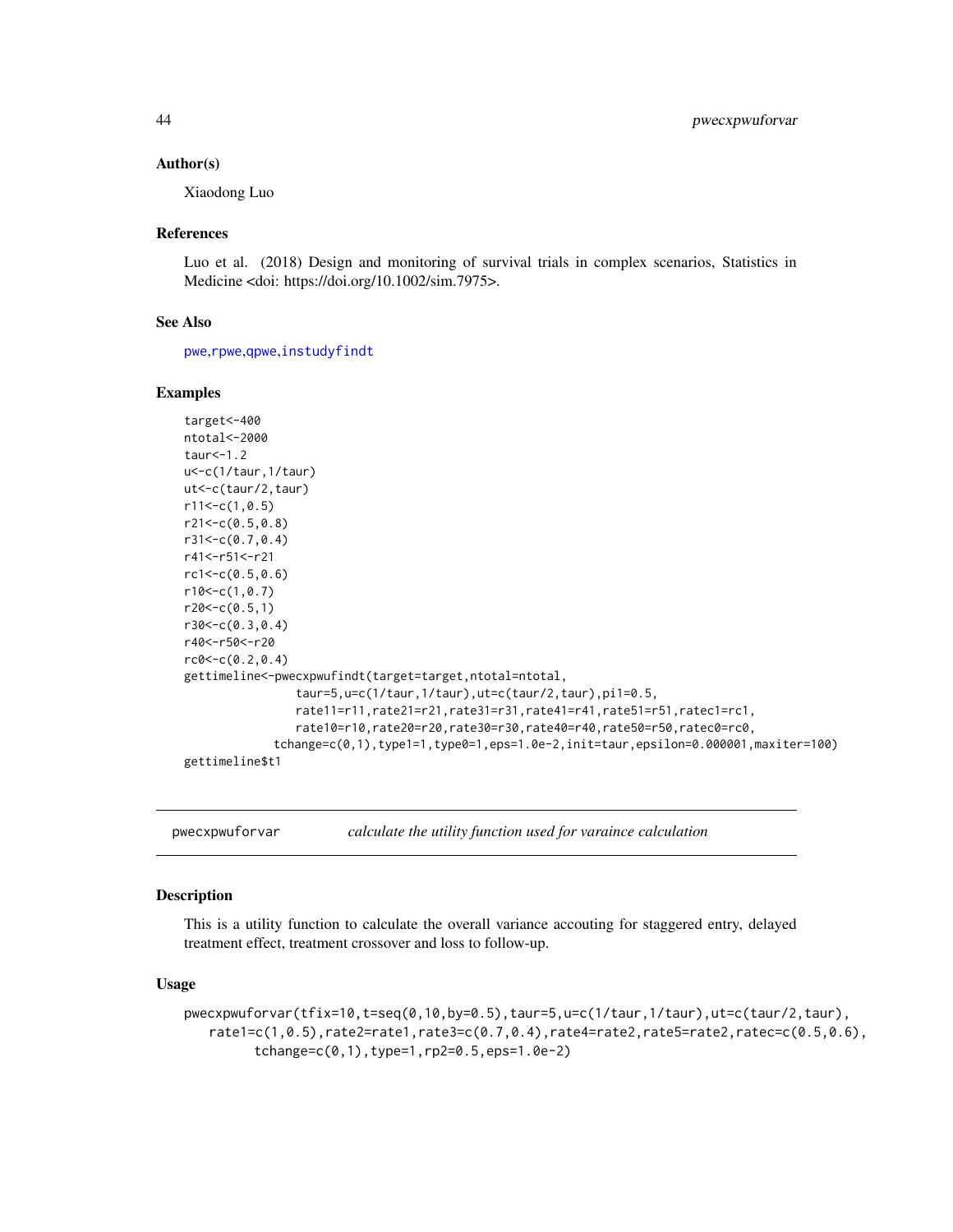### Author(s)

Xiaodong Luo

### References

Luo et al. (2018) Design and monitoring of survival trials in complex scenarios, Statistics in Medicine <doi: https://doi.org/10.1002/sim.7975>.

### See Also

pwe,rpwe,qpwe,instudyfindt

### Examples

```
target<-400
ntotal<-2000
taur<-1.2
u<-c(1/taur,1/taur)
ut<-c(taur/2,taur)
r11<-c(1,0.5)
r21<-c(0.5,0.8)
r31<-c(0.7,0.4)
r41<-r51<-r21
rc1<-c(0.5,0.6)
r10<-c(1,0.7)
r20<-c(0.5,1)
r30<-c(0.3,0.4)
r40<-r50<-r20
rc0<-c(0.2,0.4)
gettimeline<-pwecxpwufindt(target=target,ntotal=ntotal,
                taur=5,u=c(1/taur,1/taur),ut=c(taur/2,taur),pi1=0.5,
                rate11=r11,rate21=r21,rate31=r31,rate41=r41,rate51=r51,ratec1=rc1,
                rate10=r10,rate20=r20,rate30=r30,rate40=r40,rate50=r50,ratec0=rc0,
             tchange=c(0,1),type1=1,type0=1,eps=1.0e-2,init=taur,epsilon=0.000001,maxiter=100)
gettimeline$t1
```

---

## pwecxpwuforvar — *calculate the utility function used for varaince calculation*

### Description

This is a utility function to calculate the overall variance accouting for staggered entry, delayed treatment effect, treatment crossover and loss to follow-up.

### Usage

```
pwecxpwuforvar(tfix=10,t=seq(0,10,by=0.5),taur=5,u=c(1/taur,1/taur),ut=c(taur/2,taur),
    rate1=c(1,0.5),rate2=rate1,rate3=c(0.7,0.4),rate4=rate2,rate5=rate2,ratec=c(0.5,0.6),
          tchange=c(0,1),type=1,rp2=0.5,eps=1.0e-2)
```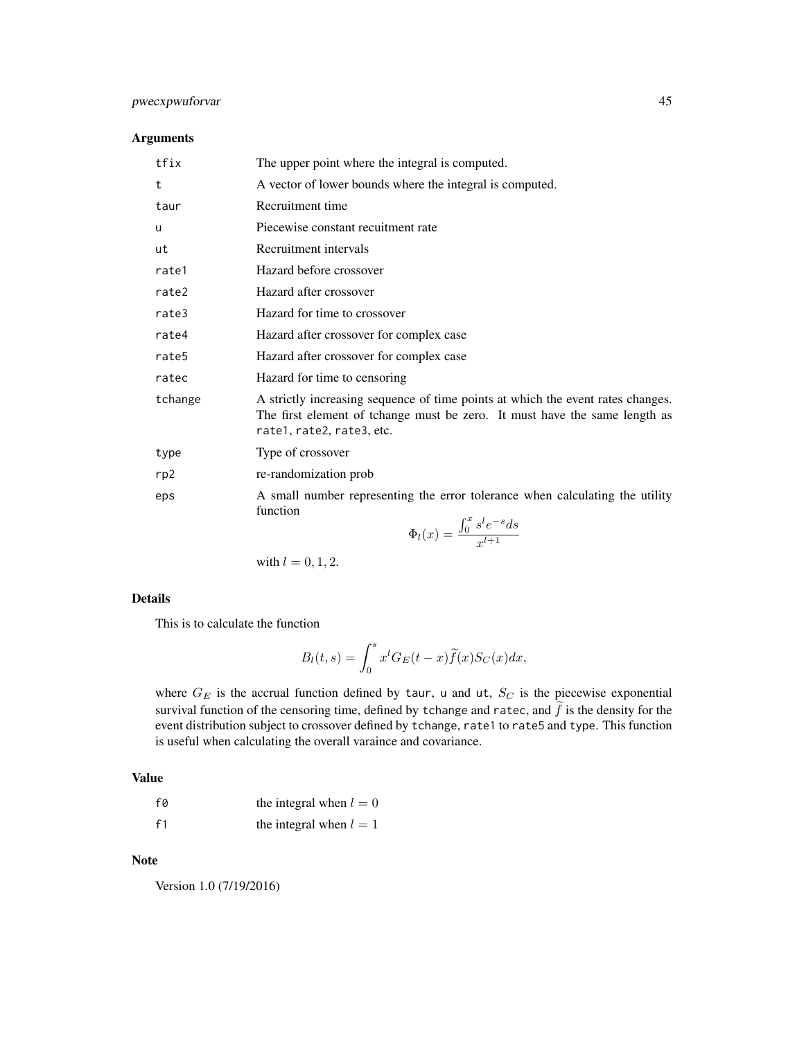### Arguments

| | |
|---|---|
| tfix | The upper point where the integral is computed. |
| t | A vector of lower bounds where the integral is computed. |
| taur | Recruitment time |
| u | Piecewise constant recuitment rate |
| ut | Recruitment intervals |
| rate1 | Hazard before crossover |
| rate2 | Hazard after crossover |
| rate3 | Hazard for time to crossover |
| rate4 | Hazard after crossover for complex case |
| rate5 | Hazard after crossover for complex case |
| ratec | Hazard for time to censoring |
| tchange | A strictly increasing sequence of time points at which the event rates changes. The first element of tchange must be zero. It must have the same length as rate1, rate2, rate3, etc. |
| type | Type of crossover |
| rp2 | re-randomization prob |
| eps | A small number representing the error tolerance when calculating the utility function $$\Phi_l(x) = \frac{\int_0^x s^l e^{-s} ds}{x^{l+1}}$$ with $l = 0, 1, 2$. |

### Details

This is to calculate the function

$$B_l(t, s) = \int_0^s x^l G_E(t - x)\widetilde{f}(x)S_C(x)dx,$$

where $G_E$ is the accrual function defined by taur, u and ut, $S_C$ is the piecewise exponential survival function of the censoring time, defined by tchange and ratec, and $\widetilde{f}$ is the density for the event distribution subject to crossover defined by tchange, rate1 to rate5 and type. This function is useful when calculating the overall varaince and covariance.

### Value

| | |
|---|---|
| f0 | the integral when $l = 0$ |
| f1 | the integral when $l = 1$ |

### Note

Version 1.0 (7/19/2016)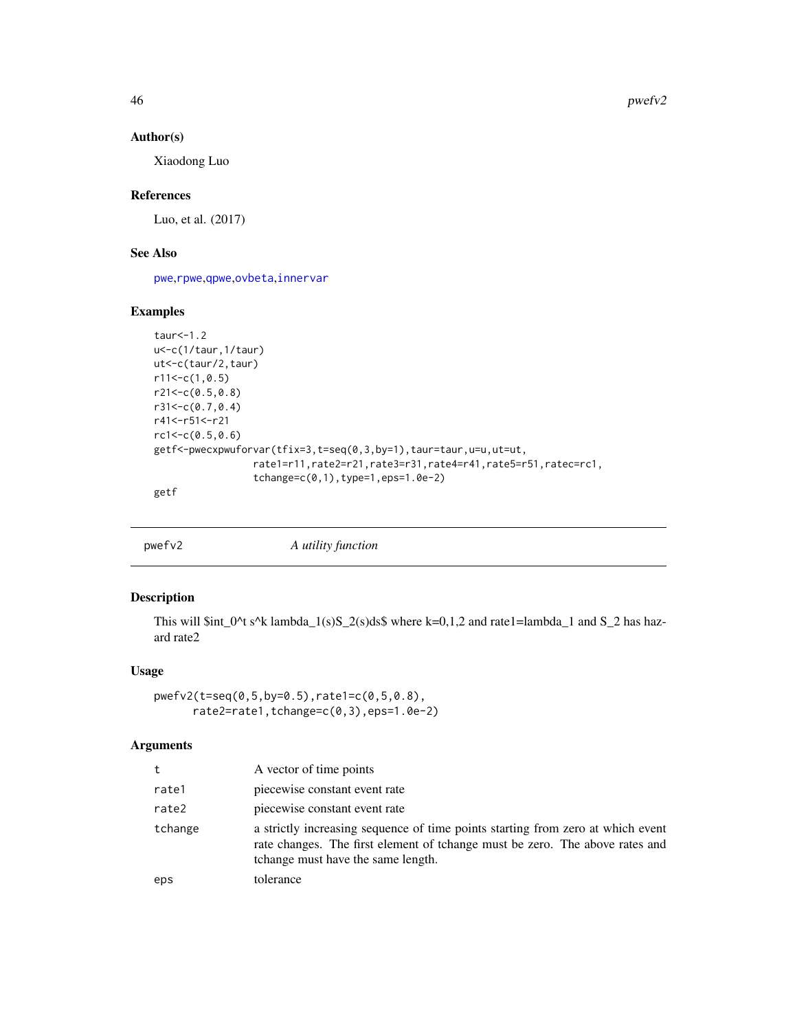## Author(s)

Xiaodong Luo

## References

Luo, et al. (2017)

## See Also

pwe,rpwe,qpwe,ovbeta,innervar

## Examples

```
taur<-1.2
u<-c(1/taur,1/taur)
ut<-c(taur/2,taur)
r11<-c(1,0.5)
r21<-c(0.5,0.8)
r31<-c(0.7,0.4)
r41<-r51<-r21
rc1<-c(0.5,0.6)
getf<-pwecxpwuforvar(tfix=3,t=seq(0,3,by=1),taur=taur,u=u,ut=ut,
                rate1=r11,rate2=r21,rate3=r31,rate4=r41,rate5=r51,ratec=rc1,
                tchange=c(0,1),type=1,eps=1.0e-2)
getf
```

---

# pwefv2 — *A utility function*

## Description

This will \$int_0^t s^k lambda_1(s)S_2(s)ds\$ where k=0,1,2 and rate1=lambda_1 and S_2 has hazard rate2

## Usage

```
pwefv2(t=seq(0,5,by=0.5),rate1=c(0,5,0.8),
      rate2=rate1,tchange=c(0,3),eps=1.0e-2)
```

## Arguments

| | |
|---|---|
| t | A vector of time points |
| rate1 | piecewise constant event rate |
| rate2 | piecewise constant event rate |
| tchange | a strictly increasing sequence of time points starting from zero at which event rate changes. The first element of tchange must be zero. The above rates and tchange must have the same length. |
| eps | tolerance |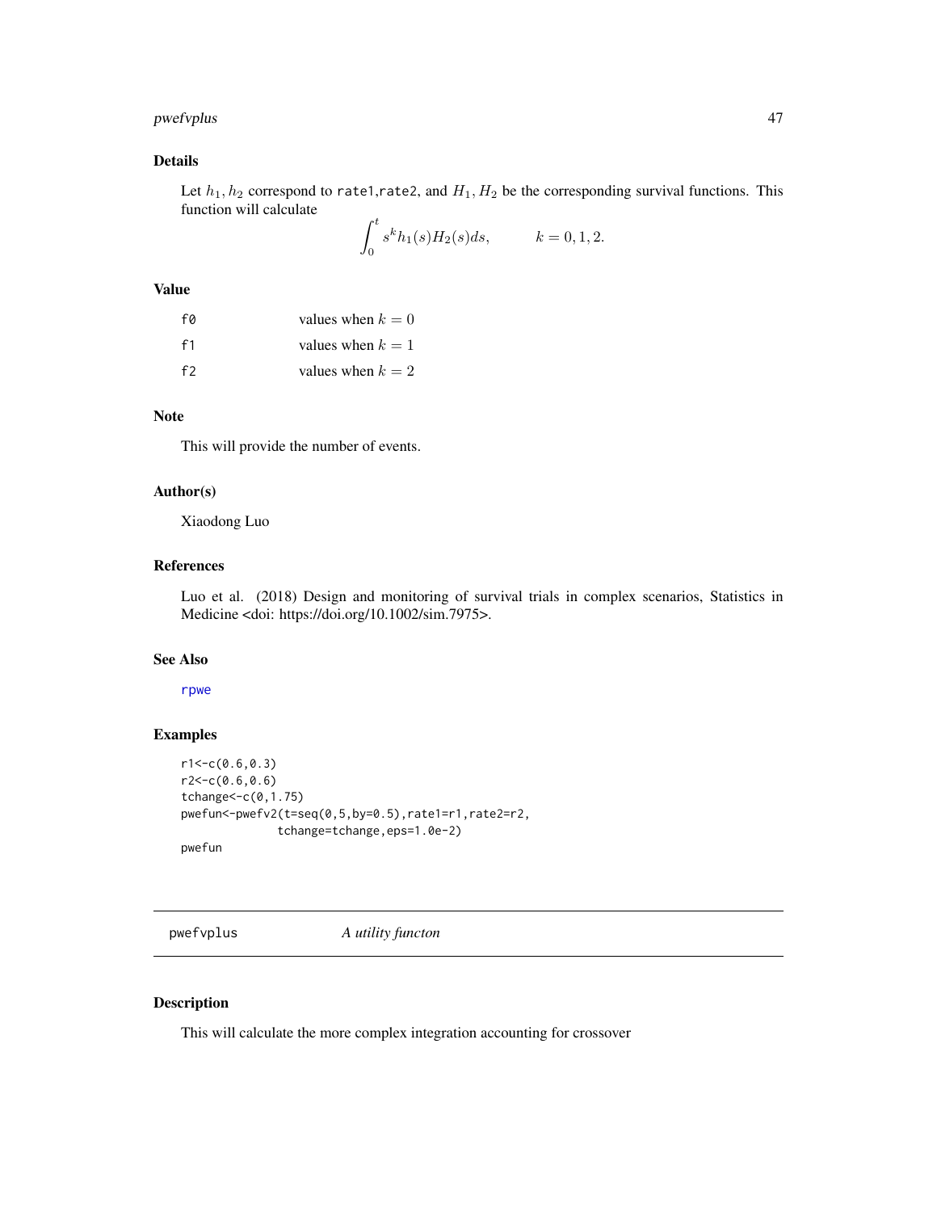### Details

Let $h_1, h_2$ correspond to rate1,rate2, and $H_1, H_2$ be the corresponding survival functions. This function will calculate

$$\int_0^t s^k h_1(s) H_2(s) ds, \qquad k = 0, 1, 2.$$

### Value

| | |
|---|---|
| f0 | values when $k = 0$ |
| f1 | values when $k = 1$ |
| f2 | values when $k = 2$ |

### Note

This will provide the number of events.

### Author(s)

Xiaodong Luo

### References

Luo et al. (2018) Design and monitoring of survival trials in complex scenarios, Statistics in Medicine <doi: https://doi.org/10.1002/sim.7975>.

### See Also

rpwe

### Examples

```
r1<-c(0.6,0.3)
r2<-c(0.6,0.6)
tchange<-c(0,1.75)
pwefun<-pwefv2(t=seq(0,5,by=0.5),rate1=r1,rate2=r2,
              tchange=tchange,eps=1.0e-2)
pwefun
```

---

## pwefvplus — *A utility functon*

### Description

This will calculate the more complex integration accounting for crossover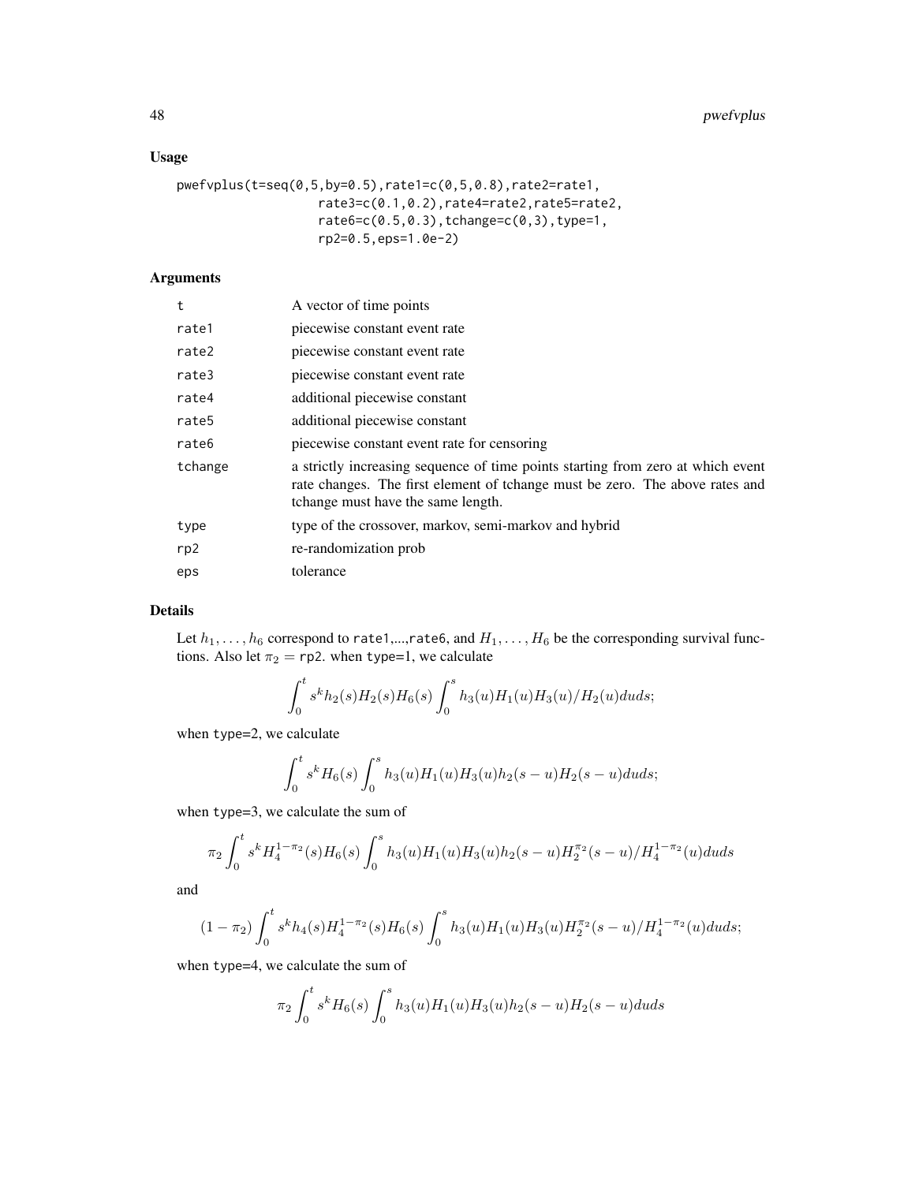## Usage

```
pwefvplus(t=seq(0,5,by=0.5),rate1=c(0,5,0.8),rate2=rate1,
                 rate3=c(0.1,0.2),rate4=rate2,rate5=rate2,
                 rate6=c(0.5,0.3),tchange=c(0,3),type=1,
                 rp2=0.5,eps=1.0e-2)
```

## Arguments

| | |
|---|---|
| t | A vector of time points |
| rate1 | piecewise constant event rate |
| rate2 | piecewise constant event rate |
| rate3 | piecewise constant event rate |
| rate4 | additional piecewise constant |
| rate5 | additional piecewise constant |
| rate6 | piecewise constant event rate for censoring |
| tchange | a strictly increasing sequence of time points starting from zero at which event rate changes. The first element of tchange must be zero. The above rates and tchange must have the same length. |
| type | type of the crossover, markov, semi-markov and hybrid |
| rp2 | re-randomization prob |
| eps | tolerance |

## Details

Let $h_1, \ldots, h_6$ correspond to rate1,...,rate6, and $H_1, \ldots, H_6$ be the corresponding survival functions. Also let $\pi_2 =$ rp2. when type=1, we calculate

$$\int_0^t s^k h_2(s) H_2(s) H_6(s) \int_0^s h_3(u) H_1(u) H_3(u)/H_2(u) du ds;$$

when type=2, we calculate

$$\int_0^t s^k H_6(s) \int_0^s h_3(u) H_1(u) H_3(u) h_2(s-u) H_2(s-u) du ds;$$

when type=3, we calculate the sum of

$$\pi_2 \int_0^t s^k H_4^{1-\pi_2}(s) H_6(s) \int_0^s h_3(u) H_1(u) H_3(u) h_2(s-u) H_2^{\pi_2}(s-u)/H_4^{1-\pi_2}(u) du ds$$

and

$$(1-\pi_2) \int_0^t s^k h_4(s) H_4^{1-\pi_2}(s) H_6(s) \int_0^s h_3(u) H_1(u) H_3(u) H_2^{\pi_2}(s-u)/H_4^{1-\pi_2}(u) du ds;$$

when type=4, we calculate the sum of

$$\pi_2 \int_0^t s^k H_6(s) \int_0^s h_3(u) H_1(u) H_3(u) h_2(s-u) H_2(s-u) du ds$$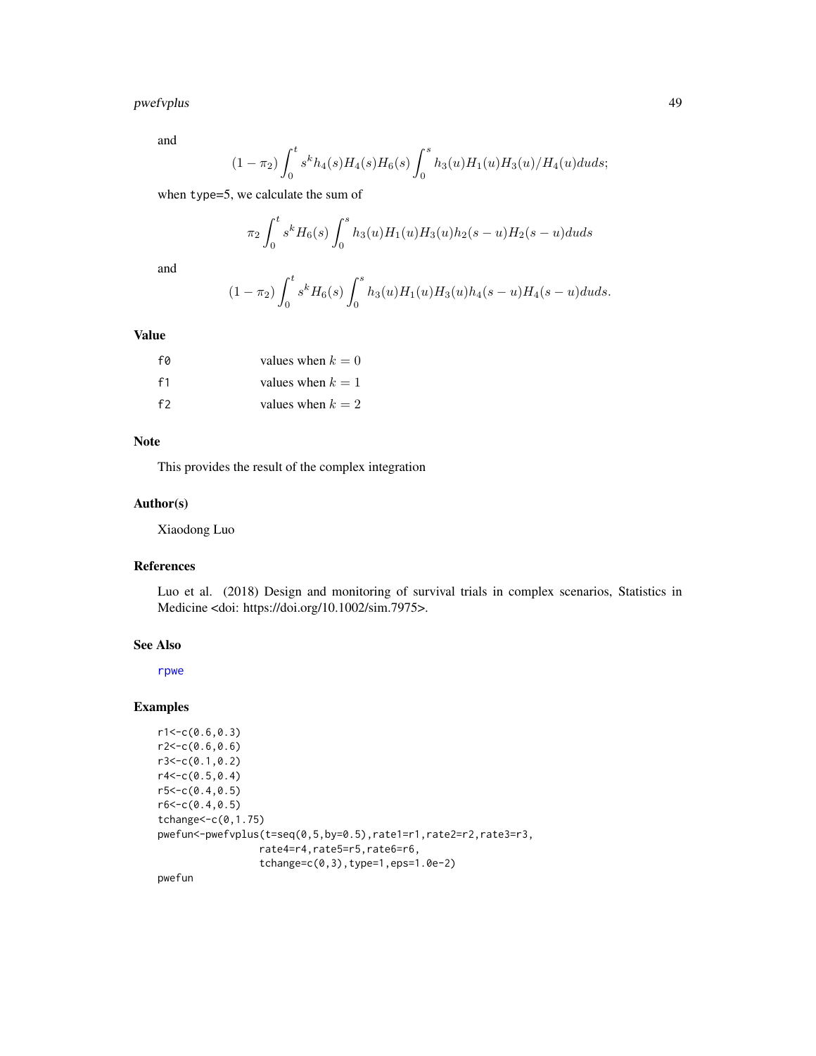and

$$(1-\pi_2)\int_0^t s^k h_4(s)H_4(s)H_6(s)\int_0^s h_3(u)H_1(u)H_3(u)/H_4(u)duds;$$

when type=5, we calculate the sum of

$$\pi_2\int_0^t s^k H_6(s)\int_0^s h_3(u)H_1(u)H_3(u)h_2(s-u)H_2(s-u)duds$$

and

$$(1-\pi_2)\int_0^t s^k H_6(s)\int_0^s h_3(u)H_1(u)H_3(u)h_4(s-u)H_4(s-u)duds.$$

## Value

| | |
|---|---|
| f0 | values when $k=0$ |
| f1 | values when $k=1$ |
| f2 | values when $k=2$ |

## Note

This provides the result of the complex integration

## Author(s)

Xiaodong Luo

## References

Luo et al. (2018) Design and monitoring of survival trials in complex scenarios, Statistics in Medicine <doi: https://doi.org/10.1002/sim.7975>.

## See Also

rpwe

## Examples

```
r1<-c(0.6,0.3)
r2<-c(0.6,0.6)
r3<-c(0.1,0.2)
r4<-c(0.5,0.4)
r5<-c(0.4,0.5)
r6<-c(0.4,0.5)
tchange<-c(0,1.75)
pwefun<-pwefvplus(t=seq(0,5,by=0.5),rate1=r1,rate2=r2,rate3=r3,
                rate4=r4,rate5=r5,rate6=r6,
                tchange=c(0,3),type=1,eps=1.0e-2)
pwefun
```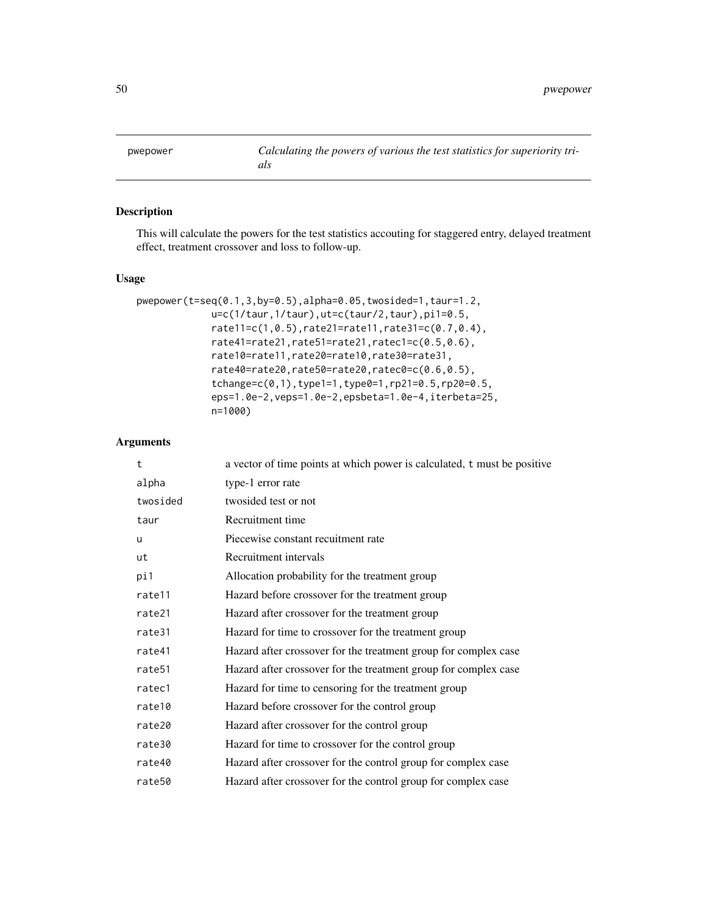# pwepower — *Calculating the powers of various the test statistics for superiority trials*

## Description

This will calculate the powers for the test statistics accouting for staggered entry, delayed treatment effect, treatment crossover and loss to follow-up.

## Usage

```
pwepower(t=seq(0.1,3,by=0.5),alpha=0.05,twosided=1,taur=1.2,
             u=c(1/taur,1/taur),ut=c(taur/2,taur),pi1=0.5,
             rate11=c(1,0.5),rate21=rate11,rate31=c(0.7,0.4),
             rate41=rate21,rate51=rate21,ratec1=c(0.5,0.6),
             rate10=rate11,rate20=rate10,rate30=rate31,
             rate40=rate20,rate50=rate20,ratec0=c(0.6,0.5),
             tchange=c(0,1),type1=1,type0=1,rp21=0.5,rp20=0.5,
             eps=1.0e-2,veps=1.0e-2,epsbeta=1.0e-4,iterbeta=25,
             n=1000)
```

## Arguments

| | |
|---|---|
| t | a vector of time points at which power is calculated, t must be positive |
| alpha | type-1 error rate |
| twosided | twosided test or not |
| taur | Recruitment time |
| u | Piecewise constant recuitment rate |
| ut | Recruitment intervals |
| pi1 | Allocation probability for the treatment group |
| rate11 | Hazard before crossover for the treatment group |
| rate21 | Hazard after crossover for the treatment group |
| rate31 | Hazard for time to crossover for the treatment group |
| rate41 | Hazard after crossover for the treatment group for complex case |
| rate51 | Hazard after crossover for the treatment group for complex case |
| ratec1 | Hazard for time to censoring for the treatment group |
| rate10 | Hazard before crossover for the control group |
| rate20 | Hazard after crossover for the control group |
| rate30 | Hazard for time to crossover for the control group |
| rate40 | Hazard after crossover for the control group for complex case |
| rate50 | Hazard after crossover for the control group for complex case |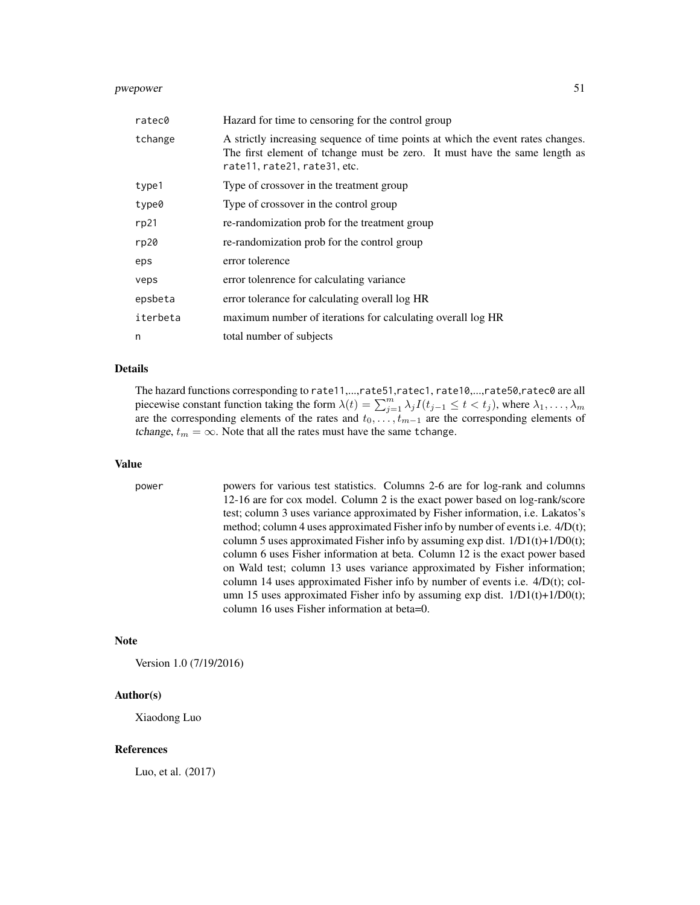| | |
|---|---|
| ratec0 | Hazard for time to censoring for the control group |
| tchange | A strictly increasing sequence of time points at which the event rates changes. The first element of tchange must be zero. It must have the same length as rate11, rate21, rate31, etc. |
| type1 | Type of crossover in the treatment group |
| type0 | Type of crossover in the control group |
| rp21 | re-randomization prob for the treatment group |
| rp20 | re-randomization prob for the control group |
| eps | error tolerence |
| veps | error tolenrence for calculating variance |
| epsbeta | error tolerance for calculating overall log HR |
| iterbeta | maximum number of iterations for calculating overall log HR |
| n | total number of subjects |

## Details

The hazard functions corresponding to rate11,...,rate51,ratec1, rate10,...,rate50,ratec0 are all piecewise constant function taking the form $\lambda(t) = \sum_{j=1}^{m} \lambda_j I(t_{j-1} \leq t < t_j)$, where $\lambda_1, \ldots, \lambda_m$ are the corresponding elements of the rates and $t_0, \ldots, t_{m-1}$ are the corresponding elements of *tchange*, $t_m = \infty$. Note that all the rates must have the same tchange.

## Value

| | |
|---|---|
| power | powers for various test statistics. Columns 2-6 are for log-rank and columns 12-16 are for cox model. Column 2 is the exact power based on log-rank/score test; column 3 uses variance approximated by Fisher information, i.e. Lakatos's method; column 4 uses approximated Fisher info by number of events i.e. 4/D(t); column 5 uses approximated Fisher info by assuming exp dist. 1/D1(t)+1/D0(t); column 6 uses Fisher information at beta. Column 12 is the exact power based on Wald test; column 13 uses variance approximated by Fisher information; column 14 uses approximated Fisher info by number of events i.e. 4/D(t); column 15 uses approximated Fisher info by assuming exp dist. 1/D1(t)+1/D0(t); column 16 uses Fisher information at beta=0. |

## Note

Version 1.0 (7/19/2016)

## Author(s)

Xiaodong Luo

## References

Luo, et al. (2017)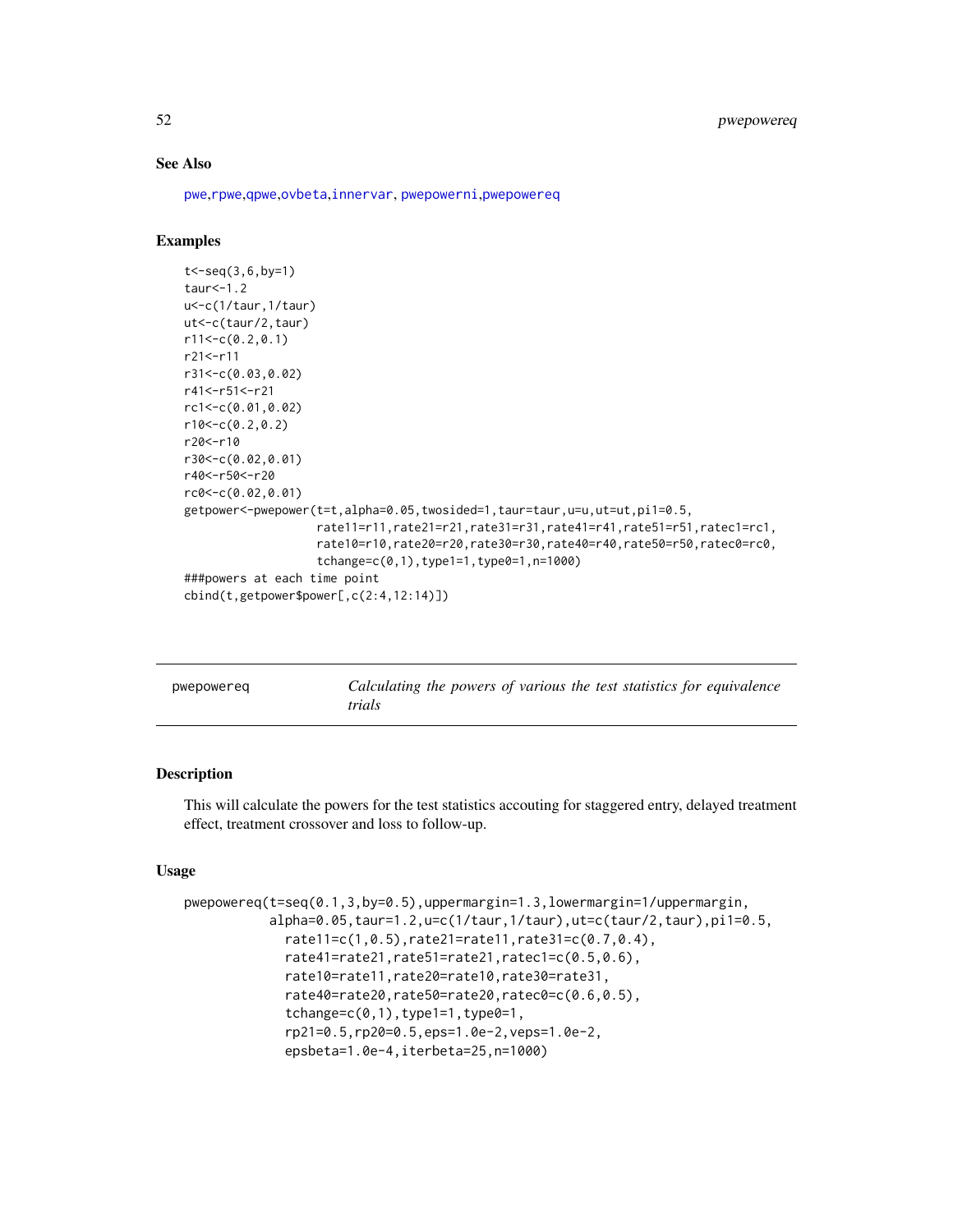## See Also

pwe,rpwe,qpwe,ovbeta,innervar, pwepowerni,pwepowereq

## Examples

```
t<-seq(3,6,by=1)
taur<-1.2
u<-c(1/taur,1/taur)
ut<-c(taur/2,taur)
r11<-c(0.2,0.1)
r21<-r11
r31<-c(0.03,0.02)
r41<-r51<-r21
rc1<-c(0.01,0.02)
r10<-c(0.2,0.2)
r20<-r10
r30<-c(0.02,0.01)
r40<-r50<-r20
rc0<-c(0.02,0.01)
getpower<-pwepower(t=t,alpha=0.05,twosided=1,taur=taur,u=u,ut=ut,pi1=0.5,
                   rate11=r11,rate21=r21,rate31=r31,rate41=r41,rate51=r51,ratec1=rc1,
                   rate10=r10,rate20=r20,rate30=r30,rate40=r40,rate50=r50,ratec0=rc0,
                   tchange=c(0,1),type1=1,type0=1,n=1000)
###powers at each time point
cbind(t,getpower$power[,c(2:4,12:14)])
```

---

# pwepowereq — *Calculating the powers of various the test statistics for equivalence trials*

## Description

This will calculate the powers for the test statistics accouting for staggered entry, delayed treatment effect, treatment crossover and loss to follow-up.

## Usage

```
pwepowereq(t=seq(0.1,3,by=0.5),uppermargin=1.3,lowermargin=1/uppermargin,
           alpha=0.05,taur=1.2,u=c(1/taur,1/taur),ut=c(taur/2,taur),pi1=0.5,
             rate11=c(1,0.5),rate21=rate11,rate31=c(0.7,0.4),
             rate41=rate21,rate51=rate21,ratec1=c(0.5,0.6),
             rate10=rate11,rate20=rate10,rate30=rate31,
             rate40=rate20,rate50=rate20,ratec0=c(0.6,0.5),
             tchange=c(0,1),type1=1,type0=1,
             rp21=0.5,rp20=0.5,eps=1.0e-2,veps=1.0e-2,
             epsbeta=1.0e-4,iterbeta=25,n=1000)
```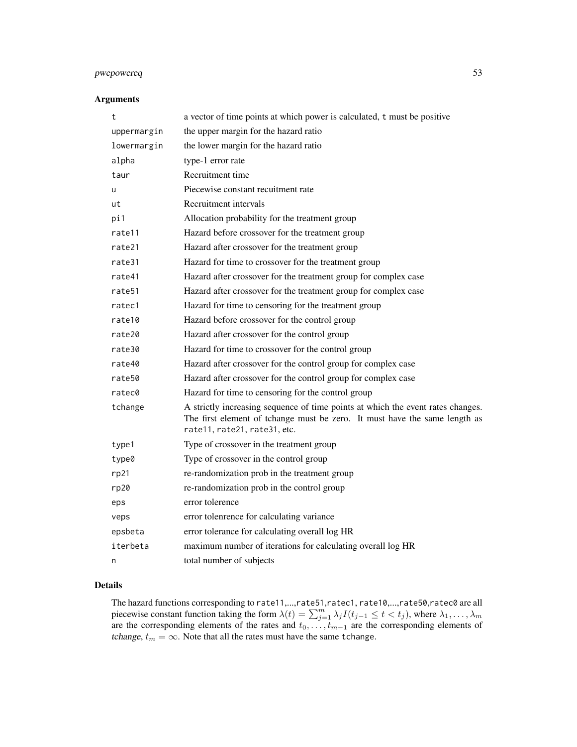## Arguments

| | |
|---|---|
| `t` | a vector of time points at which power is calculated, `t` must be positive |
| `uppermargin` | the upper margin for the hazard ratio |
| `lowermargin` | the lower margin for the hazard ratio |
| `alpha` | type-1 error rate |
| `taur` | Recruitment time |
| `u` | Piecewise constant recuitment rate |
| `ut` | Recruitment intervals |
| `pi1` | Allocation probability for the treatment group |
| `rate11` | Hazard before crossover for the treatment group |
| `rate21` | Hazard after crossover for the treatment group |
| `rate31` | Hazard for time to crossover for the treatment group |
| `rate41` | Hazard after crossover for the treatment group for complex case |
| `rate51` | Hazard after crossover for the treatment group for complex case |
| `ratec1` | Hazard for time to censoring for the treatment group |
| `rate10` | Hazard before crossover for the control group |
| `rate20` | Hazard after crossover for the control group |
| `rate30` | Hazard for time to crossover for the control group |
| `rate40` | Hazard after crossover for the control group for complex case |
| `rate50` | Hazard after crossover for the control group for complex case |
| `ratec0` | Hazard for time to censoring for the control group |
| `tchange` | A strictly increasing sequence of time points at which the event rates changes. The first element of tchange must be zero. It must have the same length as `rate11`, `rate21`, `rate31`, etc. |
| `type1` | Type of crossover in the treatment group |
| `type0` | Type of crossover in the control group |
| `rp21` | re-randomization prob in the treatment group |
| `rp20` | re-randomization prob in the control group |
| `eps` | error tolerence |
| `veps` | error tolenrence for calculating variance |
| `epsbeta` | error tolerance for calculating overall log HR |
| `iterbeta` | maximum number of iterations for calculating overall log HR |
| `n` | total number of subjects |

## Details

The hazard functions corresponding to `rate11`,...,`rate51`,`ratec1`, `rate10`,...,`rate50`,`ratec0` are all piecewise constant function taking the form $\lambda(t) = \sum_{j=1}^{m} \lambda_j I(t_{j-1} \leq t < t_j)$, where $\lambda_1, \ldots, \lambda_m$ are the corresponding elements of the rates and $t_0, \ldots, t_{m-1}$ are the corresponding elements of *tchange*, $t_m = \infty$. Note that all the rates must have the same `tchange`.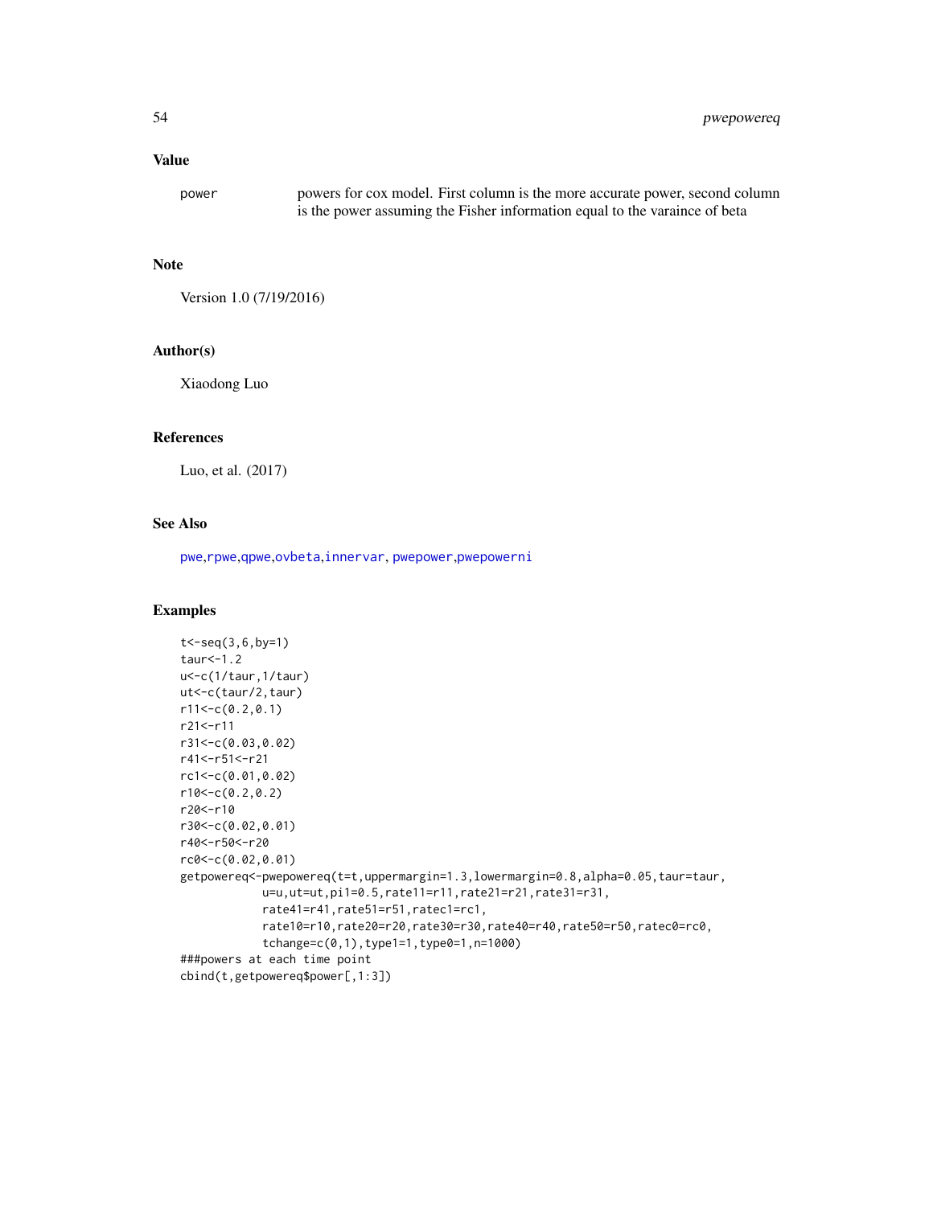## Value

`power` powers for cox model. First column is the more accurate power, second column is the power assuming the Fisher information equal to the varaince of beta

## Note

Version 1.0 (7/19/2016)

## Author(s)

Xiaodong Luo

## References

Luo, et al. (2017)

## See Also

pwe,rpwe,qpwe,ovbeta,innervar, pwepower,pwepowerni

## Examples

```
t<-seq(3,6,by=1)
taur<-1.2
u<-c(1/taur,1/taur)
ut<-c(taur/2,taur)
r11<-c(0.2,0.1)
r21<-r11
r31<-c(0.03,0.02)
r41<-r51<-r21
rc1<-c(0.01,0.02)
r10<-c(0.2,0.2)
r20<-r10
r30<-c(0.02,0.01)
r40<-r50<-r20
rc0<-c(0.02,0.01)
getpowereq<-pwepowereq(t=t,uppermargin=1.3,lowermargin=0.8,alpha=0.05,taur=taur,
            u=u,ut=ut,pi1=0.5,rate11=r11,rate21=r21,rate31=r31,
            rate41=r41,rate51=r51,ratec1=rc1,
            rate10=r10,rate20=r20,rate30=r30,rate40=r40,rate50=r50,ratec0=rc0,
            tchange=c(0,1),type1=1,type0=1,n=1000)
###powers at each time point
cbind(t,getpowereq$power[,1:3])
```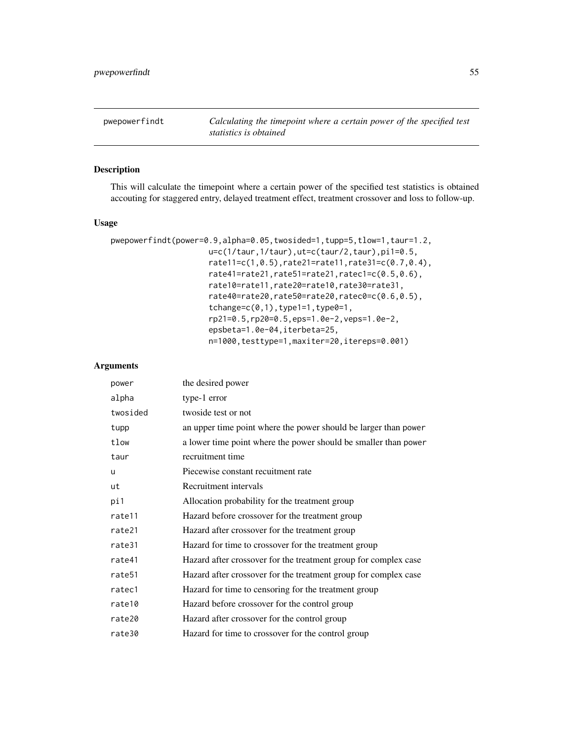## pwepowerfindt

*Calculating the timepoint where a certain power of the specified test statistics is obtained*

### Description

This will calculate the timepoint where a certain power of the specified test statistics is obtained accouting for staggered entry, delayed treatment effect, treatment crossover and loss to follow-up.

### Usage

```
pwepowerfindt(power=0.9,alpha=0.05,twosided=1,tupp=5,tlow=1,taur=1.2,
              u=c(1/taur,1/taur),ut=c(taur/2,taur),pi1=0.5,
              rate11=c(1,0.5),rate21=rate11,rate31=c(0.7,0.4),
              rate41=rate21,rate51=rate21,ratec1=c(0.5,0.6),
              rate10=rate11,rate20=rate10,rate30=rate31,
              rate40=rate20,rate50=rate20,ratec0=c(0.6,0.5),
              tchange=c(0,1),type1=1,type0=1,
              rp21=0.5,rp20=0.5,eps=1.0e-2,veps=1.0e-2,
              epsbeta=1.0e-04,iterbeta=25,
              n=1000,testtype=1,maxiter=20,itereps=0.001)
```

### Arguments

| | |
|---|---|
| power | the desired power |
| alpha | type-1 error |
| twosided | twoside test or not |
| tupp | an upper time point where the power should be larger than power |
| tlow | a lower time point where the power should be smaller than power |
| taur | recruitment time |
| u | Piecewise constant recuitment rate |
| ut | Recruitment intervals |
| pi1 | Allocation probability for the treatment group |
| rate11 | Hazard before crossover for the treatment group |
| rate21 | Hazard after crossover for the treatment group |
| rate31 | Hazard for time to crossover for the treatment group |
| rate41 | Hazard after crossover for the treatment group for complex case |
| rate51 | Hazard after crossover for the treatment group for complex case |
| ratec1 | Hazard for time to censoring for the treatment group |
| rate10 | Hazard before crossover for the control group |
| rate20 | Hazard after crossover for the control group |
| rate30 | Hazard for time to crossover for the control group |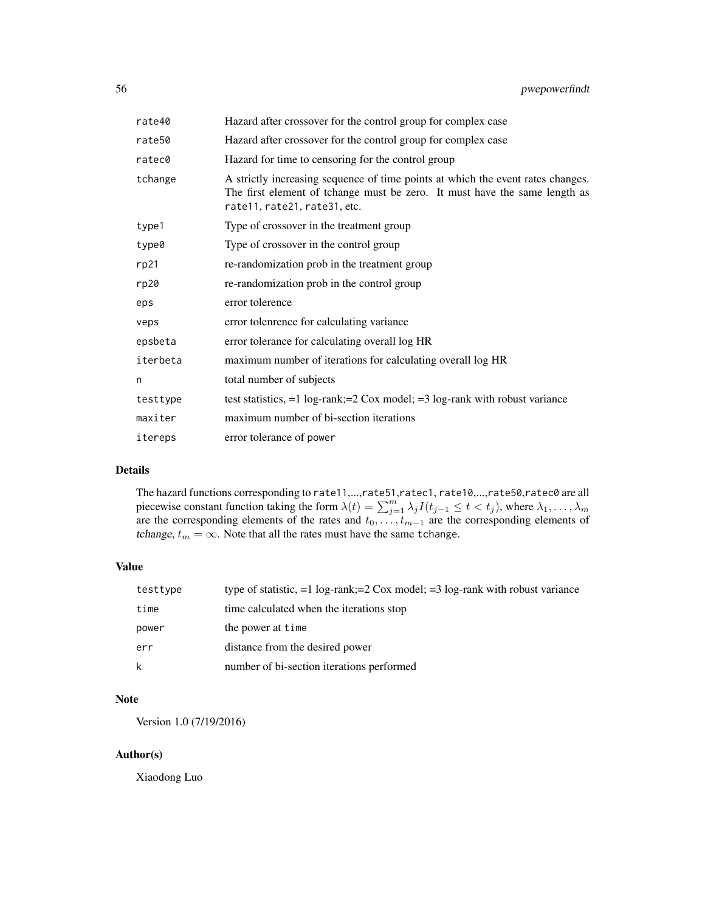| | |
|---|---|
| rate40 | Hazard after crossover for the control group for complex case |
| rate50 | Hazard after crossover for the control group for complex case |
| ratec0 | Hazard for time to censoring for the control group |
| tchange | A strictly increasing sequence of time points at which the event rates changes. The first element of tchange must be zero. It must have the same length as rate11, rate21, rate31, etc. |
| type1 | Type of crossover in the treatment group |
| type0 | Type of crossover in the control group |
| rp21 | re-randomization prob in the treatment group |
| rp20 | re-randomization prob in the control group |
| eps | error tolerence |
| veps | error tolenrence for calculating variance |
| epsbeta | error tolerance for calculating overall log HR |
| iterbeta | maximum number of iterations for calculating overall log HR |
| n | total number of subjects |
| testtype | test statistics, =1 log-rank;=2 Cox model; =3 log-rank with robust variance |
| maxiter | maximum number of bi-section iterations |
| itereps | error tolerance of power |

## Details

The hazard functions corresponding to rate11,...,rate51,ratec1, rate10,...,rate50,ratec0 are all piecewise constant function taking the form $\lambda(t) = \sum_{j=1}^{m} \lambda_j I(t_{j-1} \leq t < t_j)$, where $\lambda_1, \ldots, \lambda_m$ are the corresponding elements of the rates and $t_0, \ldots, t_{m-1}$ are the corresponding elements of *tchange*, $t_m = \infty$. Note that all the rates must have the same tchange.

## Value

| | |
|---|---|
| testtype | type of statistic, =1 log-rank;=2 Cox model; =3 log-rank with robust variance |
| time | time calculated when the iterations stop |
| power | the power at time |
| err | distance from the desired power |
| k | number of bi-section iterations performed |

## Note

Version 1.0 (7/19/2016)

## Author(s)

Xiaodong Luo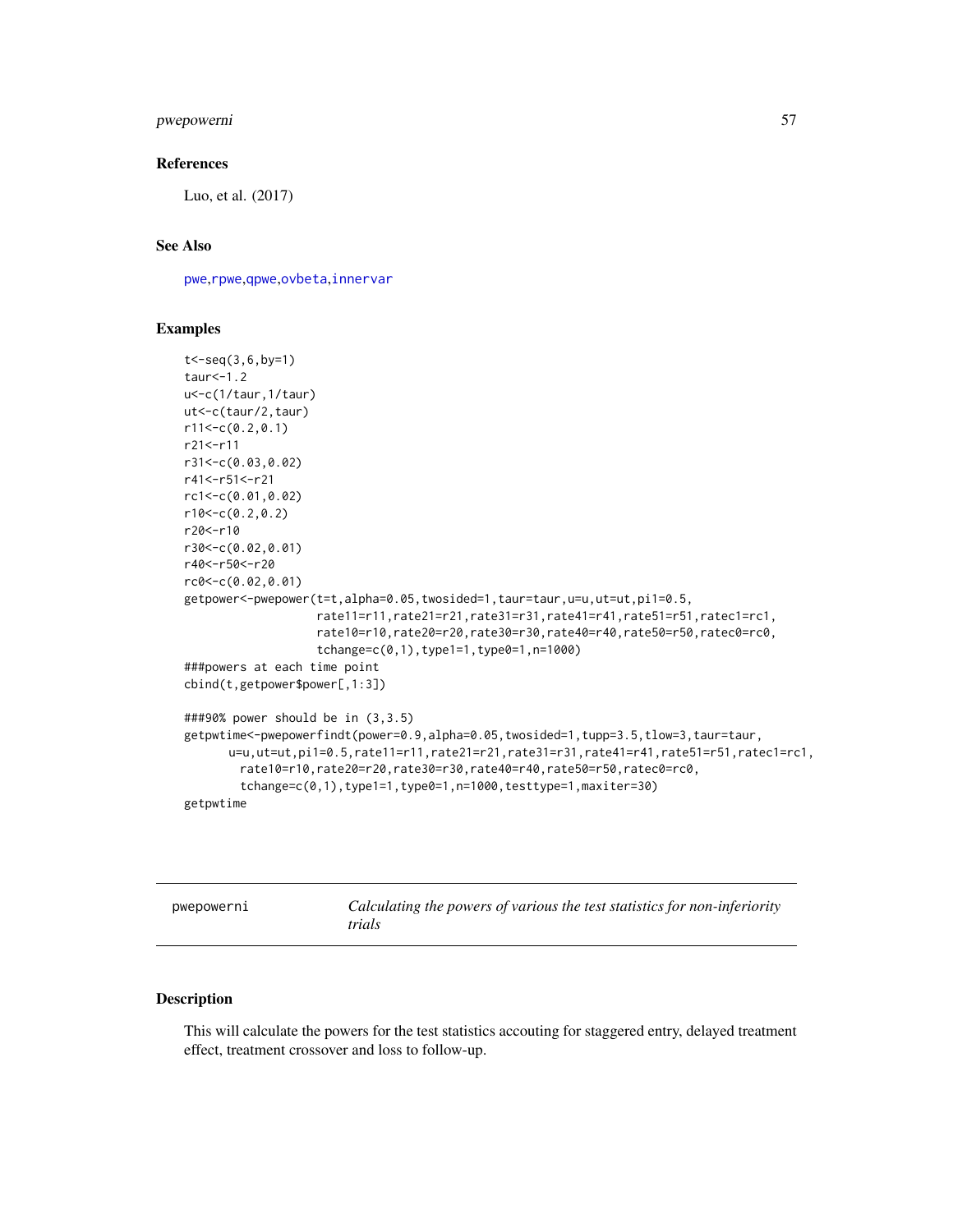## References

Luo, et al. (2017)

## See Also

pwe,rpwe,qpwe,ovbeta,innervar

## Examples

```
t<-seq(3,6,by=1)
taur<-1.2
u<-c(1/taur,1/taur)
ut<-c(taur/2,taur)
r11<-c(0.2,0.1)
r21<-r11
r31<-c(0.03,0.02)
r41<-r51<-r21
rc1<-c(0.01,0.02)
r10<-c(0.2,0.2)
r20<-r10
r30<-c(0.02,0.01)
r40<-r50<-r20
rc0<-c(0.02,0.01)
getpower<-pwepower(t=t,alpha=0.05,twosided=1,taur=taur,u=u,ut=ut,pi1=0.5,
                   rate11=r11,rate21=r21,rate31=r31,rate41=r41,rate51=r51,ratec1=rc1,
                   rate10=r10,rate20=r20,rate30=r30,rate40=r40,rate50=r50,ratec0=rc0,
                   tchange=c(0,1),type1=1,type0=1,n=1000)
###powers at each time point
cbind(t,getpower$power[,1:3])

###90% power should be in (3,3.5)
getpwtime<-pwepowerfindt(power=0.9,alpha=0.05,twosided=1,tupp=3.5,tlow=3,taur=taur,
      u=u,ut=ut,pi1=0.5,rate11=r11,rate21=r21,rate31=r31,rate41=r41,rate51=r51,ratec1=rc1,
        rate10=r10,rate20=r20,rate30=r30,rate40=r40,rate50=r50,ratec0=rc0,
        tchange=c(0,1),type1=1,type0=1,n=1000,testtype=1,maxiter=30)
getpwtime
```

---

# pwepowerni — *Calculating the powers of various the test statistics for non-inferiority trials*

## Description

This will calculate the powers for the test statistics accouting for staggered entry, delayed treatment effect, treatment crossover and loss to follow-up.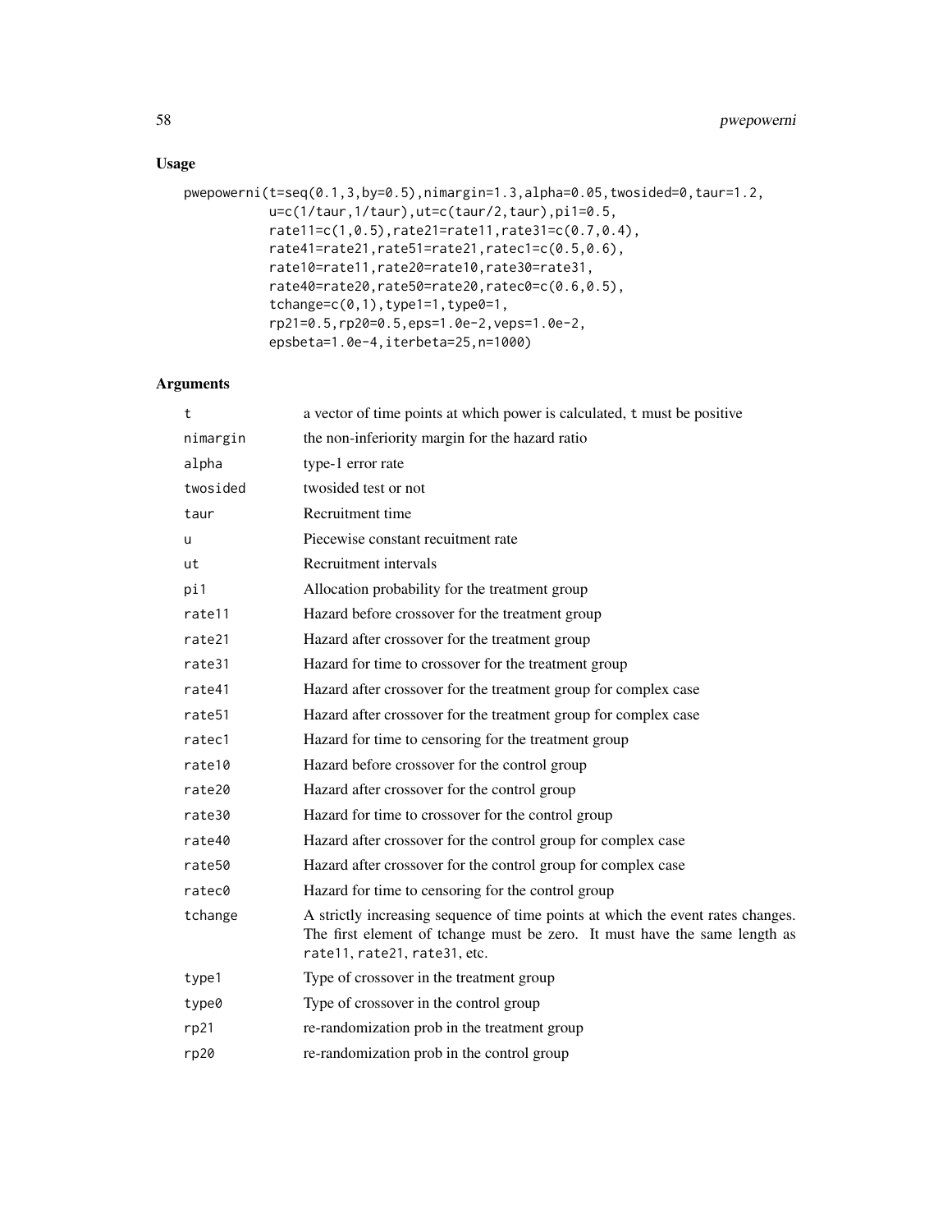## Usage

```
pwepowerni(t=seq(0.1,3,by=0.5),nimargin=1.3,alpha=0.05,twosided=0,taur=1.2,
          u=c(1/taur,1/taur),ut=c(taur/2,taur),pi1=0.5,
          rate11=c(1,0.5),rate21=rate11,rate31=c(0.7,0.4),
          rate41=rate21,rate51=rate21,ratec1=c(0.5,0.6),
          rate10=rate11,rate20=rate10,rate30=rate31,
          rate40=rate20,rate50=rate20,ratec0=c(0.6,0.5),
          tchange=c(0,1),type1=1,type0=1,
          rp21=0.5,rp20=0.5,eps=1.0e-2,veps=1.0e-2,
          epsbeta=1.0e-4,iterbeta=25,n=1000)
```

## Arguments

| | |
|---|---|
| t | a vector of time points at which power is calculated, t must be positive |
| nimargin | the non-inferiority margin for the hazard ratio |
| alpha | type-1 error rate |
| twosided | twosided test or not |
| taur | Recruitment time |
| u | Piecewise constant recuitment rate |
| ut | Recruitment intervals |
| pi1 | Allocation probability for the treatment group |
| rate11 | Hazard before crossover for the treatment group |
| rate21 | Hazard after crossover for the treatment group |
| rate31 | Hazard for time to crossover for the treatment group |
| rate41 | Hazard after crossover for the treatment group for complex case |
| rate51 | Hazard after crossover for the treatment group for complex case |
| ratec1 | Hazard for time to censoring for the treatment group |
| rate10 | Hazard before crossover for the control group |
| rate20 | Hazard after crossover for the control group |
| rate30 | Hazard for time to crossover for the control group |
| rate40 | Hazard after crossover for the control group for complex case |
| rate50 | Hazard after crossover for the control group for complex case |
| ratec0 | Hazard for time to censoring for the control group |
| tchange | A strictly increasing sequence of time points at which the event rates changes. The first element of tchange must be zero. It must have the same length as rate11, rate21, rate31, etc. |
| type1 | Type of crossover in the treatment group |
| type0 | Type of crossover in the control group |
| rp21 | re-randomization prob in the treatment group |
| rp20 | re-randomization prob in the control group |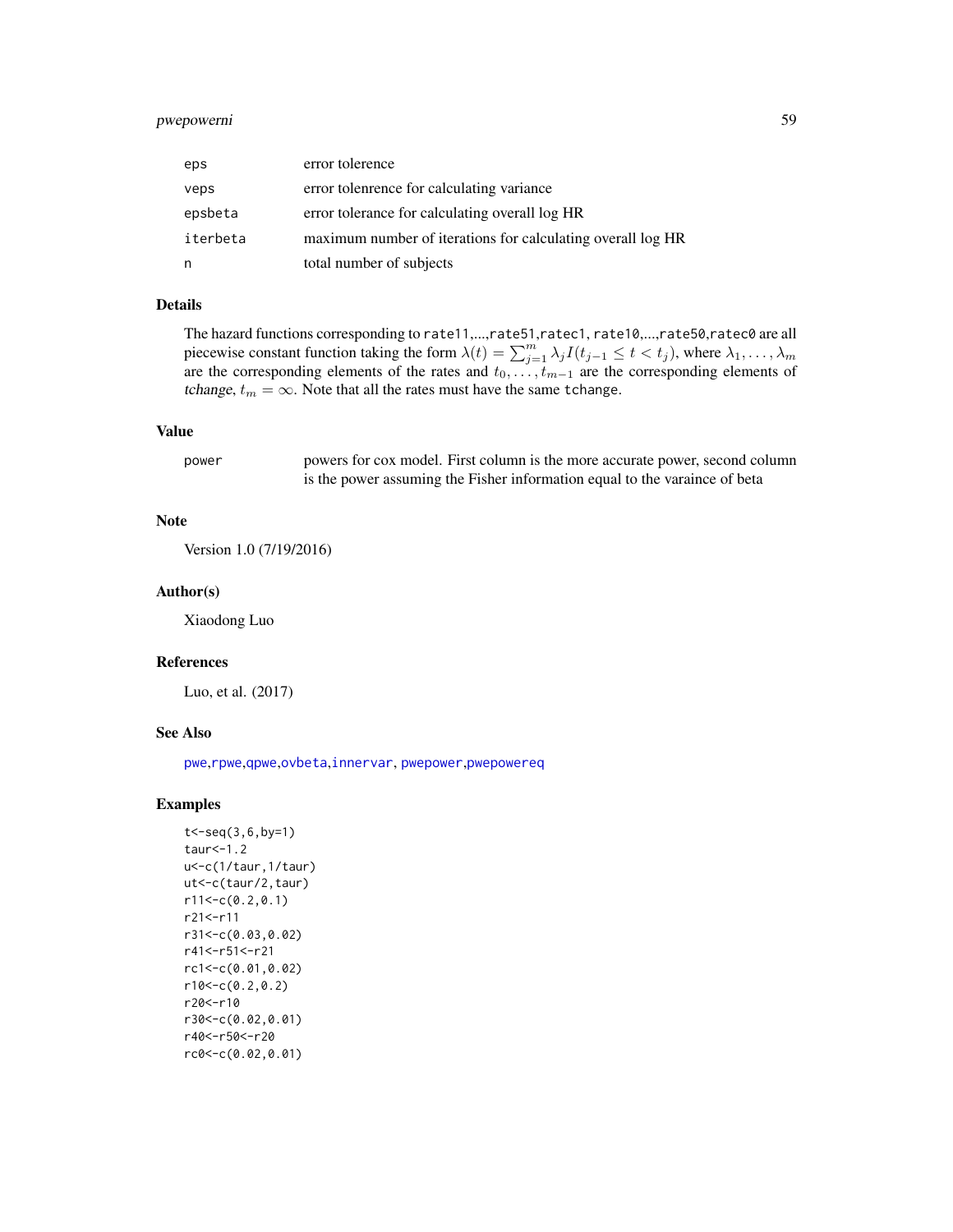| | |
|---|---|
| eps | error tolerence |
| veps | error tolenrence for calculating variance |
| epsbeta | error tolerance for calculating overall log HR |
| iterbeta | maximum number of iterations for calculating overall log HR |
| n | total number of subjects |

## Details

The hazard functions corresponding to rate11,...,rate51,ratec1, rate10,...,rate50,ratec0 are all piecewise constant function taking the form $\lambda(t) = \sum_{j=1}^{m} \lambda_j I(t_{j-1} \le t < t_j)$, where $\lambda_1, \ldots, \lambda_m$ are the corresponding elements of the rates and $t_0, \ldots, t_{m-1}$ are the corresponding elements of *tchange*, $t_m = \infty$. Note that all the rates must have the same tchange.

## Value

| | |
|---|---|
| power | powers for cox model. First column is the more accurate power, second column is the power assuming the Fisher information equal to the varaince of beta |

## Note

Version 1.0 (7/19/2016)

## Author(s)

Xiaodong Luo

## References

Luo, et al. (2017)

## See Also

pwe,rpwe,qpwe,ovbeta,innervar, pwepower,pwepowereq

## Examples

```
t<-seq(3,6,by=1)
taur<-1.2
u<-c(1/taur,1/taur)
ut<-c(taur/2,taur)
r11<-c(0.2,0.1)
r21<-r11
r31<-c(0.03,0.02)
r41<-r51<-r21
rc1<-c(0.01,0.02)
r10<-c(0.2,0.2)
r20<-r10
r30<-c(0.02,0.01)
r40<-r50<-r20
rc0<-c(0.02,0.01)
```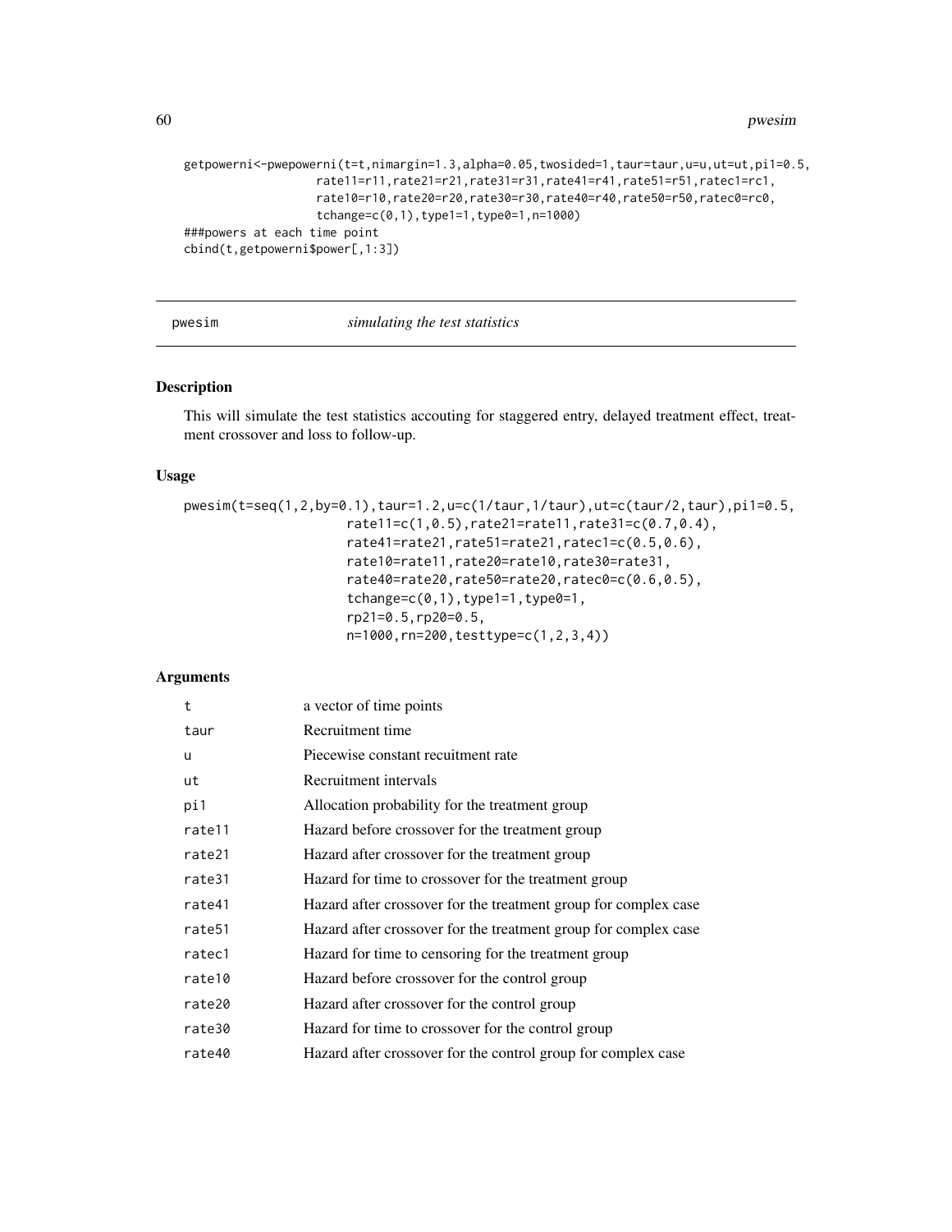```
getpowerni<-pwepowerni(t=t,nimargin=1.3,alpha=0.05,twosided=1,taur=taur,u=u,ut=ut,pi1=0.5,
                  rate11=r11,rate21=r21,rate31=r31,rate41=r41,rate51=r51,ratec1=rc1,
                  rate10=r10,rate20=r20,rate30=r30,rate40=r40,rate50=r50,ratec0=rc0,
                  tchange=c(0,1),type1=1,type0=1,n=1000)
###powers at each time point
cbind(t,getpowerni$power[,1:3])
```

---

## pwesim *simulating the test statistics*

---

### Description

This will simulate the test statistics accouting for staggered entry, delayed treatment effect, treatment crossover and loss to follow-up.

### Usage

```
pwesim(t=seq(1,2,by=0.1),taur=1.2,u=c(1/taur,1/taur),ut=c(taur/2,taur),pi1=0.5,
                    rate11=c(1,0.5),rate21=rate11,rate31=c(0.7,0.4),
                    rate41=rate21,rate51=rate21,ratec1=c(0.5,0.6),
                    rate10=rate11,rate20=rate10,rate30=rate31,
                    rate40=rate20,rate50=rate20,ratec0=c(0.6,0.5),
                    tchange=c(0,1),type1=1,type0=1,
                    rp21=0.5,rp20=0.5,
                    n=1000,rn=200,testtype=c(1,2,3,4))
```

### Arguments

| | |
|---|---|
| t | a vector of time points |
| taur | Recruitment time |
| u | Piecewise constant recuitment rate |
| ut | Recruitment intervals |
| pi1 | Allocation probability for the treatment group |
| rate11 | Hazard before crossover for the treatment group |
| rate21 | Hazard after crossover for the treatment group |
| rate31 | Hazard for time to crossover for the treatment group |
| rate41 | Hazard after crossover for the treatment group for complex case |
| rate51 | Hazard after crossover for the treatment group for complex case |
| ratec1 | Hazard for time to censoring for the treatment group |
| rate10 | Hazard before crossover for the control group |
| rate20 | Hazard after crossover for the control group |
| rate30 | Hazard for time to crossover for the control group |
| rate40 | Hazard after crossover for the control group for complex case |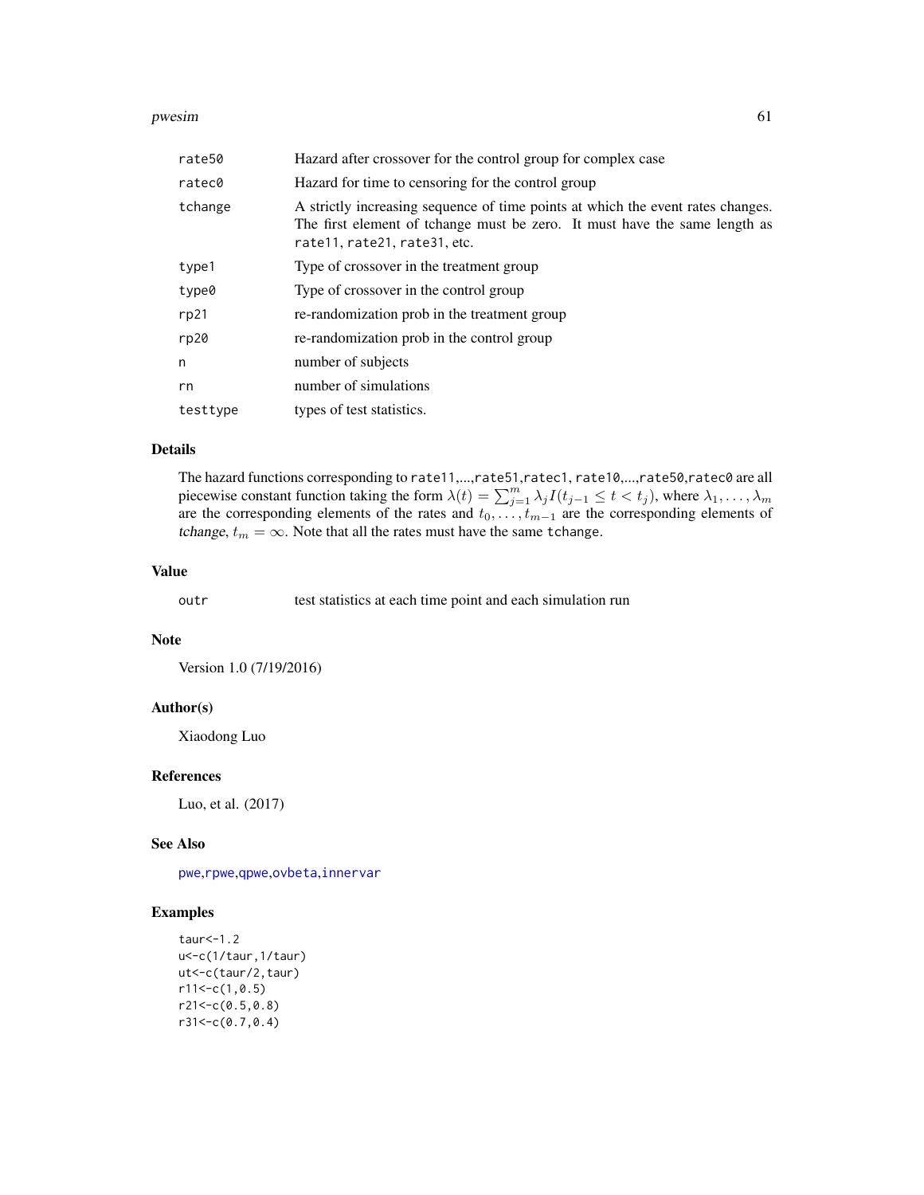| | |
|---|---|
| rate50 | Hazard after crossover for the control group for complex case |
| ratec0 | Hazard for time to censoring for the control group |
| tchange | A strictly increasing sequence of time points at which the event rates changes. The first element of tchange must be zero. It must have the same length as rate11, rate21, rate31, etc. |
| type1 | Type of crossover in the treatment group |
| type0 | Type of crossover in the control group |
| rp21 | re-randomization prob in the treatment group |
| rp20 | re-randomization prob in the control group |
| n | number of subjects |
| rn | number of simulations |
| testtype | types of test statistics. |

## Details

The hazard functions corresponding to rate11,...,rate51,ratec1, rate10,...,rate50,ratec0 are all piecewise constant function taking the form $\lambda(t) = \sum_{j=1}^{m} \lambda_j I(t_{j-1} \le t < t_j)$, where $\lambda_1, \ldots, \lambda_m$ are the corresponding elements of the rates and $t_0, \ldots, t_{m-1}$ are the corresponding elements of *tchange*, $t_m = \infty$. Note that all the rates must have the same tchange.

## Value

| | |
|---|---|
| outr | test statistics at each time point and each simulation run |

## Note

Version 1.0 (7/19/2016)

## Author(s)

Xiaodong Luo

## References

Luo, et al. (2017)

## See Also

pwe,rpwe,qpwe,ovbeta,innervar

## Examples

```
taur<-1.2
u<-c(1/taur,1/taur)
ut<-c(taur/2,taur)
r11<-c(1,0.5)
r21<-c(0.5,0.8)
r31<-c(0.7,0.4)
```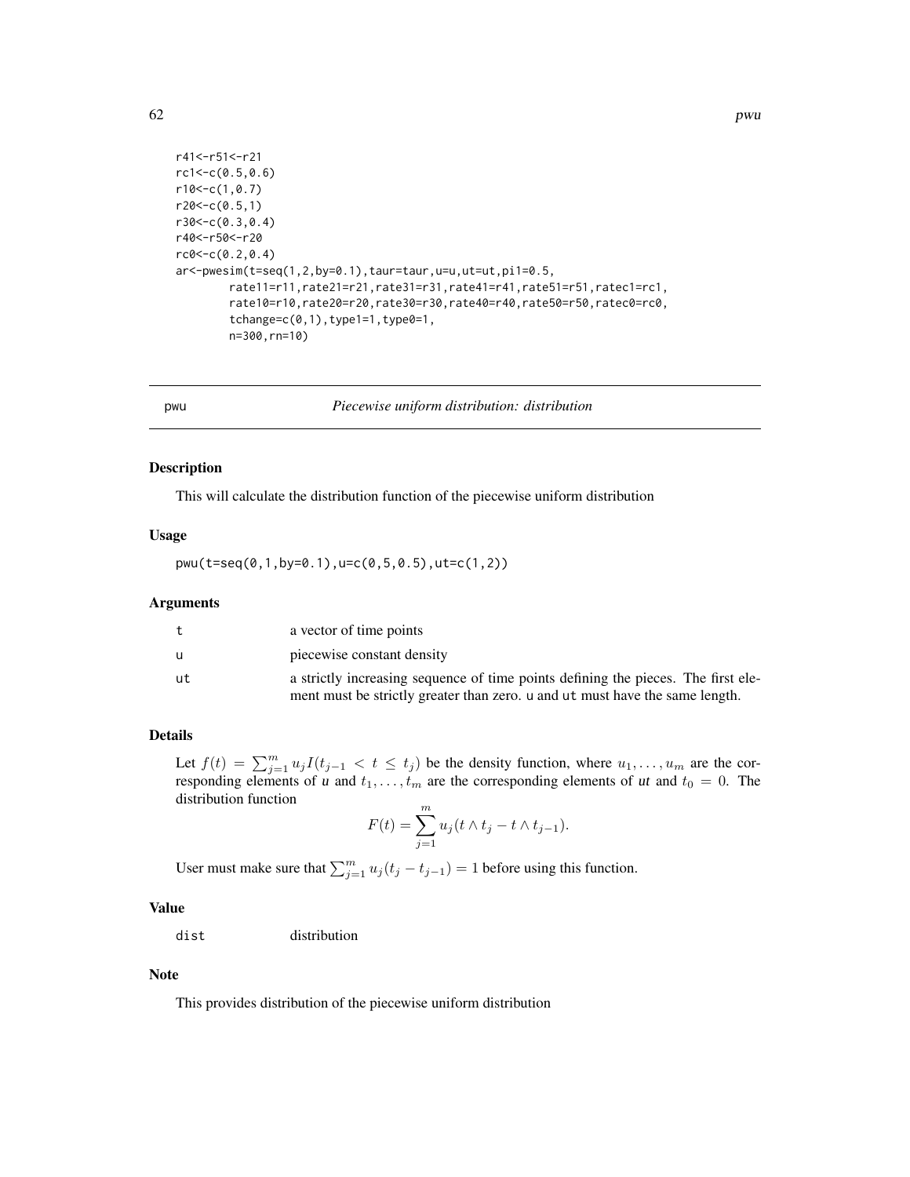```
r41<-r51<-r21
rc1<-c(0.5,0.6)
r10<-c(1,0.7)
r20<-c(0.5,1)
r30<-c(0.3,0.4)
r40<-r50<-r20
rc0<-c(0.2,0.4)
ar<-pwesim(t=seq(1,2,by=0.1),taur=taur,u=u,ut=ut,pi1=0.5,
        rate11=r11,rate21=r21,rate31=r31,rate41=r41,rate51=r51,ratec1=rc1,
        rate10=r10,rate20=r20,rate30=r30,rate40=r40,rate50=r50,ratec0=rc0,
        tchange=c(0,1),type1=1,type0=1,
        n=300,rn=10)
```

---

## pwu — *Piecewise uniform distribution: distribution*

### Description

This will calculate the distribution function of the piecewise uniform distribution

### Usage

```
pwu(t=seq(0,1,by=0.1),u=c(0,5,0.5),ut=c(1,2))
```

### Arguments

| | |
|---|---|
| t | a vector of time points |
| u | piecewise constant density |
| ut | a strictly increasing sequence of time points defining the pieces. The first element must be strictly greater than zero. u and ut must have the same length. |

### Details

Let $f(t) = \sum_{j=1}^{m} u_j I(t_{j-1} < t \leq t_j)$ be the density function, where $u_1, \ldots, u_m$ are the corresponding elements of *u* and $t_1, \ldots, t_m$ are the corresponding elements of *ut* and $t_0 = 0$. The distribution function

$$F(t) = \sum_{j=1}^{m} u_j (t \wedge t_j - t \wedge t_{j-1}).$$

User must make sure that $\sum_{j=1}^{m} u_j (t_j - t_{j-1}) = 1$ before using this function.

### Value

| | |
|---|---|
| dist | distribution |

### Note

This provides distribution of the piecewise uniform distribution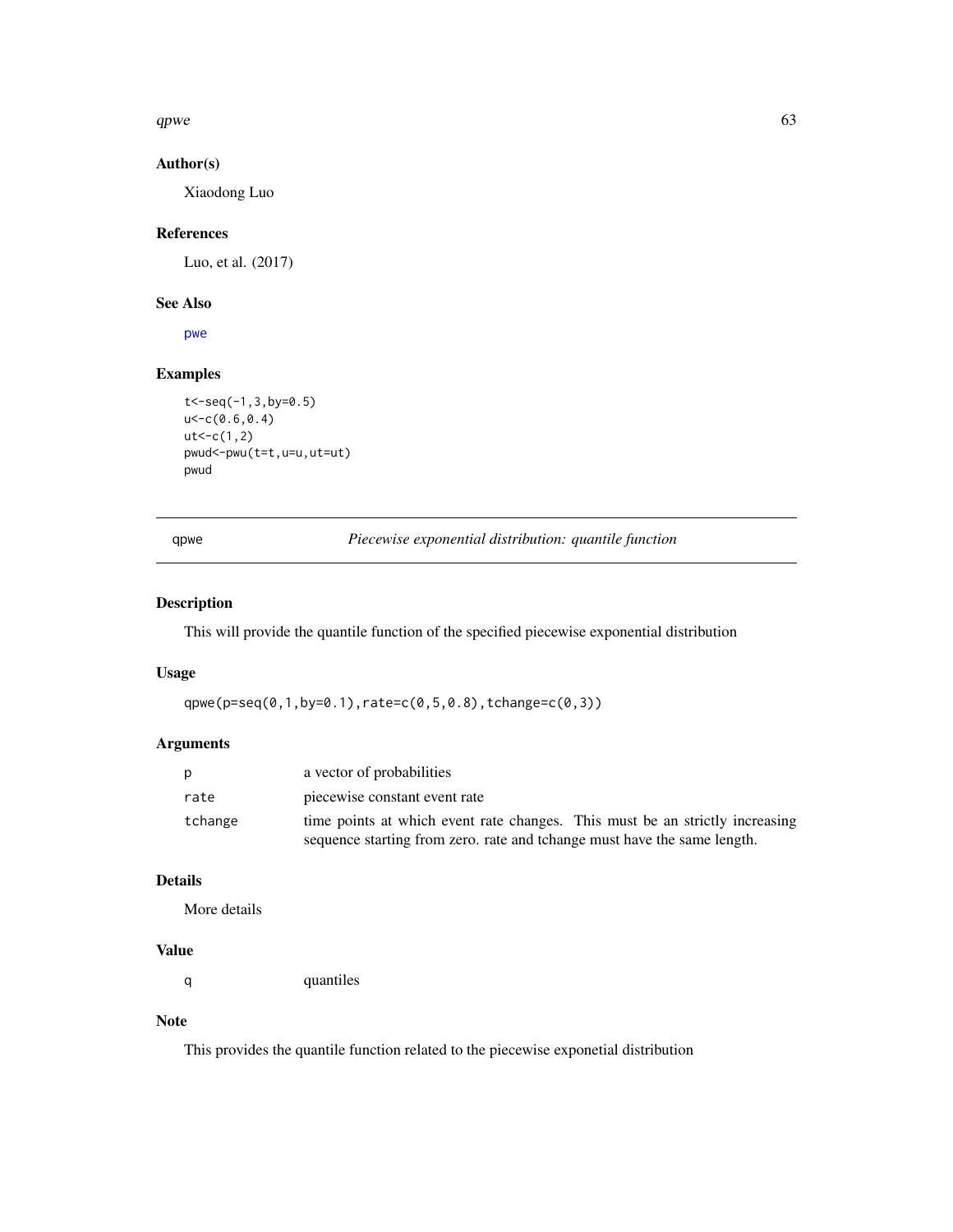## Author(s)

Xiaodong Luo

## References

Luo, et al. (2017)

## See Also

pwe

## Examples

```
t<-seq(-1,3,by=0.5)
u<-c(0.6,0.4)
ut<-c(1,2)
pwud<-pwu(t=t,u=u,ut=ut)
pwud
```

---

# qpwe — *Piecewise exponential distribution: quantile function*

---

## Description

This will provide the quantile function of the specified piecewise exponential distribution

## Usage

```
qpwe(p=seq(0,1,by=0.1),rate=c(0,5,0.8),tchange=c(0,3))
```

## Arguments

| | |
|---|---|
| p | a vector of probabilities |
| rate | piecewise constant event rate |
| tchange | time points at which event rate changes. This must be an strictly increasing sequence starting from zero. rate and tchange must have the same length. |

## Details

More details

## Value

| | |
|---|---|
| q | quantiles |

## Note

This provides the quantile function related to the piecewise exponetial distribution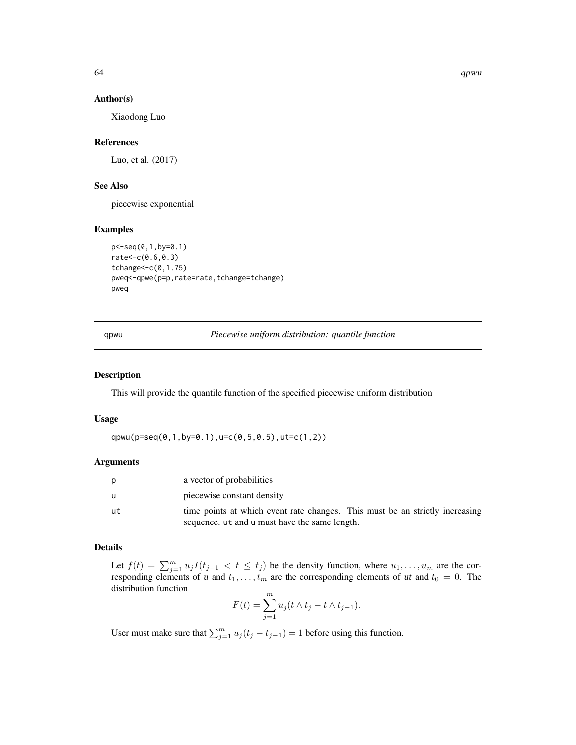## Author(s)

Xiaodong Luo

## References

Luo, et al. (2017)

## See Also

piecewise exponential

## Examples

```
p<-seq(0,1,by=0.1)
rate<-c(0.6,0.3)
tchange<-c(0,1.75)
pweq<-qpwe(p=p,rate=rate,tchange=tchange)
pweq
```

---

# qpwu — *Piecewise uniform distribution: quantile function*

## Description

This will provide the quantile function of the specified piecewise uniform distribution

## Usage

```
qpwu(p=seq(0,1,by=0.1),u=c(0,5,0.5),ut=c(1,2))
```

## Arguments

| | |
|---|---|
| p | a vector of probabilities |
| u | piecewise constant density |
| ut | time points at which event rate changes. This must be an strictly increasing sequence. ut and u must have the same length. |

## Details

Let $f(t) = \sum_{j=1}^{m} u_j I(t_{j-1} < t \leq t_j)$ be the density function, where $u_1, \ldots, u_m$ are the corresponding elements of *u* and $t_1, \ldots, t_m$ are the corresponding elements of *ut* and $t_0 = 0$. The distribution function

$$F(t) = \sum_{j=1}^{m} u_j (t \wedge t_j - t \wedge t_{j-1}).$$

User must make sure that $\sum_{j=1}^{m} u_j (t_j - t_{j-1}) = 1$ before using this function.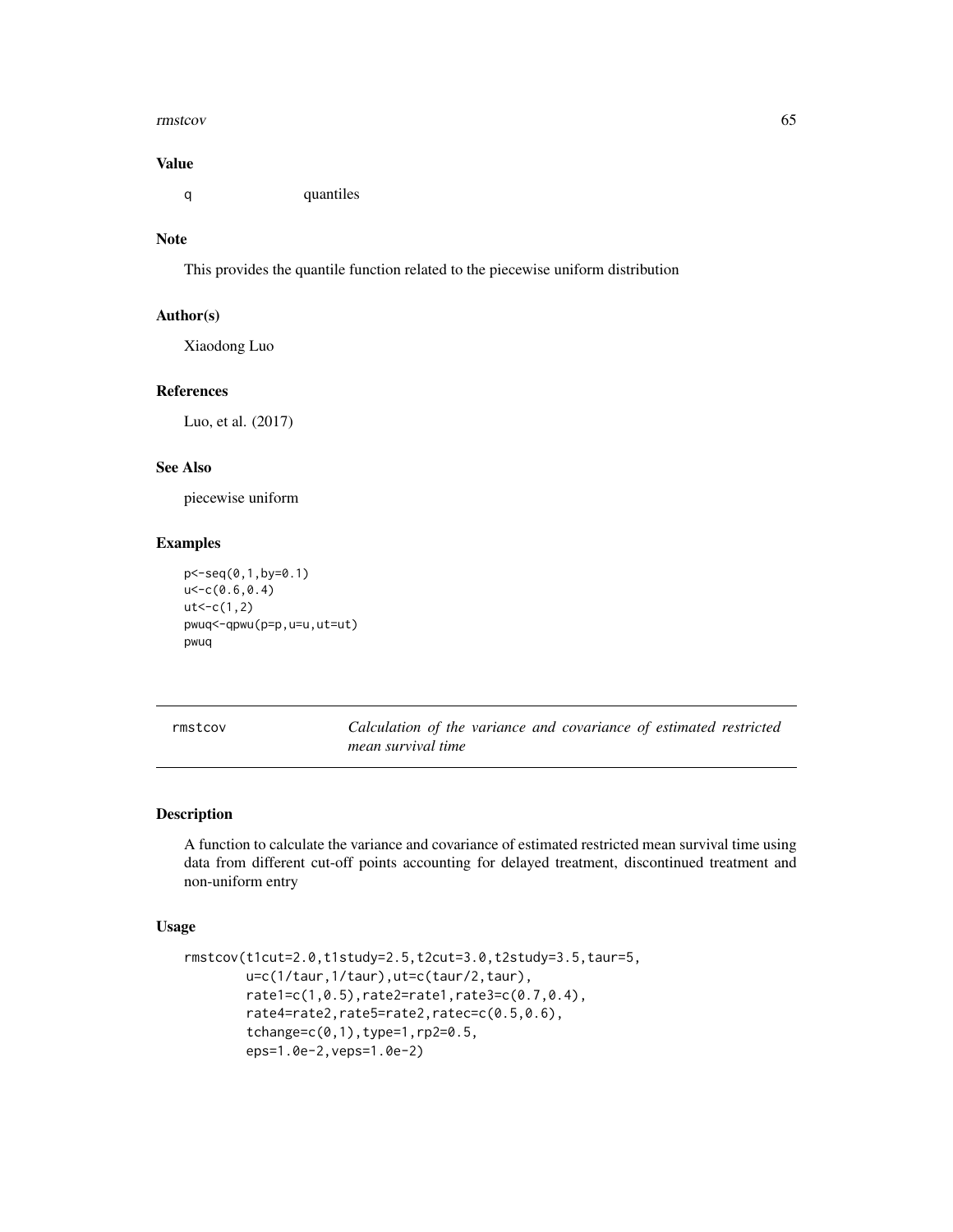### Value

q quantiles

### Note

This provides the quantile function related to the piecewise uniform distribution

### Author(s)

Xiaodong Luo

### References

Luo, et al. (2017)

### See Also

piecewise uniform

### Examples

```
p<-seq(0,1,by=0.1)
u<-c(0.6,0.4)
ut<-c(1,2)
pwuq<-qpwu(p=p,u=u,ut=ut)
pwuq
```

---

## rmstcov *Calculation of the variance and covariance of estimated restricted mean survival time*

---

### Description

A function to calculate the variance and covariance of estimated restricted mean survival time using data from different cut-off points accounting for delayed treatment, discontinued treatment and non-uniform entry

### Usage

```
rmstcov(t1cut=2.0,t1study=2.5,t2cut=3.0,t2study=3.5,taur=5,
        u=c(1/taur,1/taur),ut=c(taur/2,taur),
        rate1=c(1,0.5),rate2=rate1,rate3=c(0.7,0.4),
        rate4=rate2,rate5=rate2,ratec=c(0.5,0.6),
        tchange=c(0,1),type=1,rp2=0.5,
        eps=1.0e-2,veps=1.0e-2)
```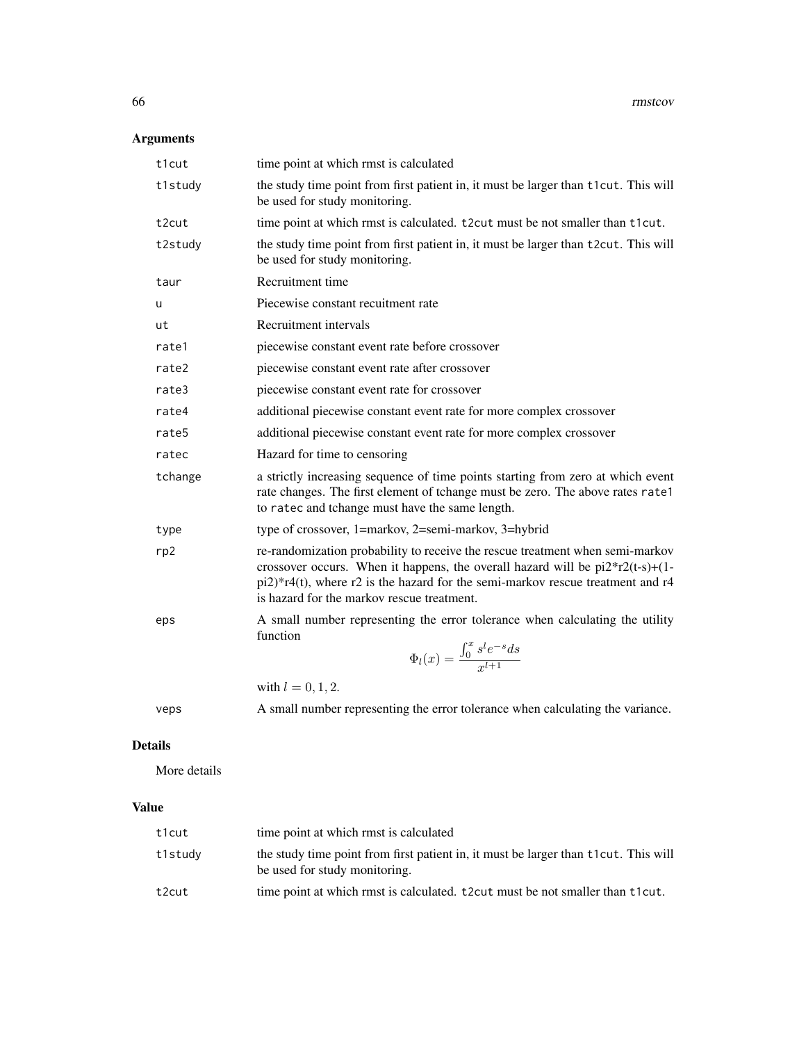## Arguments

| | |
|---|---|
| `t1cut` | time point at which rmst is calculated |
| `t1study` | the study time point from first patient in, it must be larger than `t1cut`. This will be used for study monitoring. |
| `t2cut` | time point at which rmst is calculated. `t2cut` must be not smaller than `t1cut`. |
| `t2study` | the study time point from first patient in, it must be larger than `t2cut`. This will be used for study monitoring. |
| `taur` | Recruitment time |
| `u` | Piecewise constant recuitment rate |
| `ut` | Recruitment intervals |
| `rate1` | piecewise constant event rate before crossover |
| `rate2` | piecewise constant event rate after crossover |
| `rate3` | piecewise constant event rate for crossover |
| `rate4` | additional piecewise constant event rate for more complex crossover |
| `rate5` | additional piecewise constant event rate for more complex crossover |
| `ratec` | Hazard for time to censoring |
| `tchange` | a strictly increasing sequence of time points starting from zero at which event rate changes. The first element of tchange must be zero. The above rates `rate1` to `ratec` and tchange must have the same length. |
| `type` | type of crossover, 1=markov, 2=semi-markov, 3=hybrid |
| `rp2` | re-randomization probability to receive the rescue treatment when semi-markov crossover occurs. When it happens, the overall hazard will be pi2*r2(t-s)+(1-pi2)*r4(t), where r2 is the hazard for the semi-markov rescue treatment and r4 is hazard for the markov rescue treatment. |
| `eps` | A small number representing the error tolerance when calculating the utility function $$\Phi_l(x) = \frac{\int_0^x s^l e^{-s} ds}{x^{l+1}}$$ with $l = 0, 1, 2$. |
| `veps` | A small number representing the error tolerance when calculating the variance. |

## Details

More details

## Value

| | |
|---|---|
| `t1cut` | time point at which rmst is calculated |
| `t1study` | the study time point from first patient in, it must be larger than `t1cut`. This will be used for study monitoring. |
| `t2cut` | time point at which rmst is calculated. `t2cut` must be not smaller than `t1cut`. |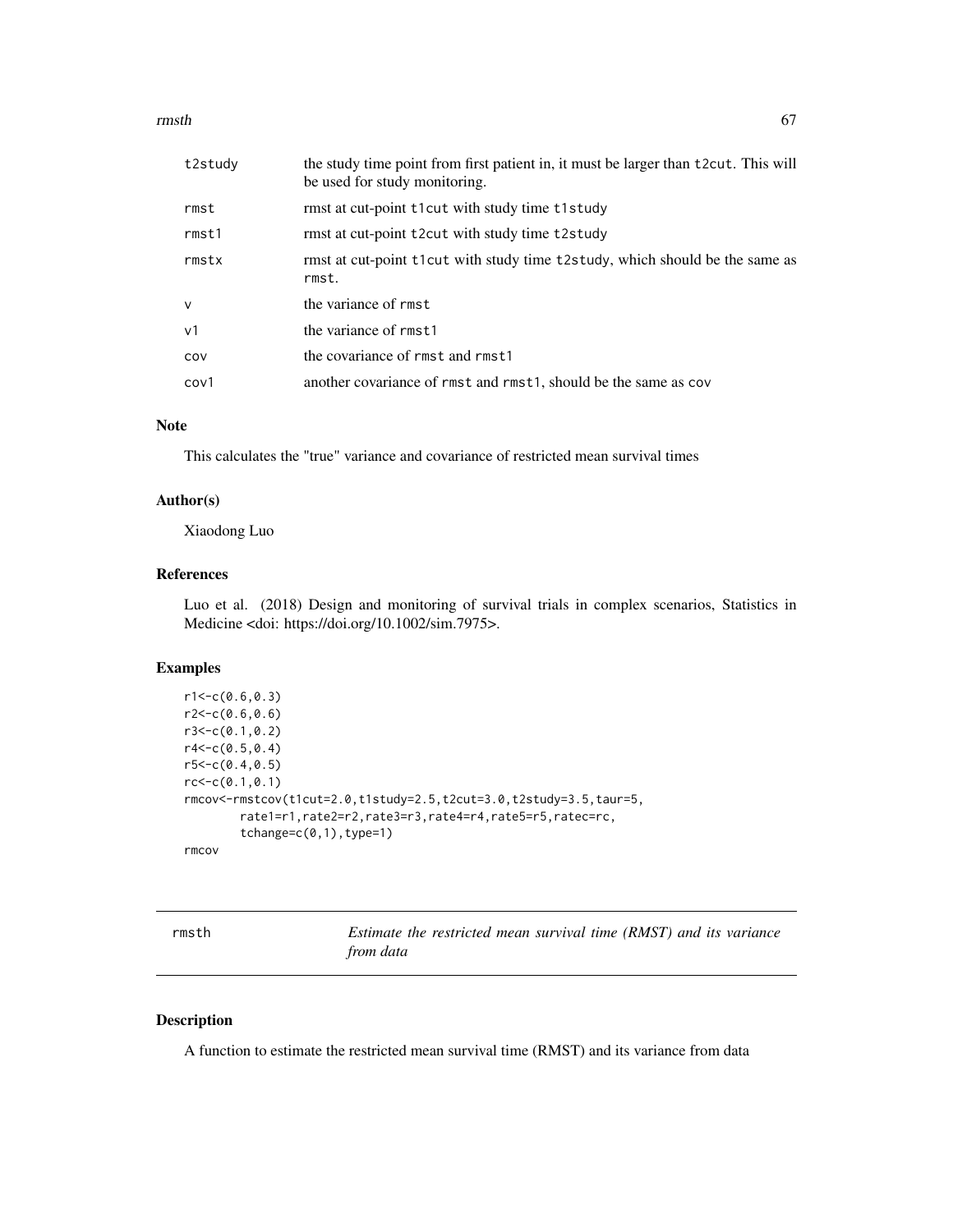| | |
|---|---|
| t2study | the study time point from first patient in, it must be larger than t2cut. This will be used for study monitoring. |
| rmst | rmst at cut-point t1cut with study time t1study |
| rmst1 | rmst at cut-point t2cut with study time t2study |
| rmstx | rmst at cut-point t1cut with study time t2study, which should be the same as rmst. |
| v | the variance of rmst |
| v1 | the variance of rmst1 |
| cov | the covariance of rmst and rmst1 |
| cov1 | another covariance of rmst and rmst1, should be the same as cov |

## Note

This calculates the "true" variance and covariance of restricted mean survival times

## Author(s)

Xiaodong Luo

## References

Luo et al. (2018) Design and monitoring of survival trials in complex scenarios, Statistics in Medicine <doi: https://doi.org/10.1002/sim.7975>.

## Examples

```
r1<-c(0.6,0.3)
r2<-c(0.6,0.6)
r3<-c(0.1,0.2)
r4<-c(0.5,0.4)
r5<-c(0.4,0.5)
rc<-c(0.1,0.1)
rmcov<-rmstcov(t1cut=2.0,t1study=2.5,t2cut=3.0,t2study=3.5,taur=5,
        rate1=r1,rate2=r2,rate3=r3,rate4=r4,rate5=r5,ratec=rc,
        tchange=c(0,1),type=1)
rmcov
```

---

# rmsth — *Estimate the restricted mean survival time (RMST) and its variance from data*

## Description

A function to estimate the restricted mean survival time (RMST) and its variance from data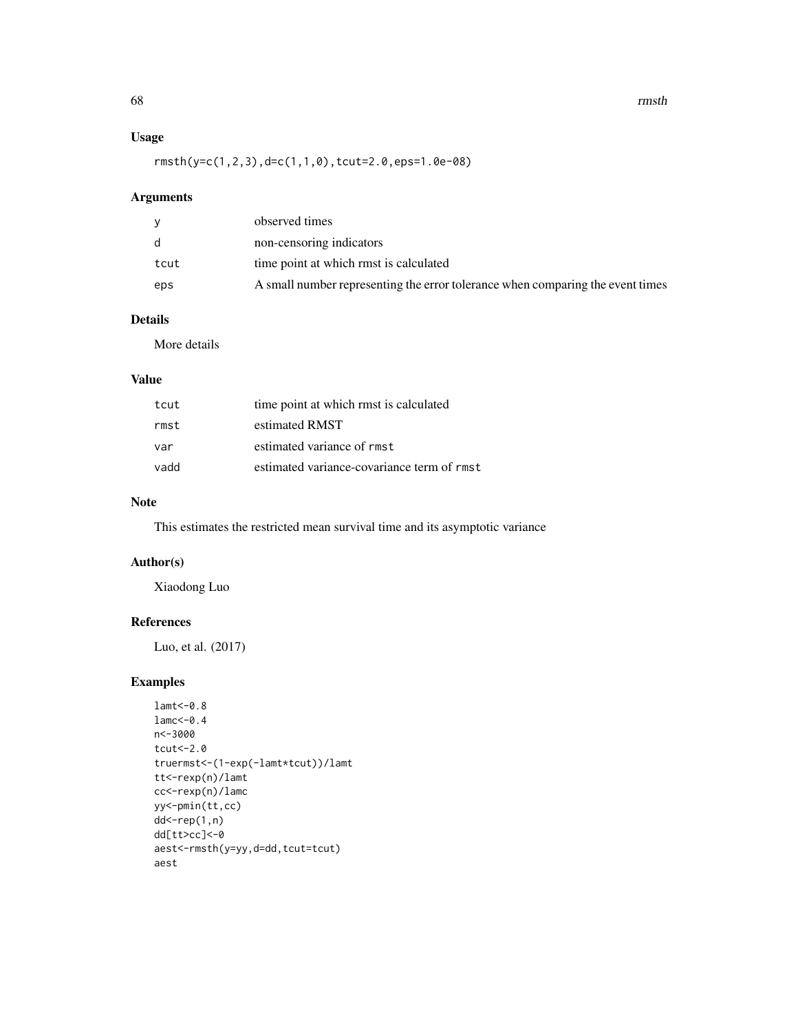## Usage

```
rmsth(y=c(1,2,3),d=c(1,1,0),tcut=2.0,eps=1.0e-08)
```

## Arguments

| | |
|---|---|
| `y` | observed times |
| `d` | non-censoring indicators |
| `tcut` | time point at which rmst is calculated |
| `eps` | A small number representing the error tolerance when comparing the event times |

## Details

More details

## Value

| | |
|---|---|
| `tcut` | time point at which rmst is calculated |
| `rmst` | estimated RMST |
| `var` | estimated variance of `rmst` |
| `vadd` | estimated variance-covariance term of `rmst` |

## Note

This estimates the restricted mean survival time and its asymptotic variance

## Author(s)

Xiaodong Luo

## References

Luo, et al. (2017)

## Examples

```
lamt<-0.8
lamc<-0.4
n<-3000
tcut<-2.0
truermst<-(1-exp(-lamt*tcut))/lamt
tt<-rexp(n)/lamt
cc<-rexp(n)/lamc
yy<-pmin(tt,cc)
dd<-rep(1,n)
dd[tt>cc]<-0
aest<-rmsth(y=yy,d=dd,tcut=tcut)
aest
```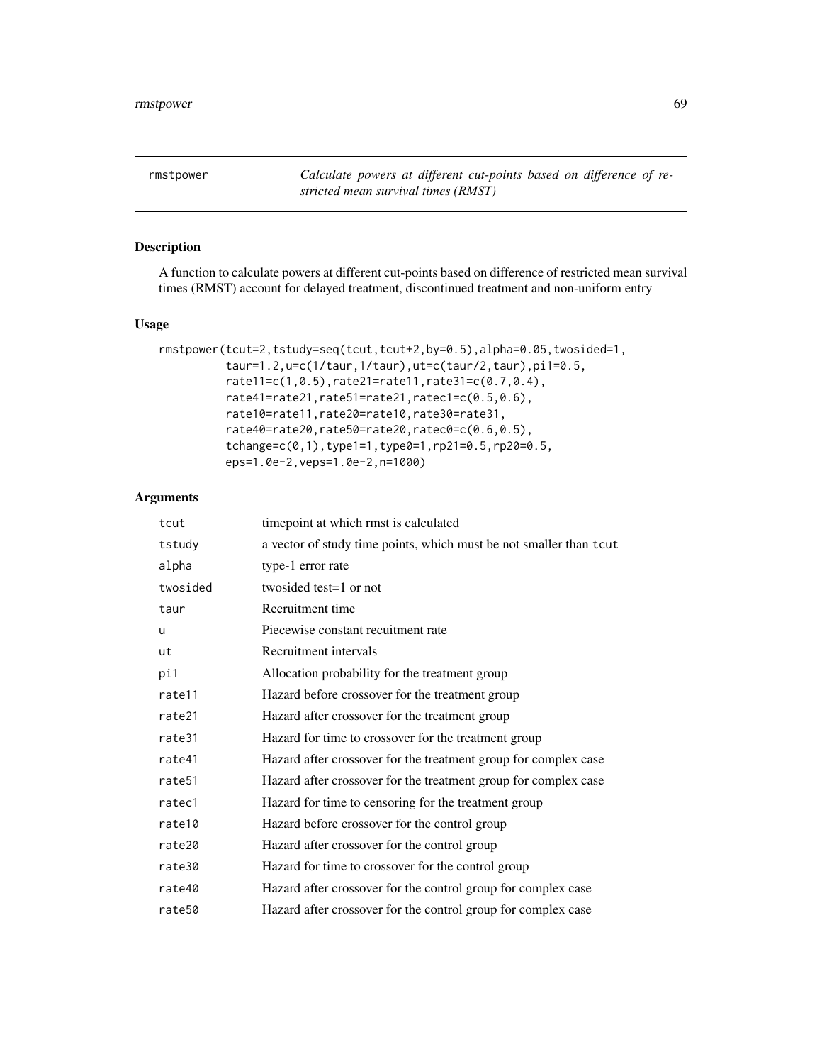rmstpower — *Calculate powers at different cut-points based on difference of restricted mean survival times (RMST)*

## Description

A function to calculate powers at different cut-points based on difference of restricted mean survival times (RMST) account for delayed treatment, discontinued treatment and non-uniform entry

## Usage

```
rmstpower(tcut=2,tstudy=seq(tcut,tcut+2,by=0.5),alpha=0.05,twosided=1,
          taur=1.2,u=c(1/taur,1/taur),ut=c(taur/2,taur),pi1=0.5,
          rate11=c(1,0.5),rate21=rate11,rate31=c(0.7,0.4),
          rate41=rate21,rate51=rate21,ratec1=c(0.5,0.6),
          rate10=rate11,rate20=rate10,rate30=rate31,
          rate40=rate20,rate50=rate20,ratec0=c(0.6,0.5),
          tchange=c(0,1),type1=1,type0=1,rp21=0.5,rp20=0.5,
          eps=1.0e-2,veps=1.0e-2,n=1000)
```

## Arguments

| | |
|---|---|
| tcut | timepoint at which rmst is calculated |
| tstudy | a vector of study time points, which must be not smaller than tcut |
| alpha | type-1 error rate |
| twosided | twosided test=1 or not |
| taur | Recruitment time |
| u | Piecewise constant recuitment rate |
| ut | Recruitment intervals |
| pi1 | Allocation probability for the treatment group |
| rate11 | Hazard before crossover for the treatment group |
| rate21 | Hazard after crossover for the treatment group |
| rate31 | Hazard for time to crossover for the treatment group |
| rate41 | Hazard after crossover for the treatment group for complex case |
| rate51 | Hazard after crossover for the treatment group for complex case |
| ratec1 | Hazard for time to censoring for the treatment group |
| rate10 | Hazard before crossover for the control group |
| rate20 | Hazard after crossover for the control group |
| rate30 | Hazard for time to crossover for the control group |
| rate40 | Hazard after crossover for the control group for complex case |
| rate50 | Hazard after crossover for the control group for complex case |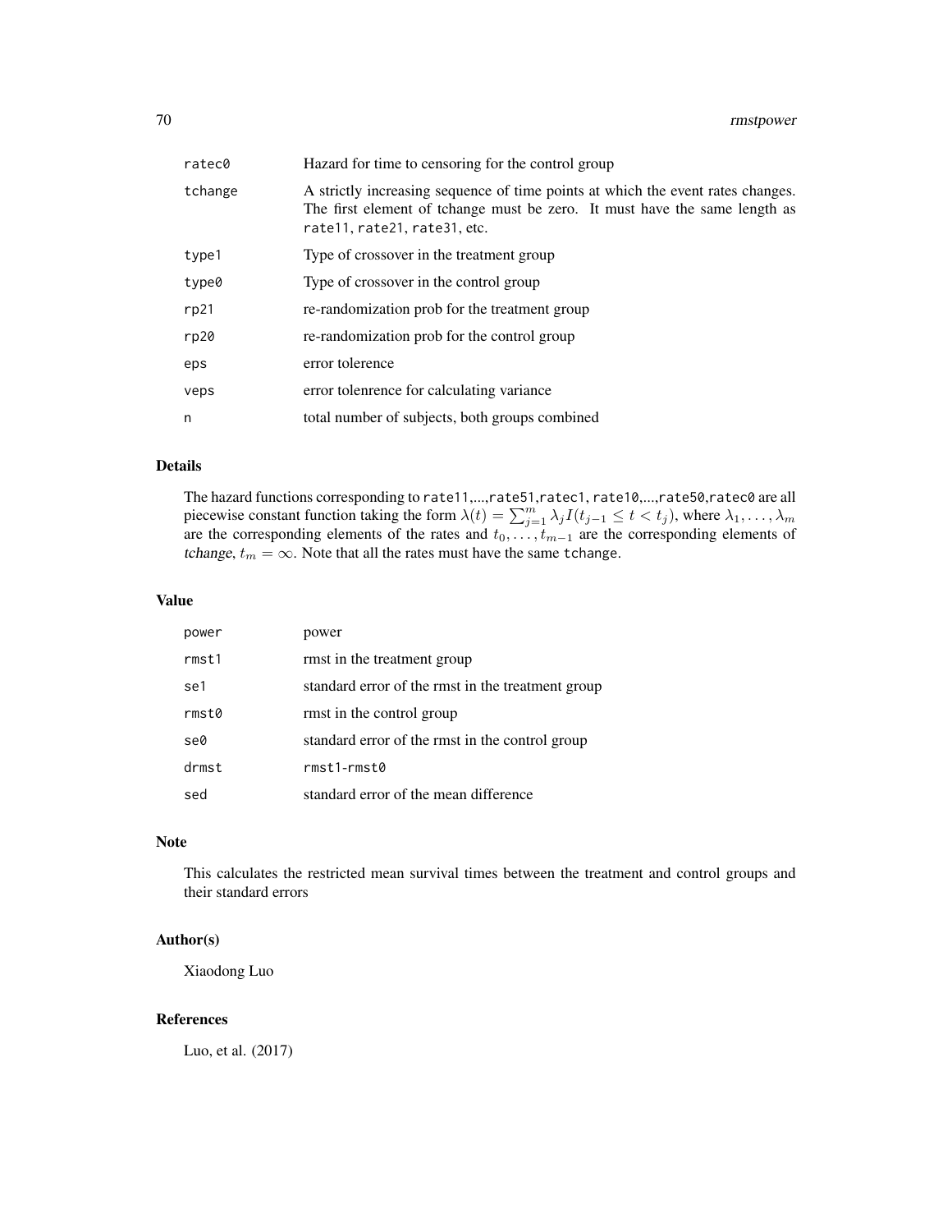| | |
|---|---|
| ratec0 | Hazard for time to censoring for the control group |
| tchange | A strictly increasing sequence of time points at which the event rates changes. The first element of tchange must be zero. It must have the same length as rate11, rate21, rate31, etc. |
| type1 | Type of crossover in the treatment group |
| type0 | Type of crossover in the control group |
| rp21 | re-randomization prob for the treatment group |
| rp20 | re-randomization prob for the control group |
| eps | error tolerence |
| veps | error tolenrence for calculating variance |
| n | total number of subjects, both groups combined |

### Details

The hazard functions corresponding to rate11,...,rate51,ratec1, rate10,...,rate50,ratec0 are all piecewise constant function taking the form $\lambda(t) = \sum_{j=1}^{m} \lambda_j I(t_{j-1} \leq t < t_j)$, where $\lambda_1, \ldots, \lambda_m$ are the corresponding elements of the rates and $t_0, \ldots, t_{m-1}$ are the corresponding elements of *tchange*, $t_m = \infty$. Note that all the rates must have the same tchange.

### Value

| | |
|---|---|
| power | power |
| rmst1 | rmst in the treatment group |
| se1 | standard error of the rmst in the treatment group |
| rmst0 | rmst in the control group |
| se0 | standard error of the rmst in the control group |
| drmst | rmst1-rmst0 |
| sed | standard error of the mean difference |

### Note

This calculates the restricted mean survival times between the treatment and control groups and their standard errors

### Author(s)

Xiaodong Luo

### References

Luo, et al. (2017)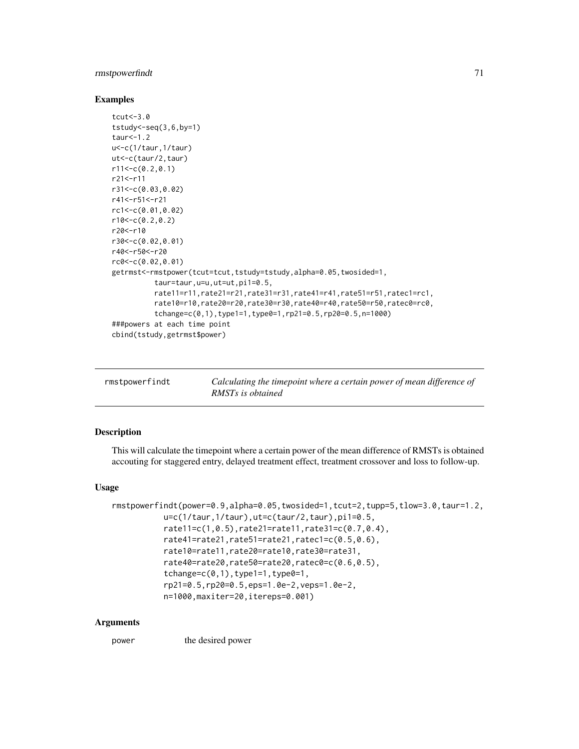## Examples

```
tcut<-3.0
tstudy<-seq(3,6,by=1)
taur<-1.2
u<-c(1/taur,1/taur)
ut<-c(taur/2,taur)
r11<-c(0.2,0.1)
r21<-r11
r31<-c(0.03,0.02)
r41<-r51<-r21
rc1<-c(0.01,0.02)
r10<-c(0.2,0.2)
r20<-r10
r30<-c(0.02,0.01)
r40<-r50<-r20
rc0<-c(0.02,0.01)
getrmst<-rmstpower(tcut=tcut,tstudy=tstudy,alpha=0.05,twosided=1,
          taur=taur,u=u,ut=ut,pi1=0.5,
          rate11=r11,rate21=r21,rate31=r31,rate41=r41,rate51=r51,ratec1=rc1,
          rate10=r10,rate20=r20,rate30=r30,rate40=r40,rate50=r50,ratec0=rc0,
          tchange=c(0,1),type1=1,type0=1,rp21=0.5,rp20=0.5,n=1000)
###powers at each time point
cbind(tstudy,getrmst$power)
```

---

`rmstpowerfindt` *Calculating the timepoint where a certain power of mean difference of RMSTs is obtained*

---

## Description

This will calculate the timepoint where a certain power of the mean difference of RMSTs is obtained accouting for staggered entry, delayed treatment effect, treatment crossover and loss to follow-up.

## Usage

```
rmstpowerfindt(power=0.9,alpha=0.05,twosided=1,tcut=2,tupp=5,tlow=3.0,taur=1.2,
          u=c(1/taur,1/taur),ut=c(taur/2,taur),pi1=0.5,
          rate11=c(1,0.5),rate21=rate11,rate31=c(0.7,0.4),
          rate41=rate21,rate51=rate21,ratec1=c(0.5,0.6),
          rate10=rate11,rate20=rate10,rate30=rate31,
          rate40=rate20,rate50=rate20,ratec0=c(0.6,0.5),
          tchange=c(0,1),type1=1,type0=1,
          rp21=0.5,rp20=0.5,eps=1.0e-2,veps=1.0e-2,
          n=1000,maxiter=20,itereps=0.001)
```

## Arguments

`power` the desired power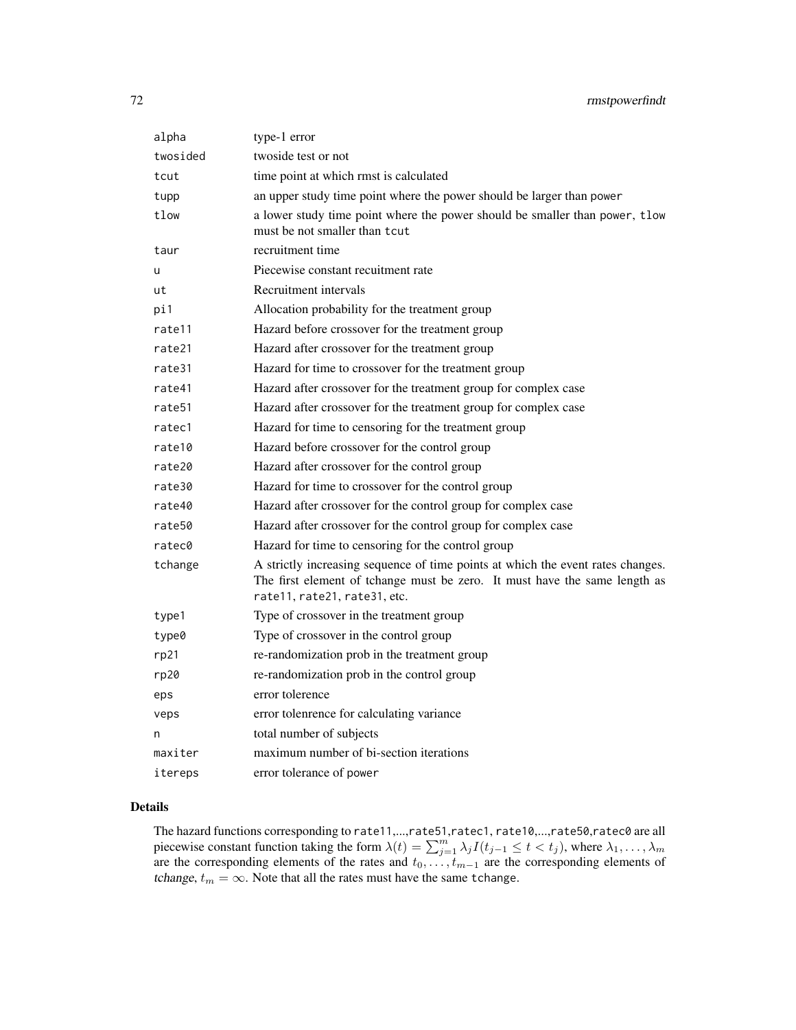| | |
|---|---|
| alpha | type-1 error |
| twosided | twoside test or not |
| tcut | time point at which rmst is calculated |
| tupp | an upper study time point where the power should be larger than power |
| tlow | a lower study time point where the power should be smaller than power, tlow must be not smaller than tcut |
| taur | recruitment time |
| u | Piecewise constant recuitment rate |
| ut | Recruitment intervals |
| pi1 | Allocation probability for the treatment group |
| rate11 | Hazard before crossover for the treatment group |
| rate21 | Hazard after crossover for the treatment group |
| rate31 | Hazard for time to crossover for the treatment group |
| rate41 | Hazard after crossover for the treatment group for complex case |
| rate51 | Hazard after crossover for the treatment group for complex case |
| ratec1 | Hazard for time to censoring for the treatment group |
| rate10 | Hazard before crossover for the control group |
| rate20 | Hazard after crossover for the control group |
| rate30 | Hazard for time to crossover for the control group |
| rate40 | Hazard after crossover for the control group for complex case |
| rate50 | Hazard after crossover for the control group for complex case |
| ratec0 | Hazard for time to censoring for the control group |
| tchange | A strictly increasing sequence of time points at which the event rates changes. The first element of tchange must be zero. It must have the same length as rate11, rate21, rate31, etc. |
| type1 | Type of crossover in the treatment group |
| type0 | Type of crossover in the control group |
| rp21 | re-randomization prob in the treatment group |
| rp20 | re-randomization prob in the control group |
| eps | error tolerence |
| veps | error tolenrence for calculating variance |
| n | total number of subjects |
| maxiter | maximum number of bi-section iterations |
| itereps | error tolerance of power |

## Details

The hazard functions corresponding to rate11,...,rate51,ratec1, rate10,...,rate50,ratec0 are all piecewise constant function taking the form $\lambda(t) = \sum_{j=1}^{m} \lambda_j I(t_{j-1} \leq t < t_j)$, where $\lambda_1, \ldots, \lambda_m$ are the corresponding elements of the rates and $t_0, \ldots, t_{m-1}$ are the corresponding elements of *tchange*, $t_m = \infty$. Note that all the rates must have the same tchange.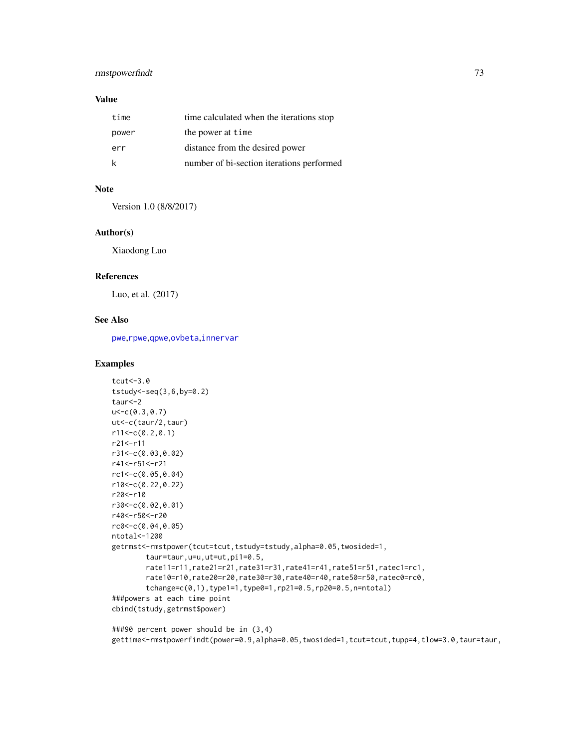## Value

| | |
|---|---|
| time | time calculated when the iterations stop |
| power | the power at time |
| err | distance from the desired power |
| k | number of bi-section iterations performed |

## Note

Version 1.0 (8/8/2017)

## Author(s)

Xiaodong Luo

## References

Luo, et al. (2017)

## See Also

pwe, rpwe, qpwe, ovbeta, innervar

## Examples

```
tcut<-3.0
tstudy<-seq(3,6,by=0.2)
taur<-2
u<-c(0.3,0.7)
ut<-c(taur/2,taur)
r11<-c(0.2,0.1)
r21<-r11
r31<-c(0.03,0.02)
r41<-r51<-r21
rc1<-c(0.05,0.04)
r10<-c(0.22,0.22)
r20<-r10
r30<-c(0.02,0.01)
r40<-r50<-r20
rc0<-c(0.04,0.05)
ntotal<-1200
getrmst<-rmstpower(tcut=tcut,tstudy=tstudy,alpha=0.05,twosided=1,
        taur=taur,u=u,ut=ut,pi1=0.5,
        rate11=r11,rate21=r21,rate31=r31,rate41=r41,rate51=r51,ratec1=rc1,
        rate10=r10,rate20=r20,rate30=r30,rate40=r40,rate50=r50,ratec0=rc0,
        tchange=c(0,1),type1=1,type0=1,rp21=0.5,rp20=0.5,n=ntotal)
###powers at each time point
cbind(tstudy,getrmst$power)

###90 percent power should be in (3,4)
gettime<-rmstpowerfindt(power=0.9,alpha=0.05,twosided=1,tcut=tcut,tupp=4,tlow=3.0,taur=taur,
```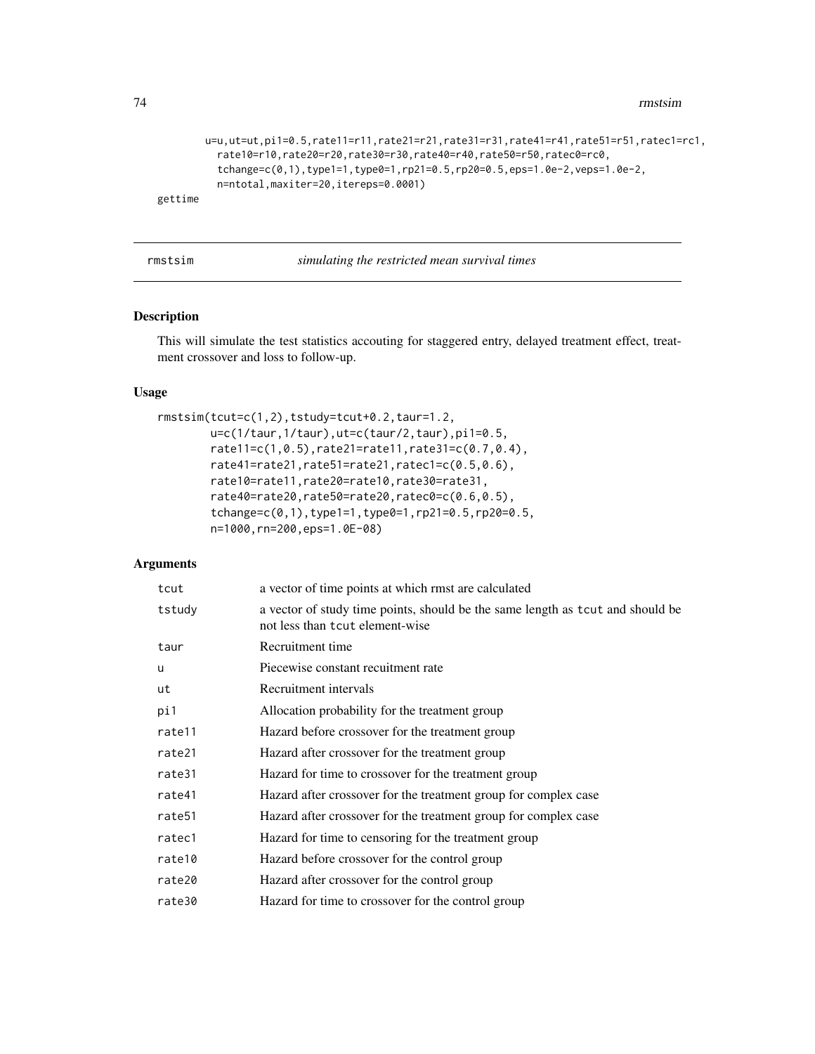```
         u=u,ut=ut,pi1=0.5,rate11=r11,rate21=r21,rate31=r31,rate41=r41,rate51=r51,ratec1=rc1,
           rate10=r10,rate20=r20,rate30=r30,rate40=r40,rate50=r50,ratec0=rc0,
           tchange=c(0,1),type1=1,type0=1,rp21=0.5,rp20=0.5,eps=1.0e-2,veps=1.0e-2,
           n=ntotal,maxiter=20,itereps=0.0001)
gettime
```

## rmstsim — *simulating the restricted mean survival times*

### Description

This will simulate the test statistics accouting for staggered entry, delayed treatment effect, treatment crossover and loss to follow-up.

### Usage

```
rmstsim(tcut=c(1,2),tstudy=tcut+0.2,taur=1.2,
        u=c(1/taur,1/taur),ut=c(taur/2,taur),pi1=0.5,
        rate11=c(1,0.5),rate21=rate11,rate31=c(0.7,0.4),
        rate41=rate21,rate51=rate21,ratec1=c(0.5,0.6),
        rate10=rate11,rate20=rate10,rate30=rate31,
        rate40=rate20,rate50=rate20,ratec0=c(0.6,0.5),
        tchange=c(0,1),type1=1,type0=1,rp21=0.5,rp20=0.5,
        n=1000,rn=200,eps=1.0E-08)
```

### Arguments

| | |
|---|---|
| tcut | a vector of time points at which rmst are calculated |
| tstudy | a vector of study time points, should be the same length as tcut and should be not less than tcut element-wise |
| taur | Recruitment time |
| u | Piecewise constant recuitment rate |
| ut | Recruitment intervals |
| pi1 | Allocation probability for the treatment group |
| rate11 | Hazard before crossover for the treatment group |
| rate21 | Hazard after crossover for the treatment group |
| rate31 | Hazard for time to crossover for the treatment group |
| rate41 | Hazard after crossover for the treatment group for complex case |
| rate51 | Hazard after crossover for the treatment group for complex case |
| ratec1 | Hazard for time to censoring for the treatment group |
| rate10 | Hazard before crossover for the control group |
| rate20 | Hazard after crossover for the control group |
| rate30 | Hazard for time to crossover for the control group |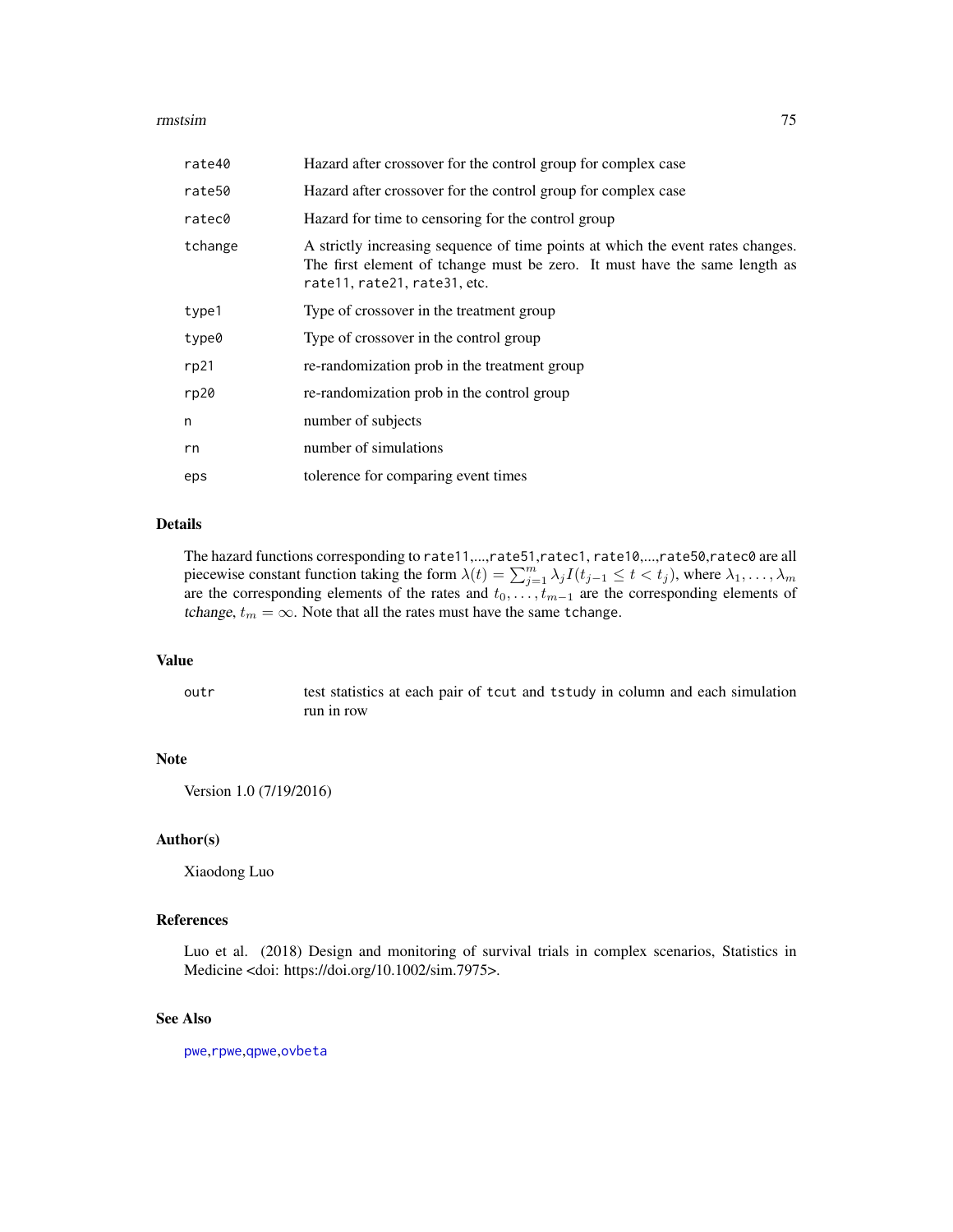| | |
|---|---|
| rate40 | Hazard after crossover for the control group for complex case |
| rate50 | Hazard after crossover for the control group for complex case |
| ratec0 | Hazard for time to censoring for the control group |
| tchange | A strictly increasing sequence of time points at which the event rates changes. The first element of tchange must be zero. It must have the same length as rate11, rate21, rate31, etc. |
| type1 | Type of crossover in the treatment group |
| type0 | Type of crossover in the control group |
| rp21 | re-randomization prob in the treatment group |
| rp20 | re-randomization prob in the control group |
| n | number of subjects |
| rn | number of simulations |
| eps | tolerence for comparing event times |

## Details

The hazard functions corresponding to rate11,...,rate51,ratec1, rate10,...,rate50,ratec0 are all piecewise constant function taking the form $\lambda(t) = \sum_{j=1}^{m} \lambda_j I(t_{j-1} \le t < t_j)$, where $\lambda_1, \ldots, \lambda_m$ are the corresponding elements of the rates and $t_0, \ldots, t_{m-1}$ are the corresponding elements of *tchange*, $t_m = \infty$. Note that all the rates must have the same tchange.

## Value

| | |
|---|---|
| outr | test statistics at each pair of tcut and tstudy in column and each simulation run in row |

## Note

Version 1.0 (7/19/2016)

## Author(s)

Xiaodong Luo

## References

Luo et al. (2018) Design and monitoring of survival trials in complex scenarios, Statistics in Medicine <doi: https://doi.org/10.1002/sim.7975>.

## See Also

pwe,rpwe,qpwe,ovbeta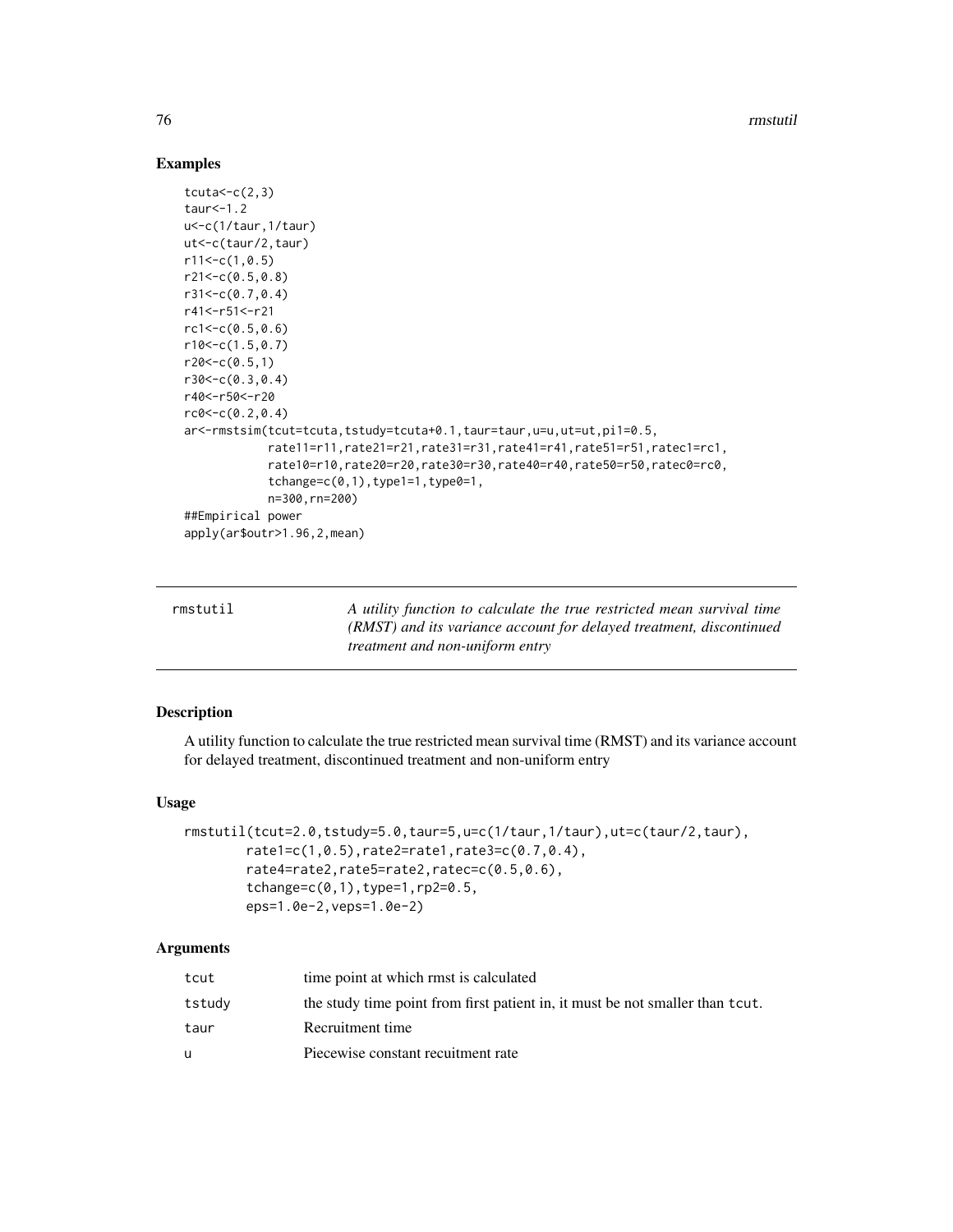## Examples

```
tcuta<-c(2,3)
taur<-1.2
u<-c(1/taur,1/taur)
ut<-c(taur/2,taur)
r11<-c(1,0.5)
r21<-c(0.5,0.8)
r31<-c(0.7,0.4)
r41<-r51<-r21
rc1<-c(0.5,0.6)
r10<-c(1.5,0.7)
r20<-c(0.5,1)
r30<-c(0.3,0.4)
r40<-r50<-r20
rc0<-c(0.2,0.4)
ar<-rmstsim(tcut=tcuta,tstudy=tcuta+0.1,taur=taur,u=u,ut=ut,pi1=0.5,
            rate11=r11,rate21=r21,rate31=r31,rate41=r41,rate51=r51,ratec1=rc1,
            rate10=r10,rate20=r20,rate30=r30,rate40=r40,rate50=r50,ratec0=rc0,
            tchange=c(0,1),type1=1,type0=1,
            n=300,rn=200)
##Empirical power
apply(ar$outr>1.96,2,mean)
```

---

# rmstutil

*A utility function to calculate the true restricted mean survival time (RMST) and its variance account for delayed treatment, discontinued treatment and non-uniform entry*

## Description

A utility function to calculate the true restricted mean survival time (RMST) and its variance account for delayed treatment, discontinued treatment and non-uniform entry

## Usage

```
rmstutil(tcut=2.0,tstudy=5.0,taur=5,u=c(1/taur,1/taur),ut=c(taur/2,taur),
        rate1=c(1,0.5),rate2=rate1,rate3=c(0.7,0.4),
        rate4=rate2,rate5=rate2,ratec=c(0.5,0.6),
        tchange=c(0,1),type=1,rp2=0.5,
        eps=1.0e-2,veps=1.0e-2)
```

## Arguments

| | |
|---|---|
| tcut | time point at which rmst is calculated |
| tstudy | the study time point from first patient in, it must be not smaller than tcut. |
| taur | Recruitment time |
| u | Piecewise constant recuitment rate |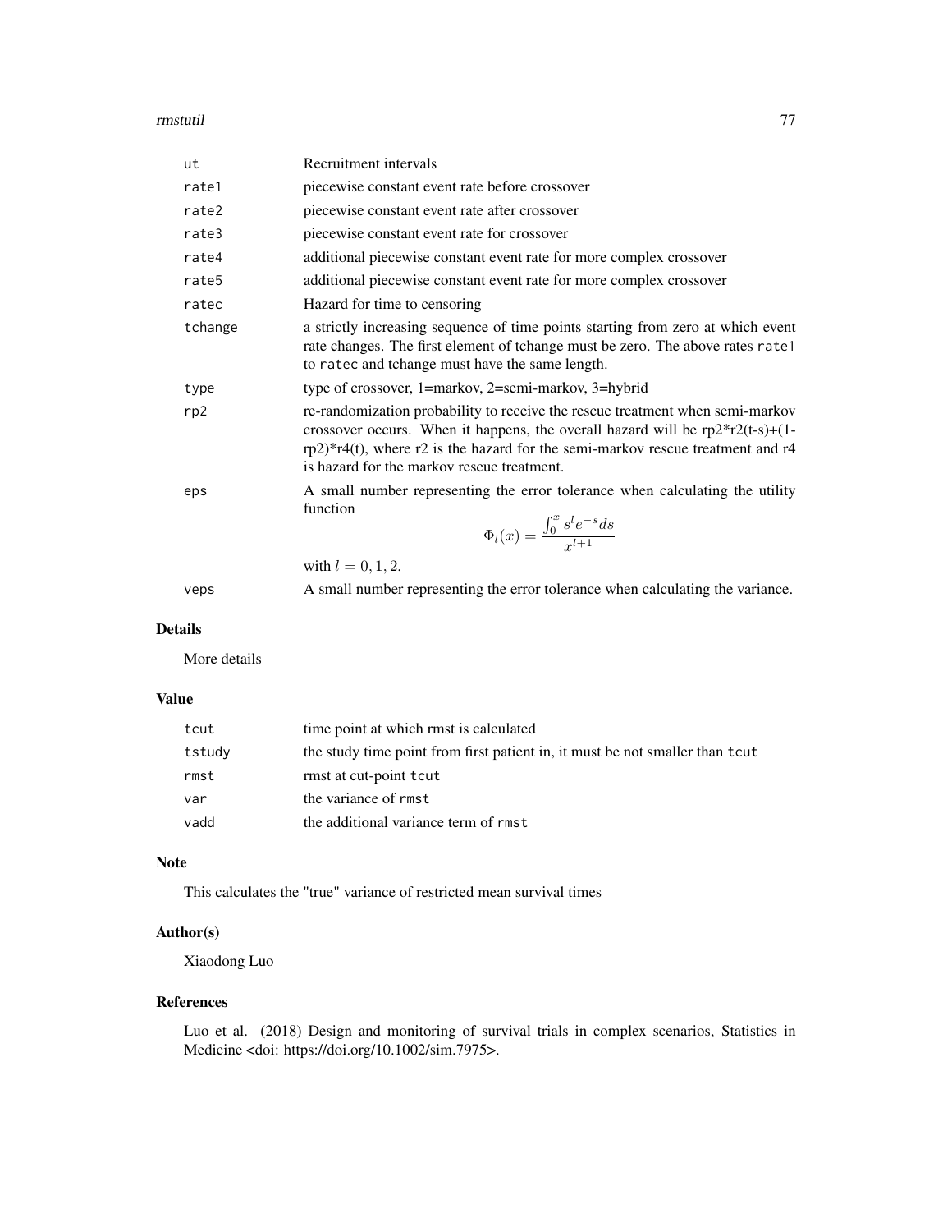| | |
|---|---|
| ut | Recruitment intervals |
| rate1 | piecewise constant event rate before crossover |
| rate2 | piecewise constant event rate after crossover |
| rate3 | piecewise constant event rate for crossover |
| rate4 | additional piecewise constant event rate for more complex crossover |
| rate5 | additional piecewise constant event rate for more complex crossover |
| ratec | Hazard for time to censoring |
| tchange | a strictly increasing sequence of time points starting from zero at which event rate changes. The first element of tchange must be zero. The above rates rate1 to ratec and tchange must have the same length. |
| type | type of crossover, 1=markov, 2=semi-markov, 3=hybrid |
| rp2 | re-randomization probability to receive the rescue treatment when semi-markov crossover occurs. When it happens, the overall hazard will be rp2*r2(t-s)+(1-rp2)*r4(t), where r2 is the hazard for the semi-markov rescue treatment and r4 is hazard for the markov rescue treatment. |
| eps | A small number representing the error tolerance when calculating the utility function $$\Phi_l(x) = \frac{\int_0^x s^l e^{-s} ds}{x^{l+1}}$$ with $l = 0, 1, 2$. |
| veps | A small number representing the error tolerance when calculating the variance. |

## Details

More details

## Value

| | |
|---|---|
| tcut | time point at which rmst is calculated |
| tstudy | the study time point from first patient in, it must be not smaller than tcut |
| rmst | rmst at cut-point tcut |
| var | the variance of rmst |
| vadd | the additional variance term of rmst |

## Note

This calculates the "true" variance of restricted mean survival times

## Author(s)

Xiaodong Luo

## References

Luo et al. (2018) Design and monitoring of survival trials in complex scenarios, Statistics in Medicine <doi: https://doi.org/10.1002/sim.7975>.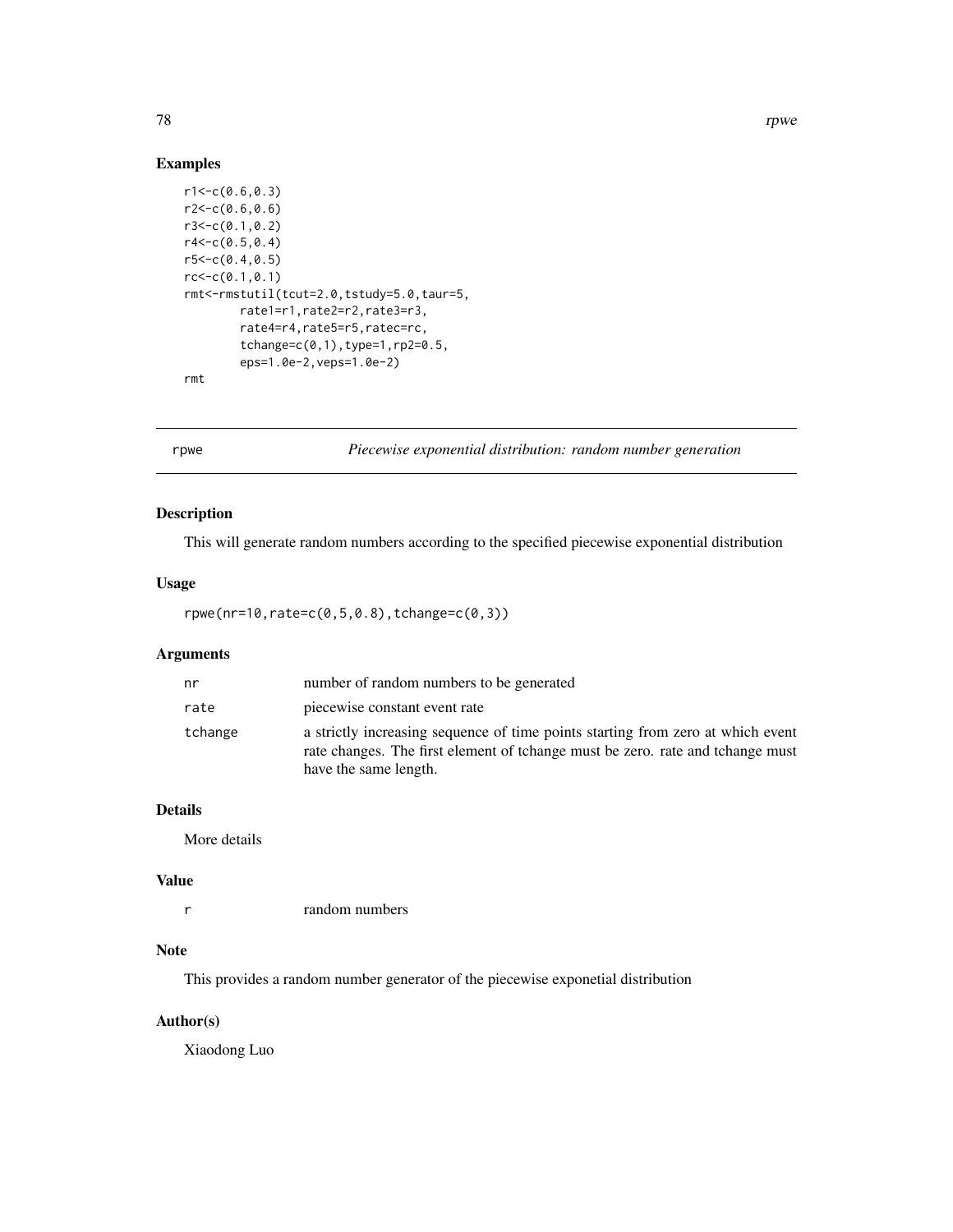## Examples

```
r1<-c(0.6,0.3)
r2<-c(0.6,0.6)
r3<-c(0.1,0.2)
r4<-c(0.5,0.4)
r5<-c(0.4,0.5)
rc<-c(0.1,0.1)
rmt<-rmstutil(tcut=2.0,tstudy=5.0,taur=5,
        rate1=r1,rate2=r2,rate3=r3,
        rate4=r4,rate5=r5,ratec=rc,
        tchange=c(0,1),type=1,rp2=0.5,
        eps=1.0e-2,veps=1.0e-2)
rmt
```

---

# rpwe — *Piecewise exponential distribution: random number generation*

## Description

This will generate random numbers according to the specified piecewise exponential distribution

## Usage

```
rpwe(nr=10,rate=c(0,5,0.8),tchange=c(0,3))
```

## Arguments

| | |
|---|---|
| nr | number of random numbers to be generated |
| rate | piecewise constant event rate |
| tchange | a strictly increasing sequence of time points starting from zero at which event rate changes. The first element of tchange must be zero. rate and tchange must have the same length. |

## Details

More details

## Value

| | |
|---|---|
| r | random numbers |

## Note

This provides a random number generator of the piecewise exponetial distribution

## Author(s)

Xiaodong Luo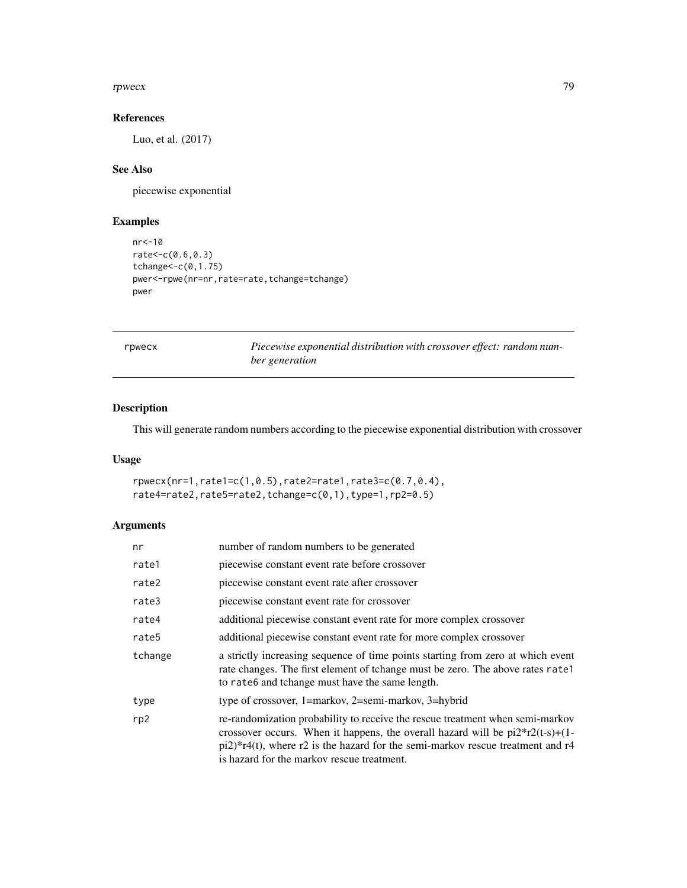### References

Luo, et al. (2017)

### See Also

piecewise exponential

### Examples

```
nr<-10
rate<-c(0.6,0.3)
tchange<-c(0,1.75)
pwer<-rpwe(nr=nr,rate=rate,tchange=tchange)
pwer
```

---

## rpwecx — *Piecewise exponential distribution with crossover effect: random number generation*

### Description

This will generate random numbers according to the piecewise exponential distribution with crossover

### Usage

```
rpwecx(nr=1,rate1=c(1,0.5),rate2=rate1,rate3=c(0.7,0.4),
rate4=rate2,rate5=rate2,tchange=c(0,1),type=1,rp2=0.5)
```

### Arguments

| | |
|---|---|
| nr | number of random numbers to be generated |
| rate1 | piecewise constant event rate before crossover |
| rate2 | piecewise constant event rate after crossover |
| rate3 | piecewise constant event rate for crossover |
| rate4 | additional piecewise constant event rate for more complex crossover |
| rate5 | additional piecewise constant event rate for more complex crossover |
| tchange | a strictly increasing sequence of time points starting from zero at which event rate changes. The first element of tchange must be zero. The above rates rate1 to rate6 and tchange must have the same length. |
| type | type of crossover, 1=markov, 2=semi-markov, 3=hybrid |
| rp2 | re-randomization probability to receive the rescue treatment when semi-markov crossover occurs. When it happens, the overall hazard will be pi2*r2(t-s)+(1-pi2)*r4(t), where r2 is the hazard for the semi-markov rescue treatment and r4 is hazard for the markov rescue treatment. |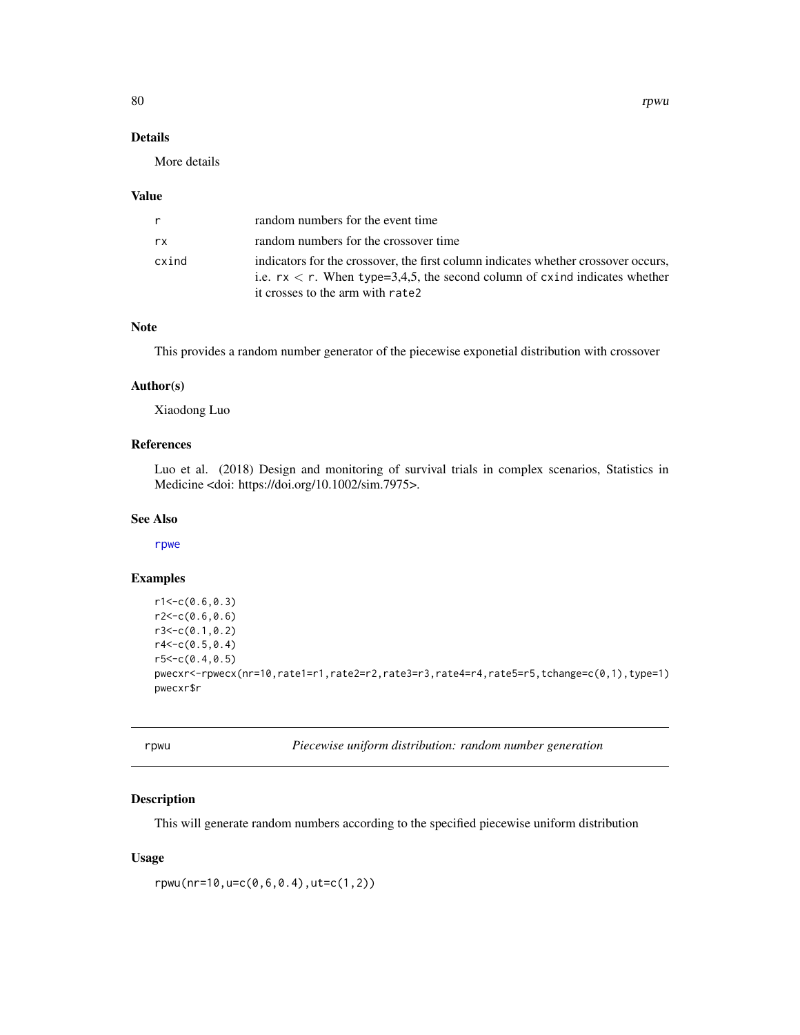### Details

More details

### Value

| | |
|---|---|
| r | random numbers for the event time |
| rx | random numbers for the crossover time |
| cxind | indicators for the crossover, the first column indicates whether crossover occurs, i.e. rx < r. When type=3,4,5, the second column of cxind indicates whether it crosses to the arm with rate2 |

### Note

This provides a random number generator of the piecewise exponetial distribution with crossover

### Author(s)

Xiaodong Luo

### References

Luo et al. (2018) Design and monitoring of survival trials in complex scenarios, Statistics in Medicine <doi: https://doi.org/10.1002/sim.7975>.

### See Also

rpwe

### Examples

```
r1<-c(0.6,0.3)
r2<-c(0.6,0.6)
r3<-c(0.1,0.2)
r4<-c(0.5,0.4)
r5<-c(0.4,0.5)
pwecxr<-rpwecx(nr=10,rate1=r1,rate2=r2,rate3=r3,rate4=r4,rate5=r5,tchange=c(0,1),type=1)
pwecxr$r
```

---

## rpwu — *Piecewise uniform distribution: random number generation*

### Description

This will generate random numbers according to the specified piecewise uniform distribution

### Usage

```
rpwu(nr=10,u=c(0,6,0.4),ut=c(1,2))
```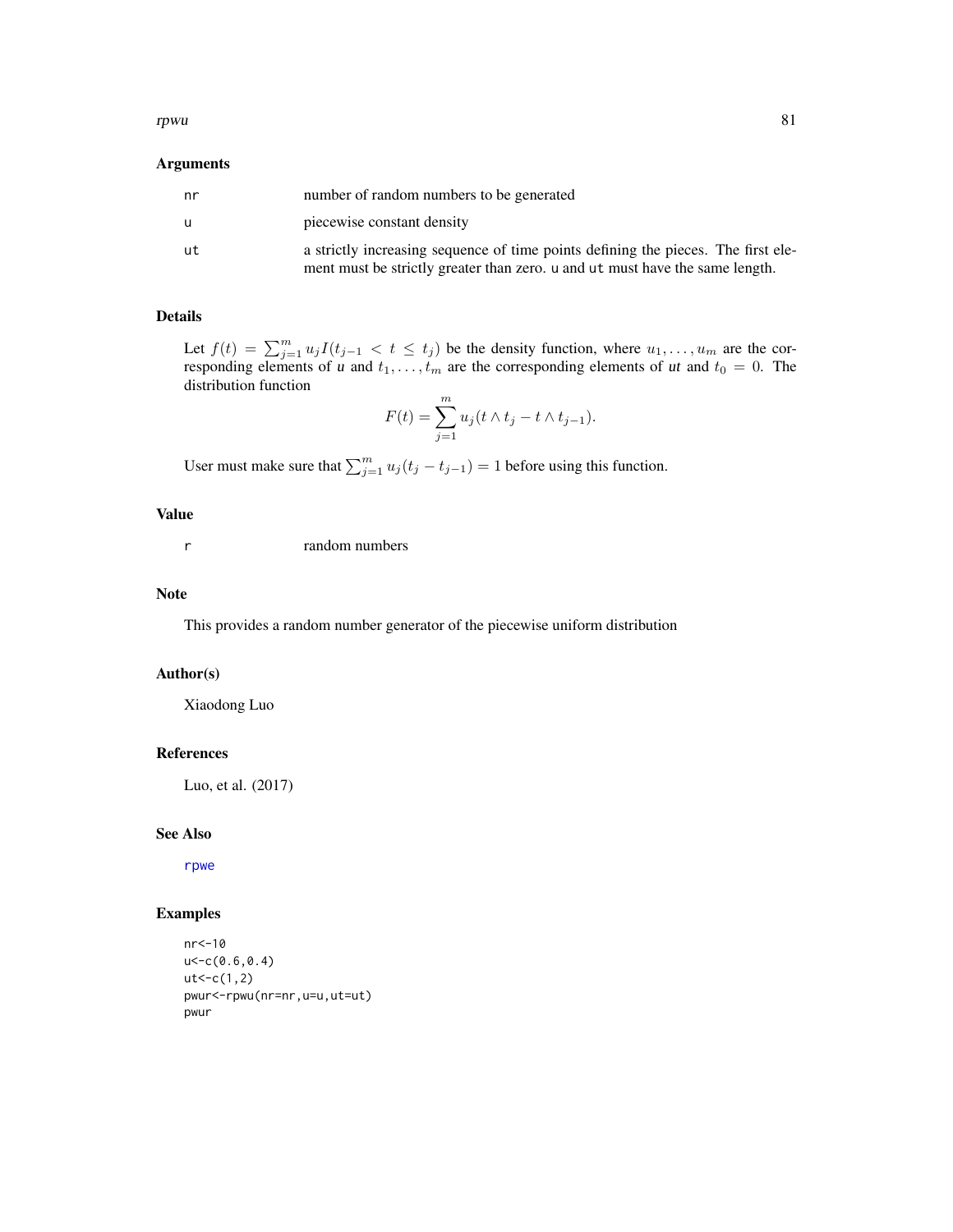### Arguments

| | |
|---|---|
| nr | number of random numbers to be generated |
| u | piecewise constant density |
| ut | a strictly increasing sequence of time points defining the pieces. The first element must be strictly greater than zero. u and ut must have the same length. |

### Details

Let $f(t) = \sum_{j=1}^{m} u_j I(t_{j-1} < t \leq t_j)$ be the density function, where $u_1, \ldots, u_m$ are the corresponding elements of *u* and $t_1, \ldots, t_m$ are the corresponding elements of *ut* and $t_0 = 0$. The distribution function

$$F(t) = \sum_{j=1}^{m} u_j (t \wedge t_j - t \wedge t_{j-1}).$$

User must make sure that $\sum_{j=1}^{m} u_j (t_j - t_{j-1}) = 1$ before using this function.

### Value

| | |
|---|---|
| r | random numbers |

### Note

This provides a random number generator of the piecewise uniform distribution

### Author(s)

Xiaodong Luo

### References

Luo, et al. (2017)

### See Also

rpwe

### Examples

```
nr<-10
u<-c(0.6,0.4)
ut<-c(1,2)
pwur<-rpwu(nr=nr,u=u,ut=ut)
pwur
```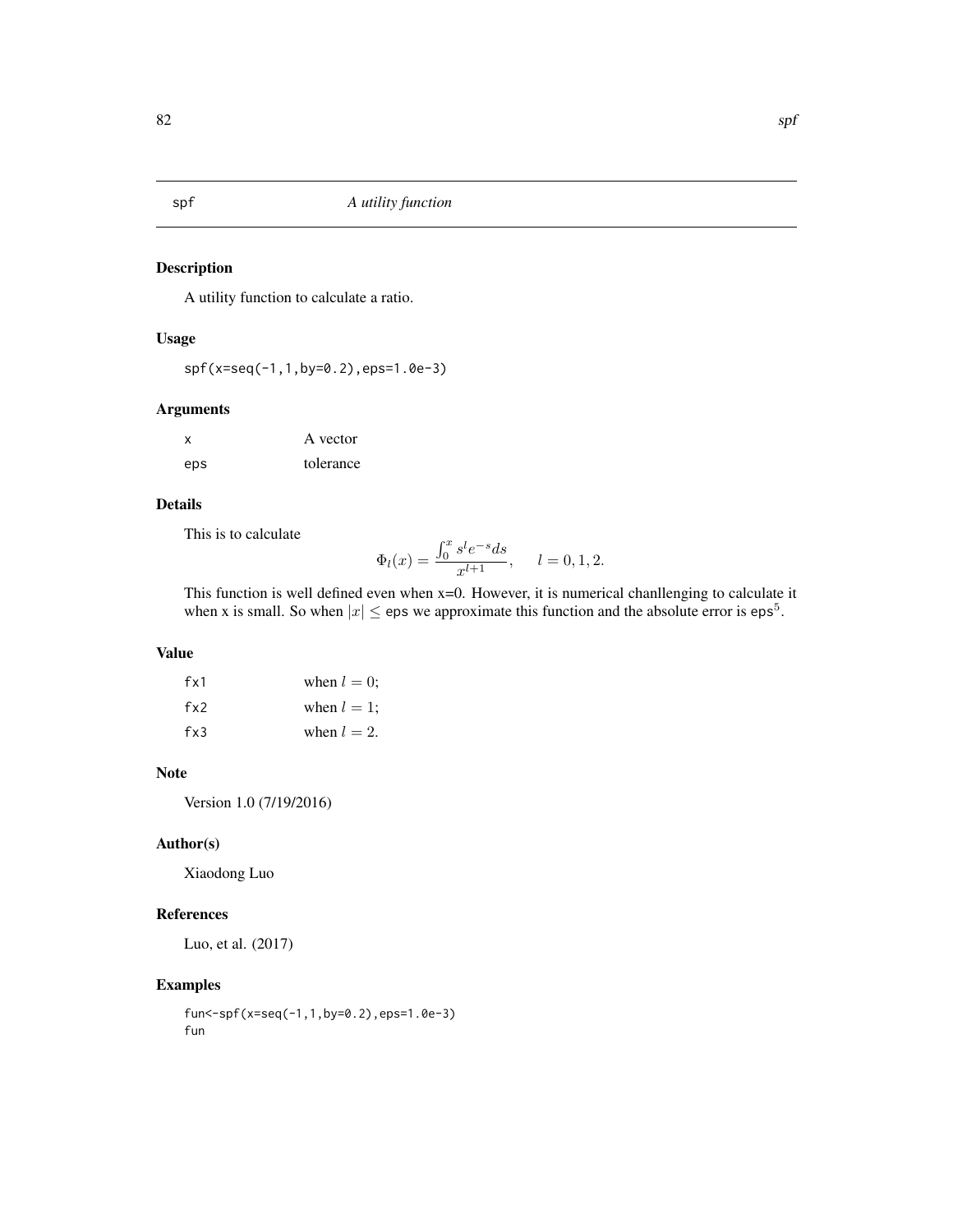# spf — *A utility function*

## Description

A utility function to calculate a ratio.

## Usage

```
spf(x=seq(-1,1,by=0.2),eps=1.0e-3)
```

## Arguments

| | |
|---|---|
| x | A vector |
| eps | tolerance |

## Details

This is to calculate

$$\Phi_l(x) = \frac{\int_0^x s^l e^{-s} ds}{x^{l+1}}, \quad l = 0, 1, 2.$$

This function is well defined even when x=0. However, it is numerical chanllenging to calculate it when x is small. So when $|x| \le$ eps we approximate this function and the absolute error is $\text{eps}^5$.

## Value

| | |
|---|---|
| fx1 | when $l = 0$; |
| fx2 | when $l = 1$; |
| fx3 | when $l = 2$. |

## Note

Version 1.0 (7/19/2016)

## Author(s)

Xiaodong Luo

## References

Luo, et al. (2017)

## Examples

```
fun<-spf(x=seq(-1,1,by=0.2),eps=1.0e-3)
fun
```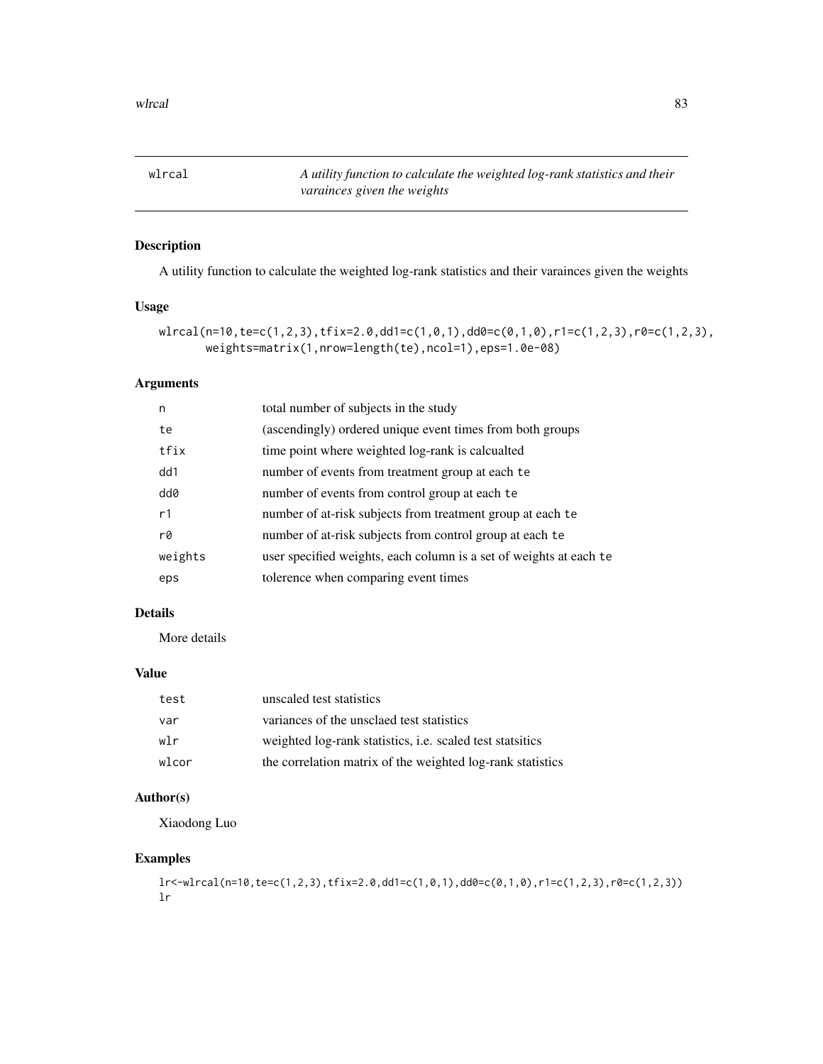wlrcal *A utility function to calculate the weighted log-rank statistics and their varainces given the weights*

## Description

A utility function to calculate the weighted log-rank statistics and their varainces given the weights

## Usage

```
wlrcal(n=10,te=c(1,2,3),tfix=2.0,dd1=c(1,0,1),dd0=c(0,1,0),r1=c(1,2,3),r0=c(1,2,3),
       weights=matrix(1,nrow=length(te),ncol=1),eps=1.0e-08)
```

## Arguments

| | |
|---|---|
| n | total number of subjects in the study |
| te | (ascendingly) ordered unique event times from both groups |
| tfix | time point where weighted log-rank is calcualted |
| dd1 | number of events from treatment group at each te |
| dd0 | number of events from control group at each te |
| r1 | number of at-risk subjects from treatment group at each te |
| r0 | number of at-risk subjects from control group at each te |
| weights | user specified weights, each column is a set of weights at each te |
| eps | tolerence when comparing event times |

## Details

More details

## Value

| | |
|---|---|
| test | unscaled test statistics |
| var | variances of the unsclaed test statistics |
| wlr | weighted log-rank statistics, i.e. scaled test statsitics |
| wlcor | the correlation matrix of the weighted log-rank statistics |

## Author(s)

Xiaodong Luo

## Examples

```
lr<-wlrcal(n=10,te=c(1,2,3),tfix=2.0,dd1=c(1,0,1),dd0=c(0,1,0),r1=c(1,2,3),r0=c(1,2,3))
lr
```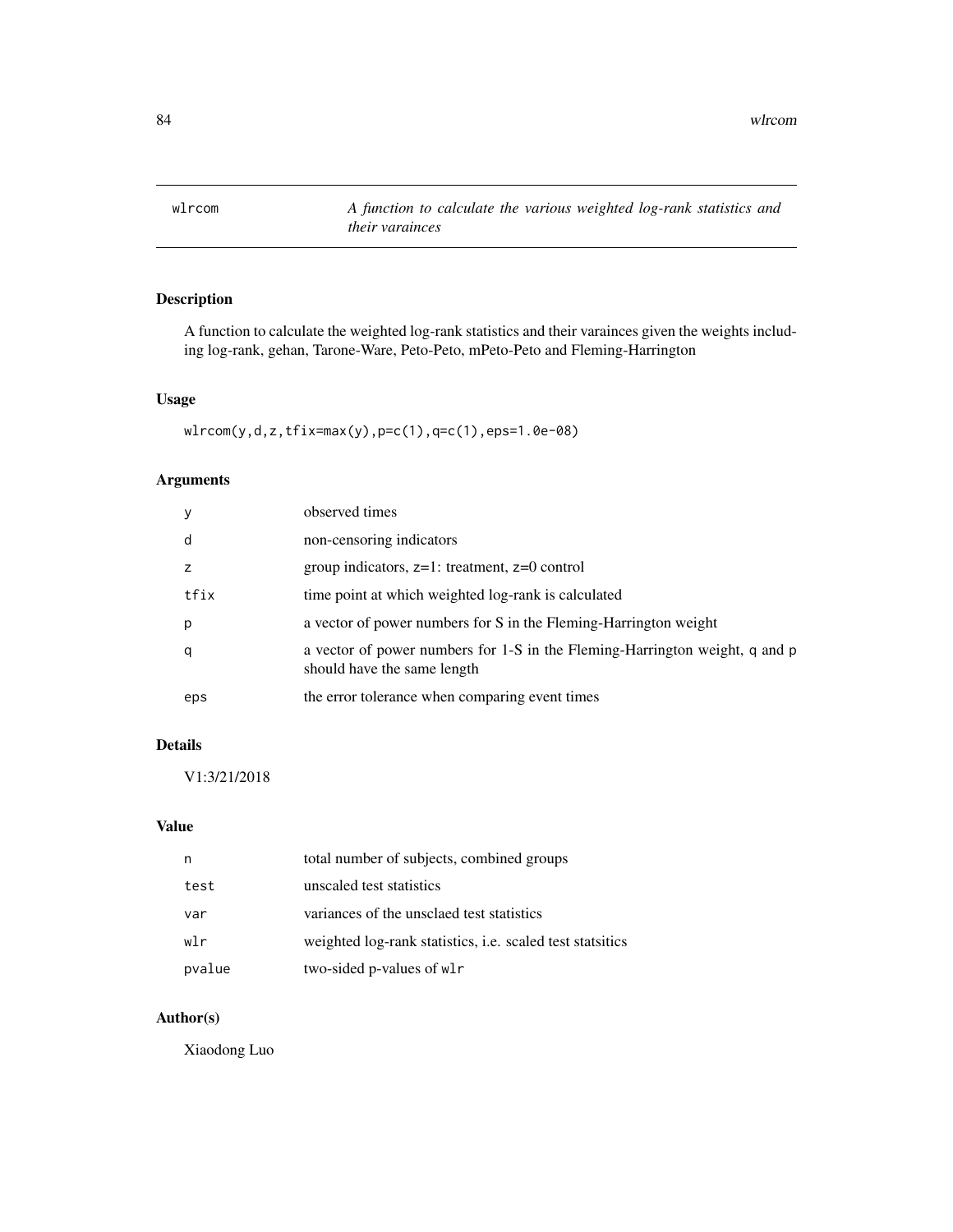# wlrcom — *A function to calculate the various weighted log-rank statistics and their varainces*

## Description

A function to calculate the weighted log-rank statistics and their varainces given the weights including log-rank, gehan, Tarone-Ware, Peto-Peto, mPeto-Peto and Fleming-Harrington

## Usage

```
wlrcom(y,d,z,tfix=max(y),p=c(1),q=c(1),eps=1.0e-08)
```

## Arguments

| | |
|---|---|
| `y` | observed times |
| `d` | non-censoring indicators |
| `z` | group indicators, z=1: treatment, z=0 control |
| `tfix` | time point at which weighted log-rank is calculated |
| `p` | a vector of power numbers for S in the Fleming-Harrington weight |
| `q` | a vector of power numbers for 1-S in the Fleming-Harrington weight, `q` and `p` should have the same length |
| `eps` | the error tolerance when comparing event times |

## Details

V1:3/21/2018

## Value

| | |
|---|---|
| `n` | total number of subjects, combined groups |
| `test` | unscaled test statistics |
| `var` | variances of the unsclaed test statistics |
| `wlr` | weighted log-rank statistics, i.e. scaled test statsitics |
| `pvalue` | two-sided p-values of `wlr` |

## Author(s)

Xiaodong Luo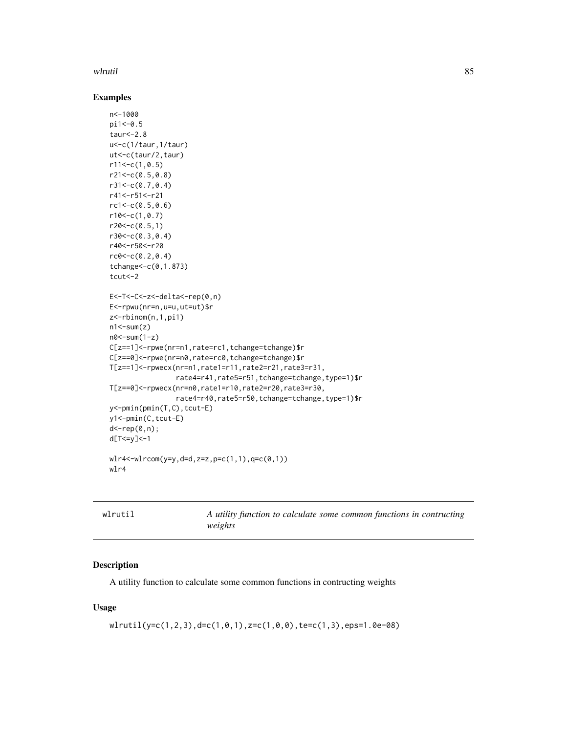## Examples

```
n<-1000
pi1<-0.5
taur<-2.8
u<-c(1/taur,1/taur)
ut<-c(taur/2,taur)
r11<-c(1,0.5)
r21<-c(0.5,0.8)
r31<-c(0.7,0.4)
r41<-r51<-r21
rc1<-c(0.5,0.6)
r10<-c(1,0.7)
r20<-c(0.5,1)
r30<-c(0.3,0.4)
r40<-r50<-r20
rc0<-c(0.2,0.4)
tchange<-c(0,1.873)
tcut<-2

E<-T<-C<-z<-delta<-rep(0,n)
E<-rpwu(nr=n,u=u,ut=ut)$r
z<-rbinom(n,1,pi1)
n1<-sum(z)
n0<-sum(1-z)
C[z==1]<-rpwe(nr=n1,rate=rc1,tchange=tchange)$r
C[z==0]<-rpwe(nr=n0,rate=rc0,tchange=tchange)$r
T[z==1]<-rpwecx(nr=n1,rate1=r11,rate2=r21,rate3=r31,
              rate4=r41,rate5=r51,tchange=tchange,type=1)$r
T[z==0]<-rpwecx(nr=n0,rate1=r10,rate2=r20,rate3=r30,
              rate4=r40,rate5=r50,tchange=tchange,type=1)$r
y<-pmin(pmin(T,C),tcut-E)
y1<-pmin(C,tcut-E)
d<-rep(0,n);
d[T<=y]<-1

wlr4<-wlrcom(y=y,d=d,z=z,p=c(1,1),q=c(0,1))
wlr4
```

---

## wlrutil — *A utility function to calculate some common functions in contructing weights*

---

### Description

A utility function to calculate some common functions in contructing weights

### Usage

```
wlrutil(y=c(1,2,3),d=c(1,0,1),z=c(1,0,0),te=c(1,3),eps=1.0e-08)
```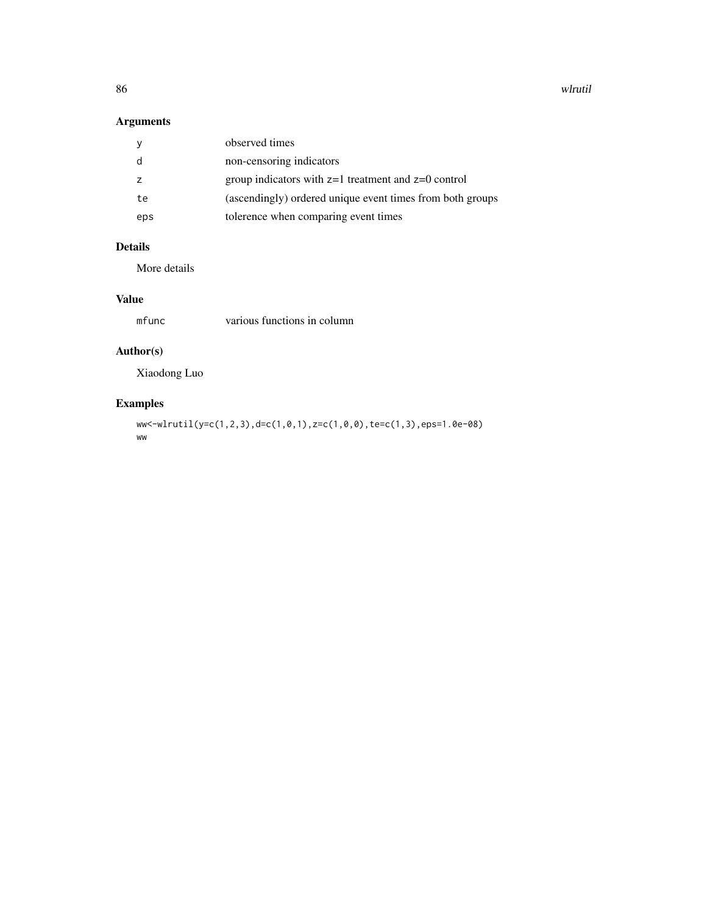## Arguments

| | |
|---|---|
| y | observed times |
| d | non-censoring indicators |
| z | group indicators with z=1 treatment and z=0 control |
| te | (ascendingly) ordered unique event times from both groups |
| eps | tolerence when comparing event times |

## Details

More details

## Value

| | |
|---|---|
| mfunc | various functions in column |

## Author(s)

Xiaodong Luo

## Examples

```
ww<-wlrutil(y=c(1,2,3),d=c(1,0,1),z=c(1,0,0),te=c(1,3),eps=1.0e-08)
ww
```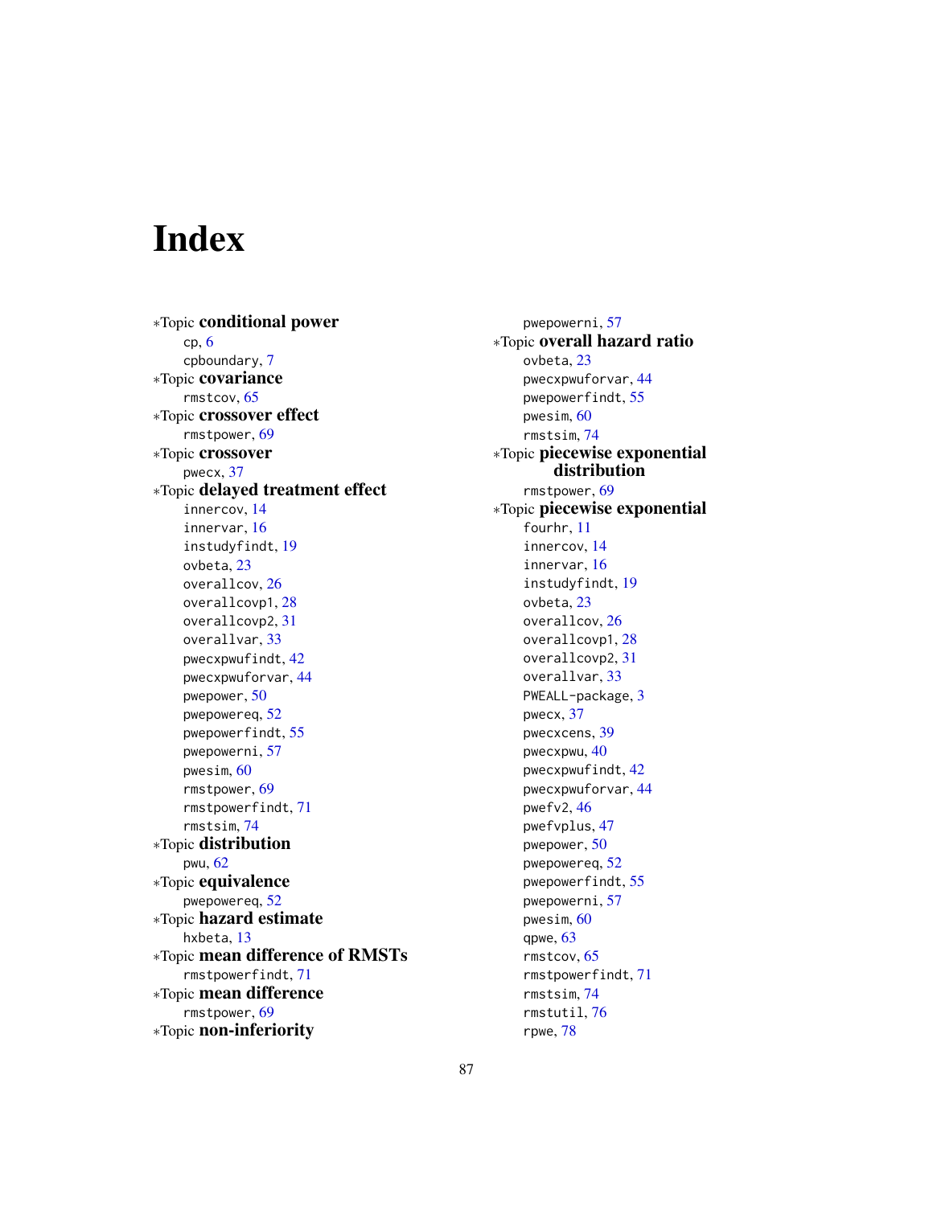# Index

*Topic **conditional power**
- cp, 6
- cpboundary, 7

*Topic **covariance**
- rmstcov, 65

*Topic **crossover effect**
- rmstpower, 69

*Topic **crossover**
- pwecx, 37

*Topic **delayed treatment effect**
- innercov, 14
- innervar, 16
- instudyfindt, 19
- ovbeta, 23
- overallcov, 26
- overallcovp1, 28
- overallcovp2, 31
- overallvar, 33
- pwecxpwufindt, 42
- pwecxpwuforvar, 44
- pwepower, 50
- pwepowereq, 52
- pwepowerfindt, 55
- pwepowerni, 57
- pwesim, 60
- rmstpower, 69
- rmstpowerfindt, 71
- rmstsim, 74

*Topic **distribution**
- pwu, 62

*Topic **equivalence**
- pwepowereq, 52

*Topic **hazard estimate**
- hxbeta, 13

*Topic **mean difference of RMSTs**
- rmstpowerfindt, 71

*Topic **mean difference**
- rmstpower, 69

*Topic **non-inferiority**
- pwepowerni, 57

*Topic **overall hazard ratio**
- ovbeta, 23
- pwecxpwuforvar, 44
- pwepowerfindt, 55
- pwesim, 60
- rmstsim, 74

*Topic **piecewise exponential distribution**
- rmstpower, 69

*Topic **piecewise exponential**
- fourhr, 11
- innercov, 14
- innervar, 16
- instudyfindt, 19
- ovbeta, 23
- overallcov, 26
- overallcovp1, 28
- overallcovp2, 31
- overallvar, 33
- PWEALL-package, 3
- pwecx, 37
- pwecxcens, 39
- pwecxpwu, 40
- pwecxpwufindt, 42
- pwecxpwuforvar, 44
- pwefv2, 46
- pwefvplus, 47
- pwepower, 50
- pwepowereq, 52
- pwepowerfindt, 55
- pwepowerni, 57
- pwesim, 60
- qpwe, 63
- rmstcov, 65
- rmstpowerfindt, 71
- rmstsim, 74
- rmstutil, 76
- rpwe, 78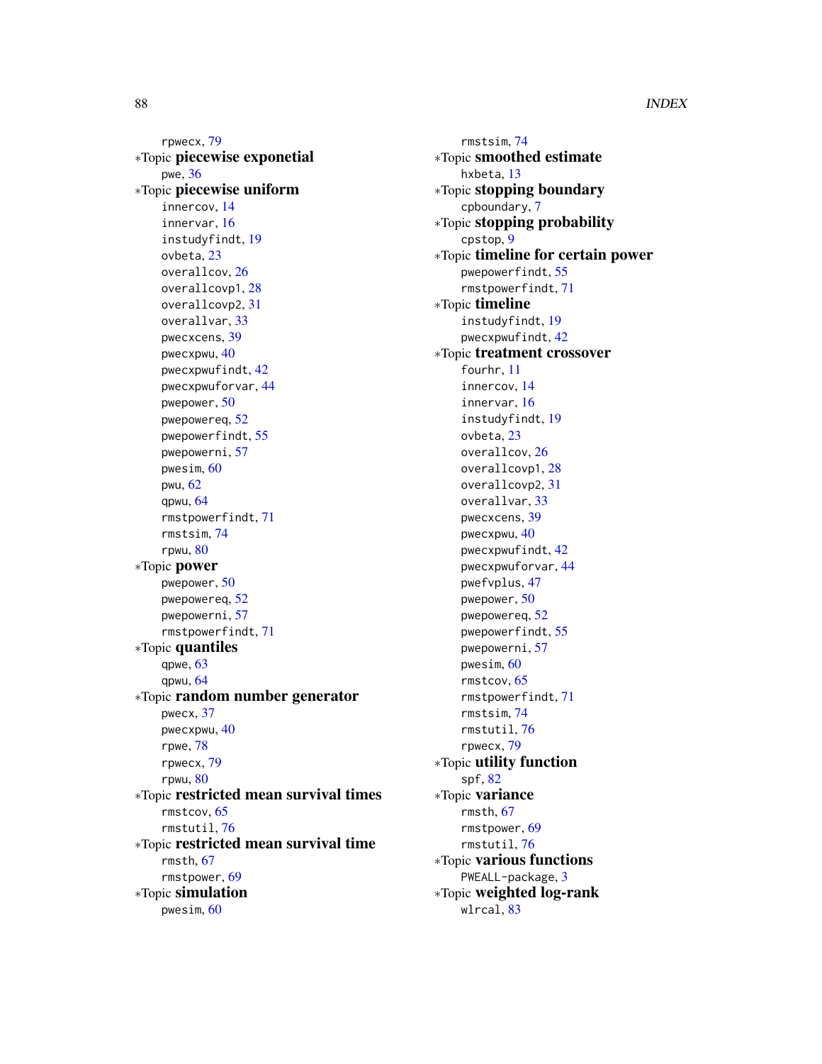rpwecx, 79

∗Topic **piecewise exponetial**
pwe, 36

∗Topic **piecewise uniform**
innercov, 14
innervar, 16
instudyfindt, 19
ovbeta, 23
overallcov, 26
overallcovp1, 28
overallcovp2, 31
overallvar, 33
pwecxcens, 39
pwecxpwu, 40
pwecxpwufindt, 42
pwecxpwuforvar, 44
pwepower, 50
pwepowereq, 52
pwepowerfindt, 55
pwepowerni, 57
pwesim, 60
pwu, 62
qpwu, 64
rmstpowerfindt, 71
rmstsim, 74
rpwu, 80

∗Topic **power**
pwepower, 50
pwepowereq, 52
pwepowerni, 57
rmstpowerfindt, 71

∗Topic **quantiles**
qpwe, 63
qpwu, 64

∗Topic **random number generator**
pwecx, 37
pwecxpwu, 40
rpwe, 78
rpwecx, 79
rpwu, 80

∗Topic **restricted mean survival times**
rmstcov, 65
rmstutil, 76

∗Topic **restricted mean survival time**
rmsth, 67
rmstpower, 69

∗Topic **simulation**
pwesim, 60
rmstsim, 74

∗Topic **smoothed estimate**
hxbeta, 13

∗Topic **stopping boundary**
cpboundary, 7

∗Topic **stopping probability**
cpstop, 9

∗Topic **timeline for certain power**
pwepowerfindt, 55
rmstpowerfindt, 71

∗Topic **timeline**
instudyfindt, 19
pwecxpwufindt, 42

∗Topic **treatment crossover**
fourhr, 11
innercov, 14
innervar, 16
instudyfindt, 19
ovbeta, 23
overallcov, 26
overallcovp1, 28
overallcovp2, 31
overallvar, 33
pwecxcens, 39
pwecxpwu, 40
pwecxpwufindt, 42
pwecxpwuforvar, 44
pwefvplus, 47
pwepower, 50
pwepowereq, 52
pwepowerfindt, 55
pwepowerni, 57
pwesim, 60
rmstcov, 65
rmstpowerfindt, 71
rmstsim, 74
rmstutil, 76
rpwecx, 79

∗Topic **utility function**
spf, 82

∗Topic **variance**
rmsth, 67
rmstpower, 69
rmstutil, 76

∗Topic **various functions**
PWEALL-package, 3

∗Topic **weighted log-rank**
wlrcal, 83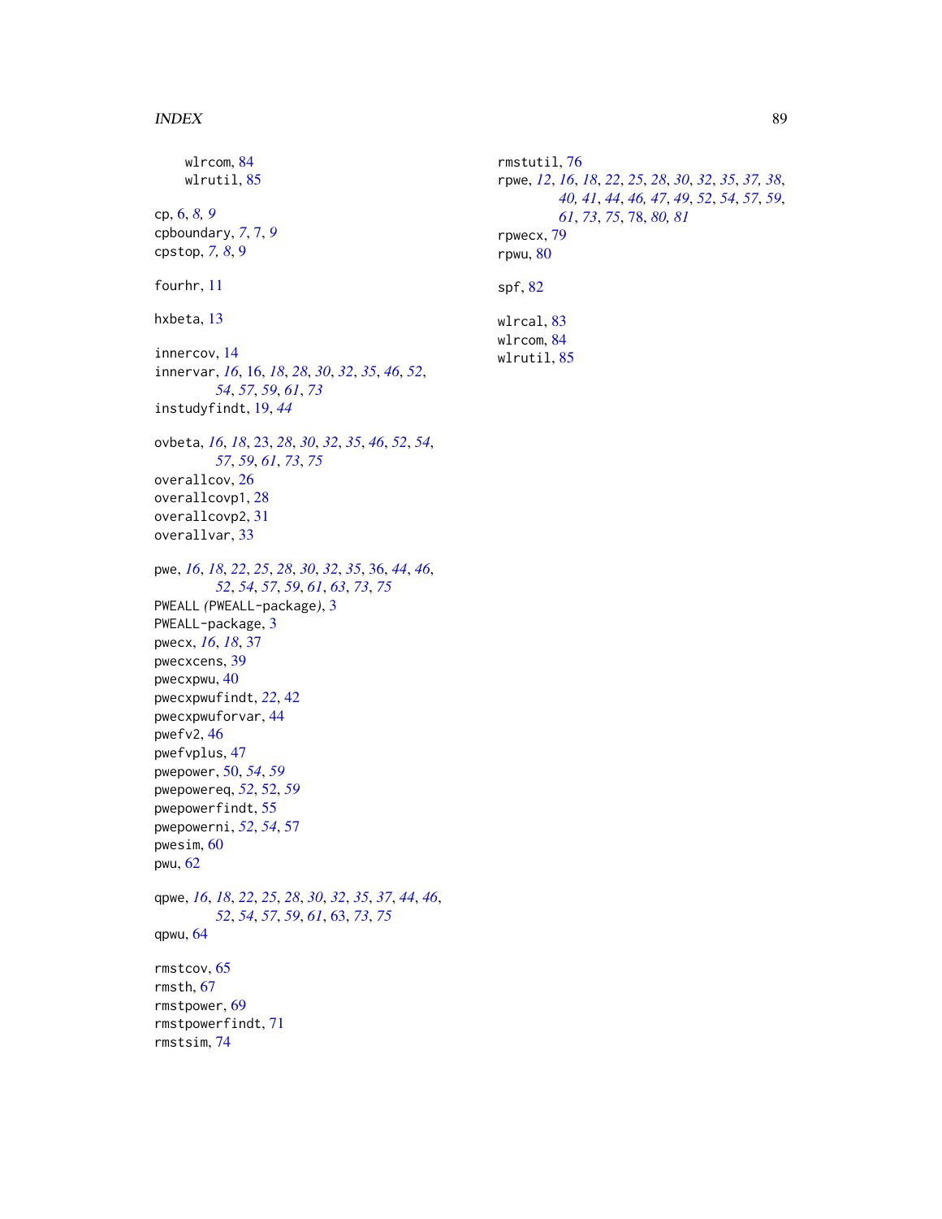wlrcom, 84
wlrutil, 85

cp, 6, *8, 9*
cpboundary, *7*, 7, *9*
cpstop, *7, 8*, 9

fourhr, 11

hxbeta, 13

innercov, 14
innervar, *16*, 16, *18*, *28*, *30*, *32*, *35*, *46*, *52*, *54*, *57*, *59*, *61*, *73*
instudyfindt, 19, *44*

ovbeta, *16*, *18*, 23, *28*, *30*, *32*, *35*, *46*, *52*, *54*, *57*, *59*, *61*, *73*, *75*
overallcov, 26
overallcovp1, 28
overallcovp2, 31
overallvar, 33

pwe, *16*, *18*, *22*, *25*, *28*, *30*, *32*, *35*, 36, *44*, *46*, *52*, *54*, *57*, *59*, *61*, *63*, *73*, *75*
PWEALL *(*PWEALL-package*)*, 3
PWEALL-package, 3
pwecx, *16*, *18*, 37
pwecxcens, 39
pwecxpwu, 40
pwecxpwufindt, *22*, 42
pwecxpwuforvar, 44
pwefv2, 46
pwefvplus, 47
pwepower, 50, *54*, *59*
pwepowereq, *52*, 52, *59*
pwepowerfindt, 55
pwepowerni, *52*, *54*, 57
pwesim, 60
pwu, 62

qpwe, *16*, *18*, *22*, *25*, *28*, *30*, *32*, *35*, *37*, *44*, *46*, *52*, *54*, *57*, *59*, *61*, 63, *73*, *75*
qpwu, 64

rmstcov, 65
rmsth, 67
rmstpower, 69
rmstpowerfindt, 71
rmstsim, 74
rmstutil, 76
rpwe, *12*, *16*, *18*, *22*, *25*, *28*, *30*, *32*, *35*, *37, 38*, *40, 41*, *44*, *46, 47*, *49*, *52*, *54*, *57*, *59*, *61*, *73*, *75*, 78, *80, 81*
rpwecx, 79
rpwu, 80

spf, 82

wlrcal, 83
wlrcom, 84
wlrutil, 85